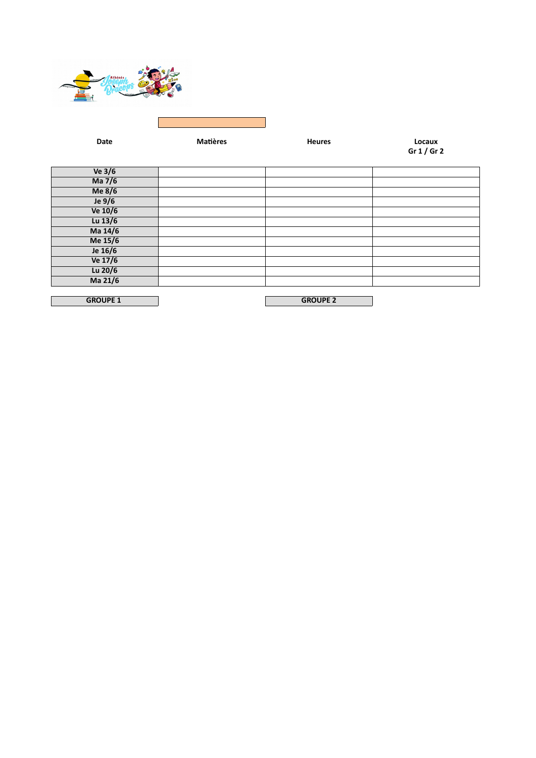| Date | Matières | Heures | Locaux Gr 1 / Gr 2 |
|---|---|---|---|
| Ve 3/6 | | | |
| Ma 7/6 | | | |
| Me 8/6 | | | |
| Je 9/6 | | | |
| Ve 10/6 | | | |
| Lu 13/6 | | | |
| Ma 14/6 | | | |
| Me 15/6 | | | |
| Je 16/6 | | | |
| Ve 17/6 | | | |
| Lu 20/6 | | | |
| Ma 21/6 | | | |

| | | | |
|---|---|---|---|
| GROUPE 1 | | GROUPE 2 | |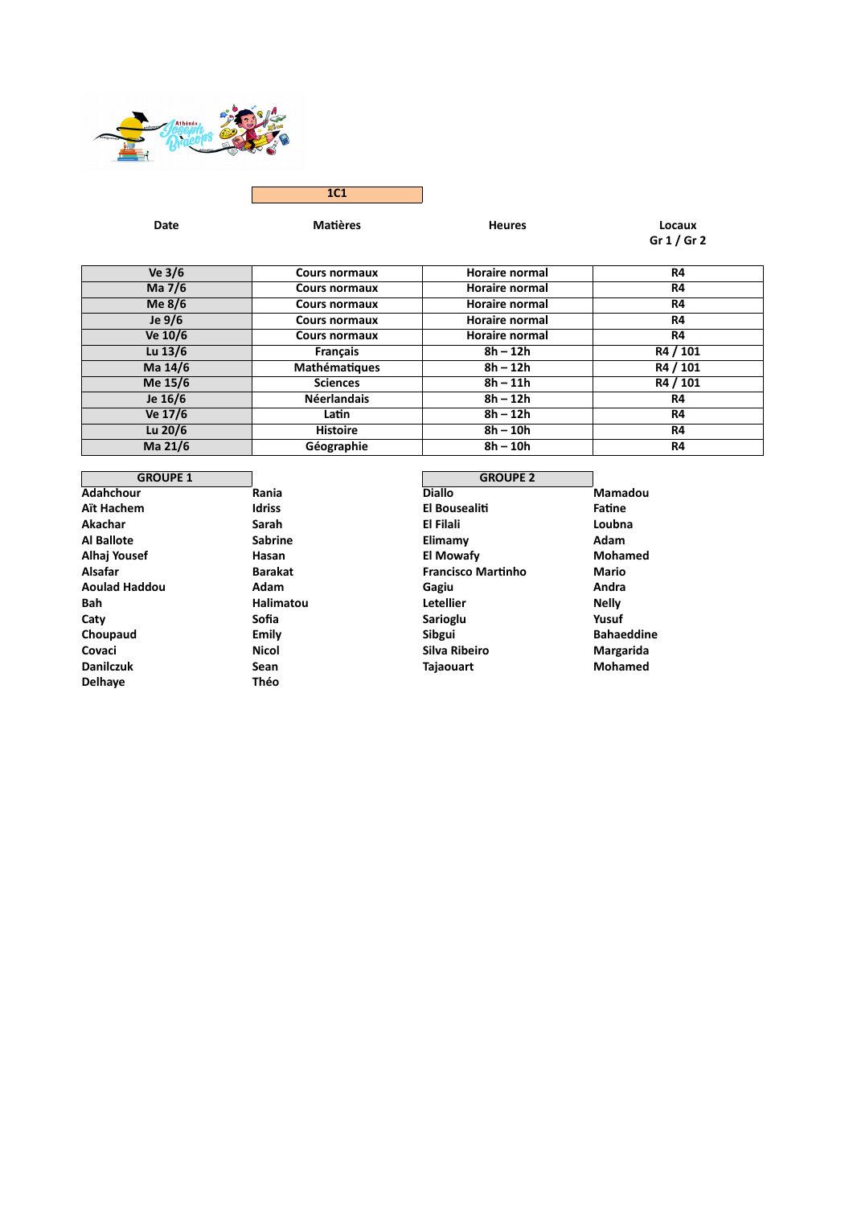## 1C1

| Date | Matières | Heures | Locaux Gr 1 / Gr 2 |
|---|---|---|---|
| Ve 3/6 | Cours normaux | Horaire normal | R4 |
| Ma 7/6 | Cours normaux | Horaire normal | R4 |
| Me 8/6 | Cours normaux | Horaire normal | R4 |
| Je 9/6 | Cours normaux | Horaire normal | R4 |
| Ve 10/6 | Cours normaux | Horaire normal | R4 |
| Lu 13/6 | Français | 8h – 12h | R4 / 101 |
| Ma 14/6 | Mathématiques | 8h – 12h | R4 / 101 |
| Me 15/6 | Sciences | 8h – 11h | R4 / 101 |
| Je 16/6 | Néerlandais | 8h – 12h | R4 |
| Ve 17/6 | Latin | 8h – 12h | R4 |
| Lu 20/6 | Histoire | 8h – 10h | R4 |
| Ma 21/6 | Géographie | 8h – 10h | R4 |

| GROUPE 1 | | GROUPE 2 | |
|---|---|---|---|
| Adahchour | Rania | Diallo | Mamadou |
| Aït Hachem | Idriss | El Bousealiti | Fatine |
| Akachar | Sarah | El Filali | Loubna |
| Al Ballote | Sabrine | Elimamy | Adam |
| Alhaj Yousef | Hasan | El Mowafy | Mohamed |
| Alsafar | Barakat | Francisco Martinho | Mario |
| Aoulad Haddou | Adam | Gagiu | Andra |
| Bah | Halimatou | Letellier | Nelly |
| Caty | Sofia | Sarioglu | Yusuf |
| Choupaud | Emily | Sibgui | Bahaeddine |
| Covaci | Nicol | Silva Ribeiro | Margarida |
| Danilczuk | Sean | Tajaouart | Mohamed |
| Delhaye | Théo | | |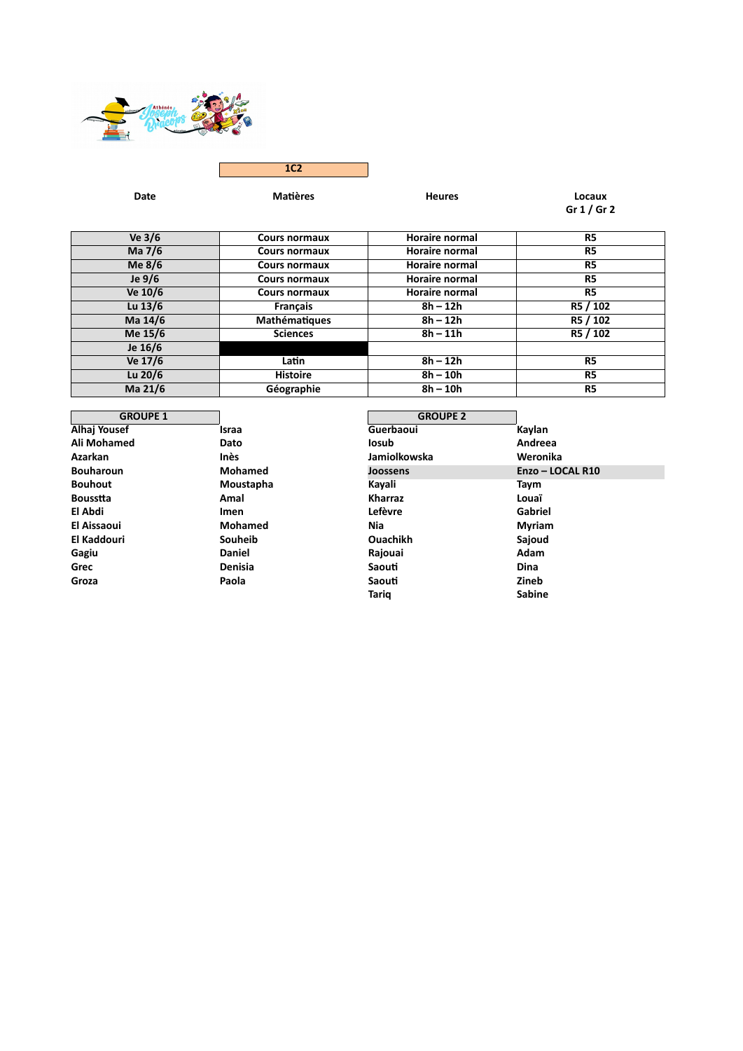**1C2**

| Date | Matières | Heures | Locaux Gr 1 / Gr 2 |
|---|---|---|---|
| Ve 3/6 | Cours normaux | Horaire normal | R5 |
| Ma 7/6 | Cours normaux | Horaire normal | R5 |
| Me 8/6 | Cours normaux | Horaire normal | R5 |
| Je 9/6 | Cours normaux | Horaire normal | R5 |
| Ve 10/6 | Cours normaux | Horaire normal | R5 |
| Lu 13/6 | Français | 8h – 12h | R5 / 102 |
| Ma 14/6 | Mathématiques | 8h – 12h | R5 / 102 |
| Me 15/6 | Sciences | 8h – 11h | R5 / 102 |
| Je 16/6 | | | |
| Ve 17/6 | Latin | 8h – 12h | R5 |
| Lu 20/6 | Histoire | 8h – 10h | R5 |
| Ma 21/6 | Géographie | 8h – 10h | R5 |

| GROUPE 1 | |
|---|---|
| Alhaj Yousef | Israa |
| Ali Mohamed | Dato |
| Azarkan | Inès |
| Bouharoun | Mohamed |
| Bouhout | Moustapha |
| Bousstta | Amal |
| El Abdi | Imen |
| El Aissaoui | Mohamed |
| El Kaddouri | Souheib |
| Gagiu | Daniel |
| Grec | Denisia |
| Groza | Paola |

| GROUPE 2 | |
|---|---|
| Guerbaoui | Kaylan |
| Iosub | Andreea |
| Jamiolkowska | Weronika |
| Joossens | Enzo – LOCAL R10 |
| Kayali | Taym |
| Kharraz | Louaï |
| Lefèvre | Gabriel |
| Nia | Myriam |
| Ouachikh | Sajoud |
| Rajouai | Adam |
| Saouti | Dina |
| Saouti | Zineb |
| Tariq | Sabine |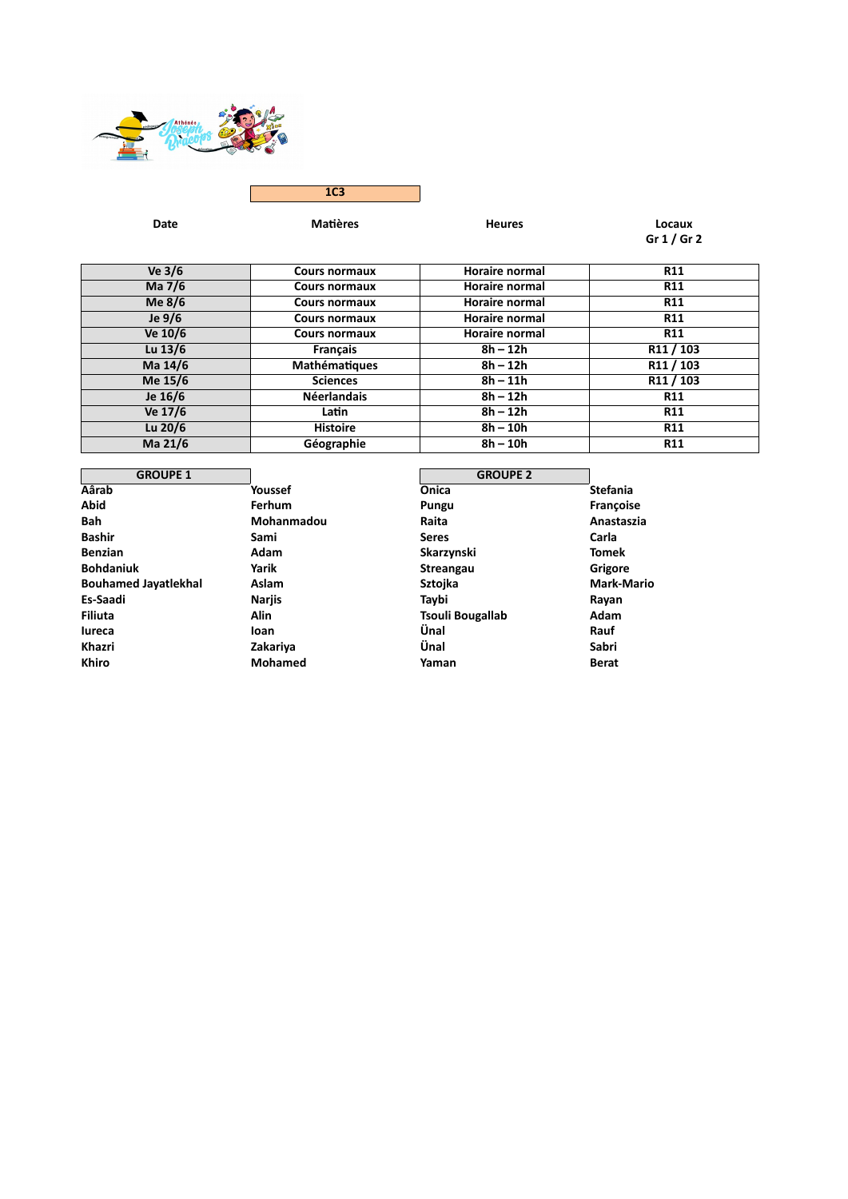**1C3**

| Date | Matières | Heures | Locaux Gr 1 / Gr 2 |
|---|---|---|---|
| Ve 3/6 | Cours normaux | Horaire normal | R11 |
| Ma 7/6 | Cours normaux | Horaire normal | R11 |
| Me 8/6 | Cours normaux | Horaire normal | R11 |
| Je 9/6 | Cours normaux | Horaire normal | R11 |
| Ve 10/6 | Cours normaux | Horaire normal | R11 |
| Lu 13/6 | Français | 8h – 12h | R11 / 103 |
| Ma 14/6 | Mathématiques | 8h – 12h | R11 / 103 |
| Me 15/6 | Sciences | 8h – 11h | R11 / 103 |
| Je 16/6 | Néerlandais | 8h – 12h | R11 |
| Ve 17/6 | Latin | 8h – 12h | R11 |
| Lu 20/6 | Histoire | 8h – 10h | R11 |
| Ma 21/6 | Géographie | 8h – 10h | R11 |

| GROUPE 1 | | GROUPE 2 | |
|---|---|---|---|
| Aârab | Youssef | Onica | Stefania |
| Abid | Ferhum | Pungu | Françoise |
| Bah | Mohanmadou | Raita | Anastaszia |
| Bashir | Sami | Seres | Carla |
| Benzian | Adam | Skarzynski | Tomek |
| Bohdaniuk | Yarik | Streangau | Grigore |
| Bouhamed Jayatlekhal | Aslam | Sztojka | Mark-Mario |
| Es-Saadi | Narjis | Taybi | Rayan |
| Filiuta | Alin | Tsouli Bougallab | Adam |
| Iureca | Ioan | Ünal | Rauf |
| Khazri | Zakariya | Ünal | Sabri |
| Khiro | Mohamed | Yaman | Berat |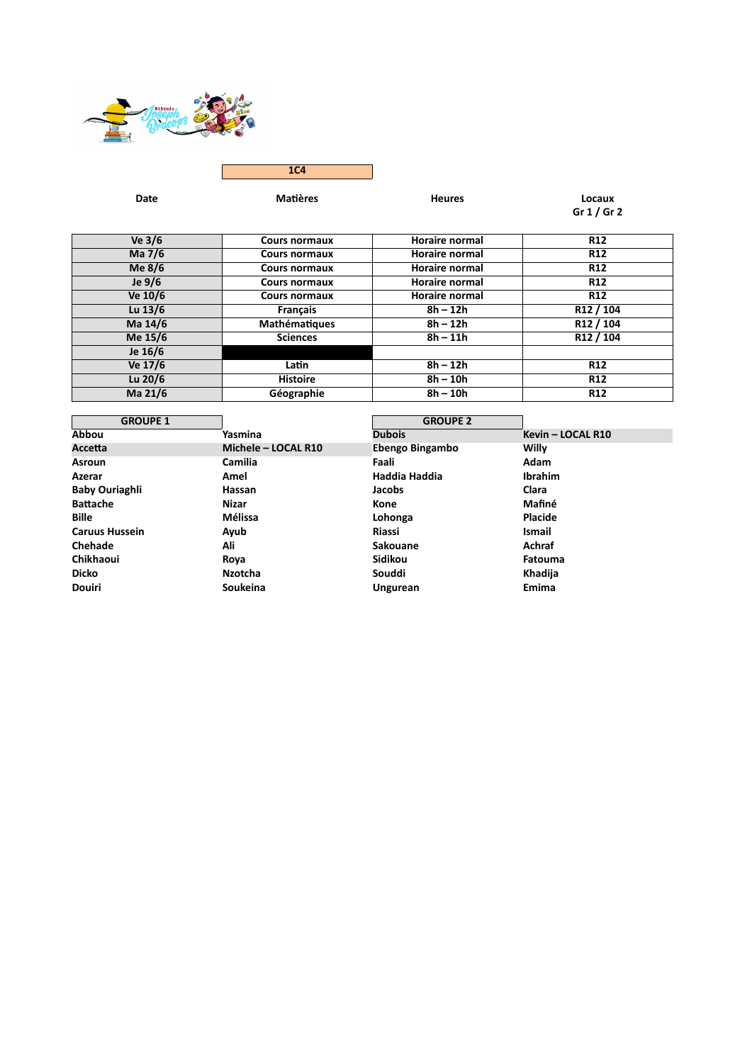**1C4**

| Date | Matières | Heures | Locaux Gr 1 / Gr 2 |
|---|---|---|---|
| Ve 3/6 | Cours normaux | Horaire normal | R12 |
| Ma 7/6 | Cours normaux | Horaire normal | R12 |
| Me 8/6 | Cours normaux | Horaire normal | R12 |
| Je 9/6 | Cours normaux | Horaire normal | R12 |
| Ve 10/6 | Cours normaux | Horaire normal | R12 |
| Lu 13/6 | Français | 8h – 12h | R12 / 104 |
| Ma 14/6 | Mathématiques | 8h – 12h | R12 / 104 |
| Me 15/6 | Sciences | 8h – 11h | R12 / 104 |
| Je 16/6 | | | |
| Ve 17/6 | Latin | 8h – 12h | R12 |
| Lu 20/6 | Histoire | 8h – 10h | R12 |
| Ma 21/6 | Géographie | 8h – 10h | R12 |

| GROUPE 1 | | GROUPE 2 | |
|---|---|---|---|
| Abbou | Yasmina | Dubois | Kevin – LOCAL R10 |
| Accetta | Michele – LOCAL R10 | Ebengo Bingambo | Willy |
| Asroun | Camilia | Faali | Adam |
| Azerar | Amel | Haddia Haddia | Ibrahim |
| Baby Ouriaghli | Hassan | Jacobs | Clara |
| Battache | Nizar | Kone | Mafiné |
| Bille | Mélissa | Lohonga | Placide |
| Caruus Hussein | Ayub | Riassi | Ismail |
| Chehade | Ali | Sakouane | Achraf |
| Chikhaoui | Roya | Sidikou | Fatouma |
| Dicko | Nzotcha | Souddi | Khadija |
| Douiri | Soukeina | Ungurean | Emima |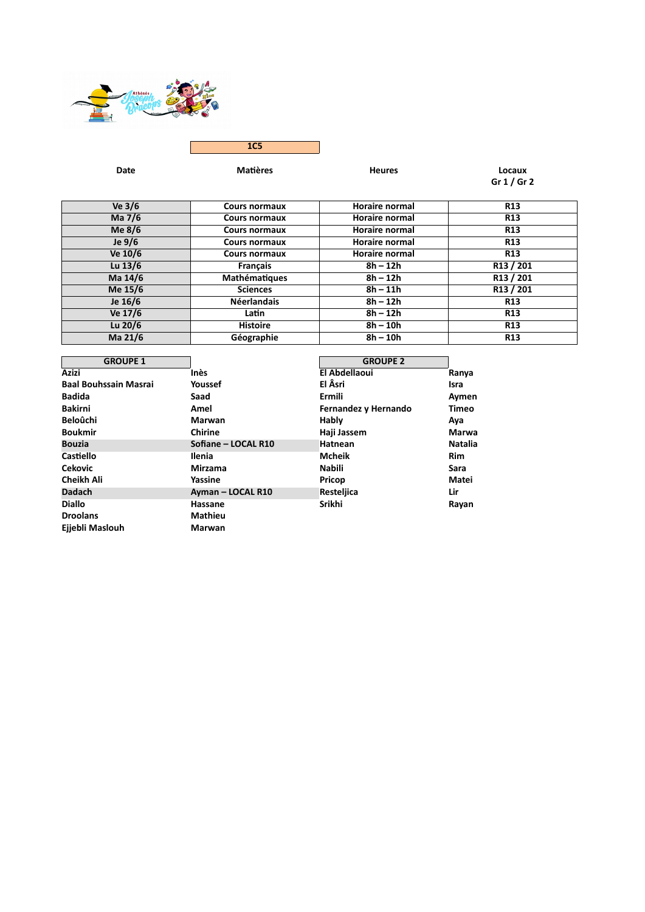**1C5**

| Date | Matières | Heures | Locaux Gr 1 / Gr 2 |
|---|---|---|---|
| Ve 3/6 | Cours normaux | Horaire normal | R13 |
| Ma 7/6 | Cours normaux | Horaire normal | R13 |
| Me 8/6 | Cours normaux | Horaire normal | R13 |
| Je 9/6 | Cours normaux | Horaire normal | R13 |
| Ve 10/6 | Cours normaux | Horaire normal | R13 |
| Lu 13/6 | Français | 8h – 12h | R13 / 201 |
| Ma 14/6 | Mathématiques | 8h – 12h | R13 / 201 |
| Me 15/6 | Sciences | 8h – 11h | R13 / 201 |
| Je 16/6 | Néerlandais | 8h – 12h | R13 |
| Ve 17/6 | Latin | 8h – 12h | R13 |
| Lu 20/6 | Histoire | 8h – 10h | R13 |
| Ma 21/6 | Géographie | 8h – 10h | R13 |

| GROUPE 1 | | GROUPE 2 | |
|---|---|---|---|
| Azizi | Inès | El Abdellaoui | Ranya |
| Baal Bouhssain Masrai | Youssef | El Âsri | Isra |
| Badida | Saad | Ermili | Aymen |
| Bakirni | Amel | Fernandez y Hernando | Timeo |
| Beloûchi | Marwan | Hably | Aya |
| Boukmir | Chirine | Haji Jassem | Marwa |
| Bouzia | Sofiane – LOCAL R10 | Hatnean | Natalia |
| Castiello | Ilenia | Mcheik | Rim |
| Cekovic | Mirzama | Nabili | Sara |
| Cheikh Ali | Yassine | Pricop | Matei |
| Dadach | Ayman – LOCAL R10 | Resteljica | Lir |
| Diallo | Hassane | Srikhi | Rayan |
| Droolans | Mathieu | | |
| Ejjebli Maslouh | Marwan | | |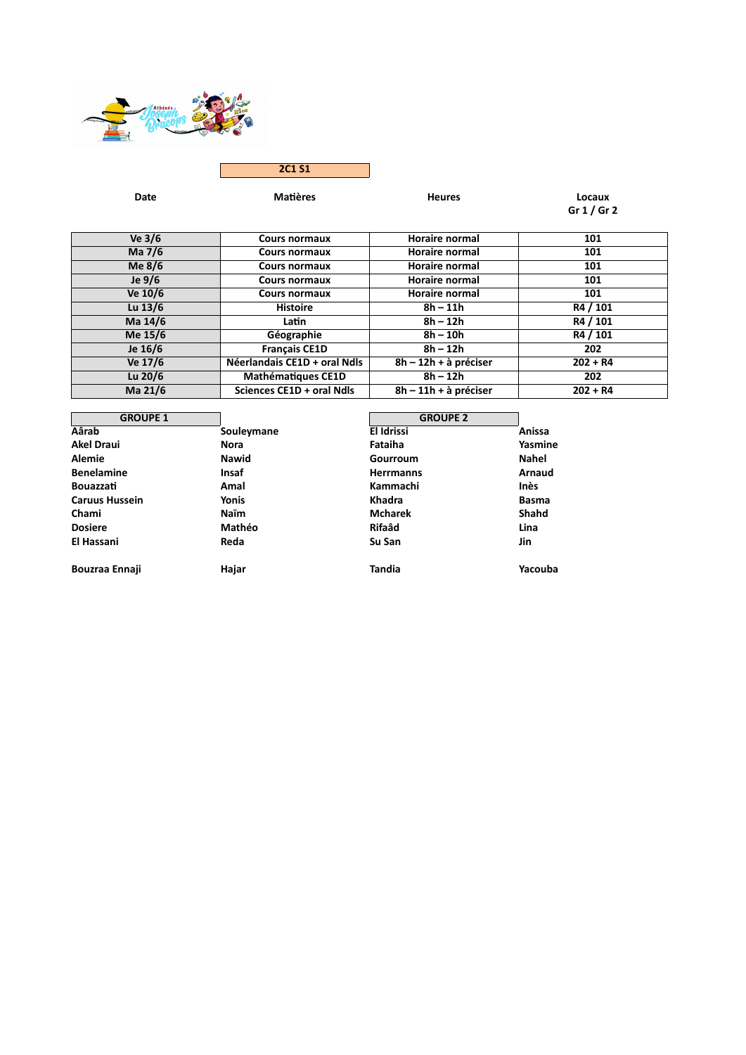**2C1 S1**

| Date | Matières | Heures | Locaux Gr 1 / Gr 2 |
|---|---|---|---|
| Ve 3/6 | Cours normaux | Horaire normal | 101 |
| Ma 7/6 | Cours normaux | Horaire normal | 101 |
| Me 8/6 | Cours normaux | Horaire normal | 101 |
| Je 9/6 | Cours normaux | Horaire normal | 101 |
| Ve 10/6 | Cours normaux | Horaire normal | 101 |
| Lu 13/6 | Histoire | 8h – 11h | R4 / 101 |
| Ma 14/6 | Latin | 8h – 12h | R4 / 101 |
| Me 15/6 | Géographie | 8h – 10h | R4 / 101 |
| Je 16/6 | Français CE1D | 8h – 12h | 202 |
| Ve 17/6 | Néerlandais CE1D + oral Ndls | 8h – 12h + à préciser | 202 + R4 |
| Lu 20/6 | Mathématiques CE1D | 8h – 12h | 202 |
| Ma 21/6 | Sciences CE1D + oral Ndls | 8h – 11h + à préciser | 202 + R4 |

| GROUPE 1 | | GROUPE 2 | |
|---|---|---|---|
| Aârab | Souleymane | El Idrissi | Anissa |
| Akel Draui | Nora | Fataiha | Yasmine |
| Alemie | Nawid | Gourroum | Nahel |
| Benelamine | Insaf | Herrmanns | Arnaud |
| Bouazzati | Amal | Kammachi | Inès |
| Caruus Hussein | Yonis | Khadra | Basma |
| Chami | Naïm | Mcharek | Shahd |
| Dosiere | Mathéo | Rifaâd | Lina |
| El Hassani | Reda | Su San | Jin |
| | | | |
| Bouzraa Ennaji | Hajar | Tandia | Yacouba |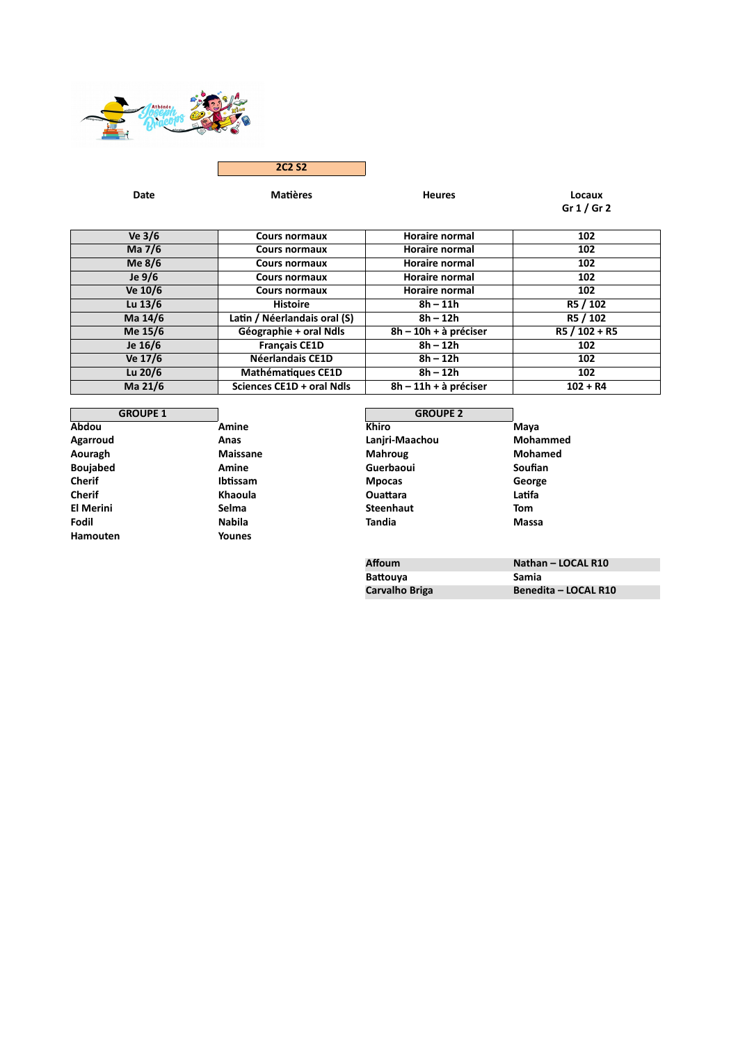**2C2 S2**

| Date | Matières | Heures | Locaux Gr 1 / Gr 2 |
|---|---|---|---|
| Ve 3/6 | Cours normaux | Horaire normal | 102 |
| Ma 7/6 | Cours normaux | Horaire normal | 102 |
| Me 8/6 | Cours normaux | Horaire normal | 102 |
| Je 9/6 | Cours normaux | Horaire normal | 102 |
| Ve 10/6 | Cours normaux | Horaire normal | 102 |
| Lu 13/6 | Histoire | 8h – 11h | R5 / 102 |
| Ma 14/6 | Latin / Néerlandais oral (S) | 8h – 12h | R5 / 102 |
| Me 15/6 | Géographie + oral Ndls | 8h – 10h + à préciser | R5 / 102 + R5 |
| Je 16/6 | Français CE1D | 8h – 12h | 102 |
| Ve 17/6 | Néerlandais CE1D | 8h – 12h | 102 |
| Lu 20/6 | Mathématiques CE1D | 8h – 12h | 102 |
| Ma 21/6 | Sciences CE1D + oral Ndls | 8h – 11h + à préciser | 102 + R4 |

**GROUPE 1**

| | |
|---|---|
| Abdou | Amine |
| Agarroud | Anas |
| Aouragh | Maissane |
| Boujabed | Amine |
| Cherif | Ibtissam |
| Cherif | Khaoula |
| El Merini | Selma |
| Fodil | Nabila |
| Hamouten | Younes |

**GROUPE 2**

| | |
|---|---|
| Khiro | Maya |
| Lanjri-Maachou | Mohammed |
| Mahroug | Mohamed |
| Guerbaoui | Soufian |
| Mpocas | George |
| Ouattara | Latifa |
| Steenhaut | Tom |
| Tandia | Massa |

| | |
|---|---|
| Affoum | Nathan – LOCAL R10 |
| Battouya | Samia |
| Carvalho Briga | Benedita – LOCAL R10 |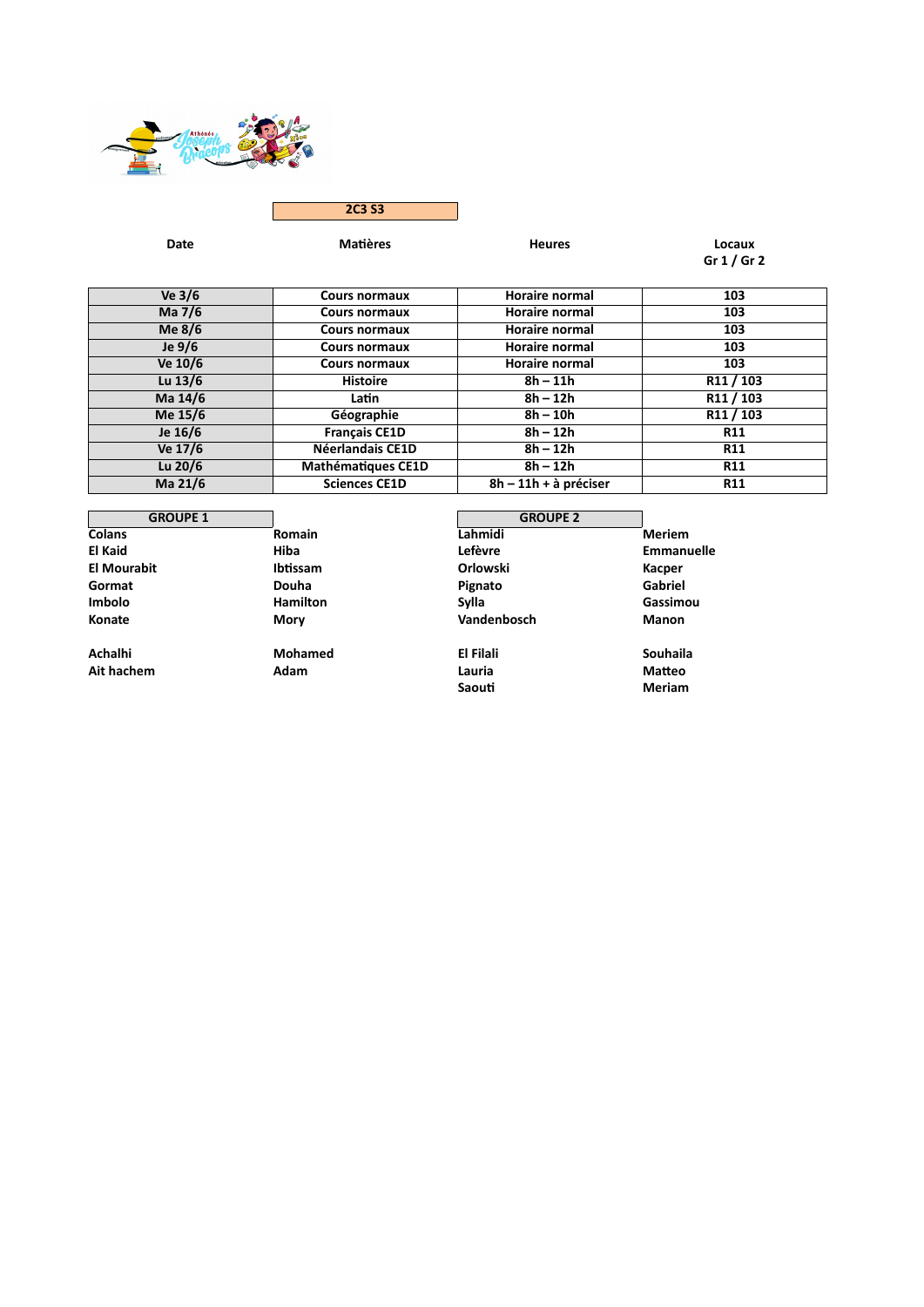**2C3 S3**

| Date | Matières | Heures | Locaux Gr 1 / Gr 2 |
|---|---|---|---|
| Ve 3/6 | Cours normaux | Horaire normal | 103 |
| Ma 7/6 | Cours normaux | Horaire normal | 103 |
| Me 8/6 | Cours normaux | Horaire normal | 103 |
| Je 9/6 | Cours normaux | Horaire normal | 103 |
| Ve 10/6 | Cours normaux | Horaire normal | 103 |
| Lu 13/6 | Histoire | 8h – 11h | R11 / 103 |
| Ma 14/6 | Latin | 8h – 12h | R11 / 103 |
| Me 15/6 | Géographie | 8h – 10h | R11 / 103 |
| Je 16/6 | Français CE1D | 8h – 12h | R11 |
| Ve 17/6 | Néerlandais CE1D | 8h – 12h | R11 |
| Lu 20/6 | Mathématiques CE1D | 8h – 12h | R11 |
| Ma 21/6 | Sciences CE1D | 8h – 11h + à préciser | R11 |

| GROUPE 1 | | GROUPE 2 | |
|---|---|---|---|
| Colans | Romain | Lahmidi | Meriem |
| El Kaid | Hiba | Lefèvre | Emmanuelle |
| El Mourabit | Ibtissam | Orlowski | Kacper |
| Gormat | Douha | Pignato | Gabriel |
| Imbolo | Hamilton | Sylla | Gassimou |
| Konate | Mory | Vandenbosch | Manon |
| | | | |
| Achalhi | Mohamed | El Filali | Souhaila |
| Ait hachem | Adam | Lauria | Matteo |
| | | Saouti | Meriam |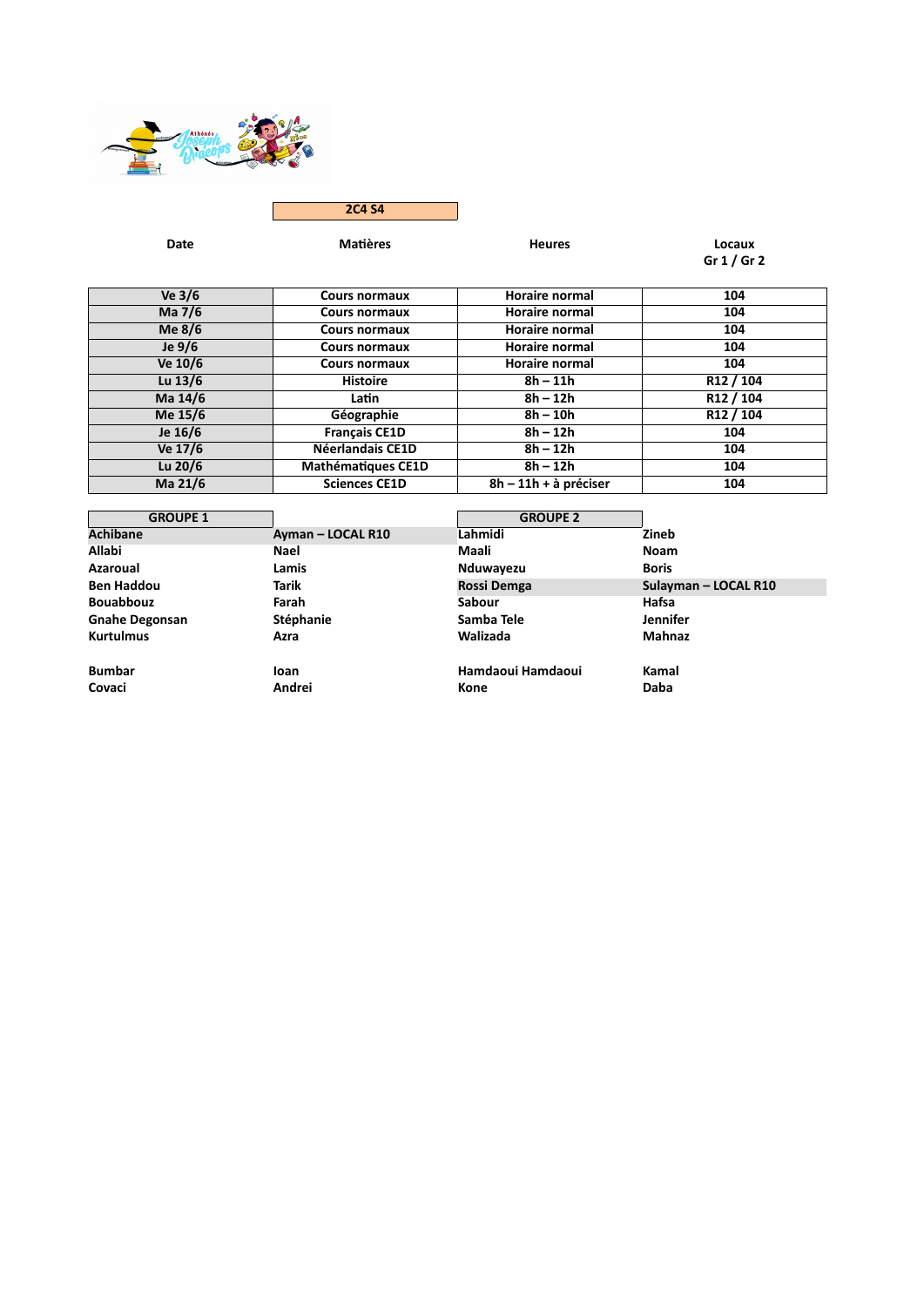## 2C4 S4

| Date | Matières | Heures | Locaux Gr 1 / Gr 2 |
|---|---|---|---|
| Ve 3/6 | Cours normaux | Horaire normal | 104 |
| Ma 7/6 | Cours normaux | Horaire normal | 104 |
| Me 8/6 | Cours normaux | Horaire normal | 104 |
| Je 9/6 | Cours normaux | Horaire normal | 104 |
| Ve 10/6 | Cours normaux | Horaire normal | 104 |
| Lu 13/6 | Histoire | 8h – 11h | R12 / 104 |
| Ma 14/6 | Latin | 8h – 12h | R12 / 104 |
| Me 15/6 | Géographie | 8h – 10h | R12 / 104 |
| Je 16/6 | Français CE1D | 8h – 12h | 104 |
| Ve 17/6 | Néerlandais CE1D | 8h – 12h | 104 |
| Lu 20/6 | Mathématiques CE1D | 8h – 12h | 104 |
| Ma 21/6 | Sciences CE1D | 8h – 11h + à préciser | 104 |

| GROUPE 1 | | GROUPE 2 | |
|---|---|---|---|
| Achibane | Ayman – LOCAL R10 | Lahmidi | Zineb |
| Allabi | Nael | Maali | Noam |
| Azaroual | Lamis | Nduwayezu | Boris |
| Ben Haddou | Tarik | Rossi Demga | Sulayman – LOCAL R10 |
| Bouabbouz | Farah | Sabour | Hafsa |
| Gnahe Degonsan | Stéphanie | Samba Tele | Jennifer |
| Kurtulmus | Azra | Walizada | Mahnaz |
| | | | |
| Bumbar | Ioan | Hamdaoui Hamdaoui | Kamal |
| Covaci | Andrei | Kone | Daba |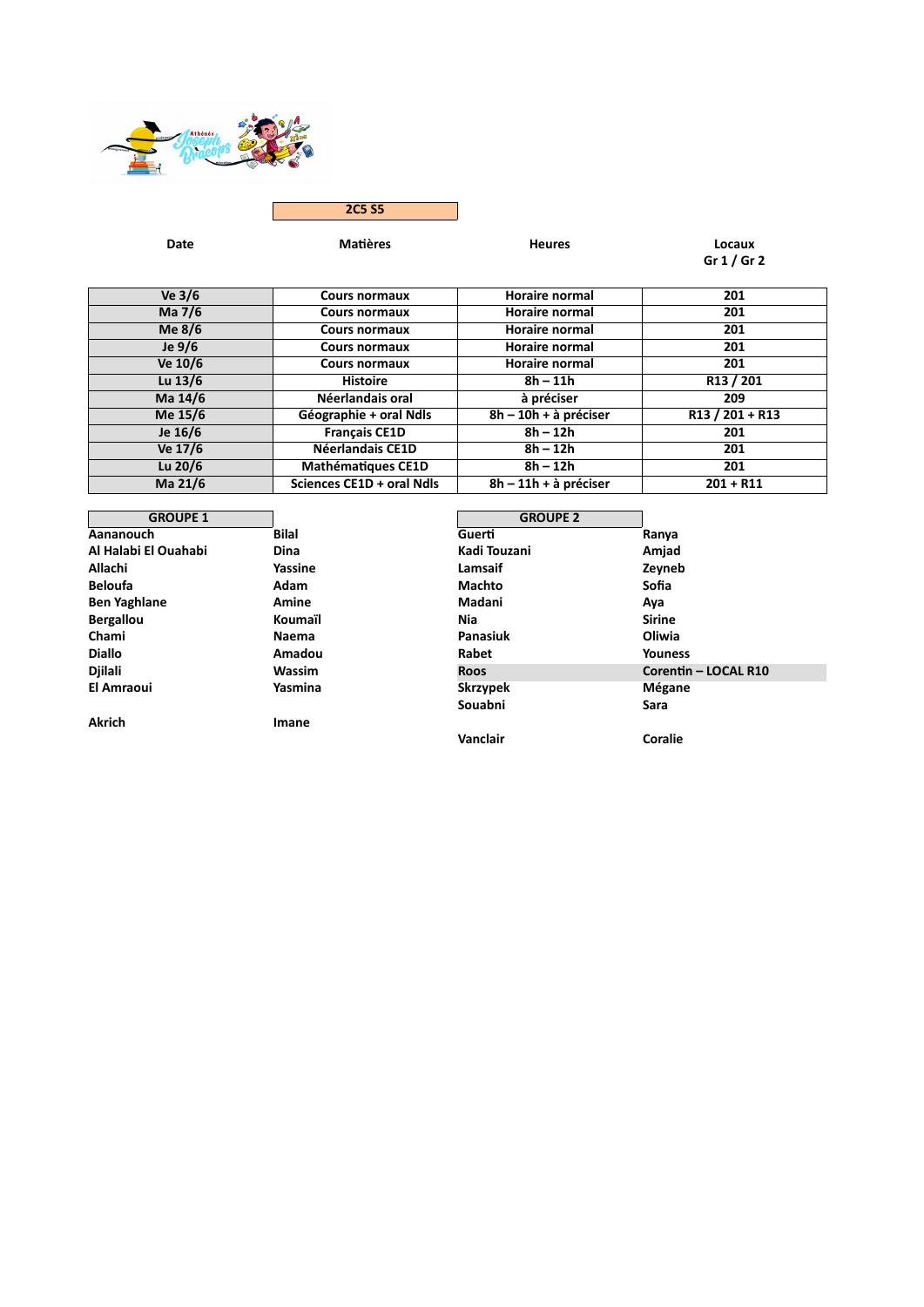**2C5 S5**

| Date | Matières | Heures | Locaux Gr 1 / Gr 2 |
|---|---|---|---|
| Ve 3/6 | Cours normaux | Horaire normal | 201 |
| Ma 7/6 | Cours normaux | Horaire normal | 201 |
| Me 8/6 | Cours normaux | Horaire normal | 201 |
| Je 9/6 | Cours normaux | Horaire normal | 201 |
| Ve 10/6 | Cours normaux | Horaire normal | 201 |
| Lu 13/6 | Histoire | 8h – 11h | R13 / 201 |
| Ma 14/6 | Néerlandais oral | à préciser | 209 |
| Me 15/6 | Géographie + oral Ndls | 8h – 10h + à préciser | R13 / 201 + R13 |
| Je 16/6 | Français CE1D | 8h – 12h | 201 |
| Ve 17/6 | Néerlandais CE1D | 8h – 12h | 201 |
| Lu 20/6 | Mathématiques CE1D | 8h – 12h | 201 |
| Ma 21/6 | Sciences CE1D + oral Ndls | 8h – 11h + à préciser | 201 + R11 |

**GROUPE 1**

| | |
|---|---|
| Aananouch | Bilal |
| Al Halabi El Ouahabi | Dina |
| Allachi | Yassine |
| Beloufa | Adam |
| Ben Yaghlane | Amine |
| Bergallou | Koumaïl |
| Chami | Naema |
| Diallo | Amadou |
| Djilali | Wassim |
| El Amraoui | Yasmina |
| Akrich | Imane |

**GROUPE 2**

| | |
|---|---|
| Guerti | Ranya |
| Kadi Touzani | Amjad |
| Lamsaif | Zeyneb |
| Machto | Sofia |
| Madani | Aya |
| Nia | Sirine |
| Panasiuk | Oliwia |
| Rabet | Youness |
| Roos | Corentin – LOCAL R10 |
| Skrzypek | Mégane |
| Souabni | Sara |
| Vanclair | Coralie |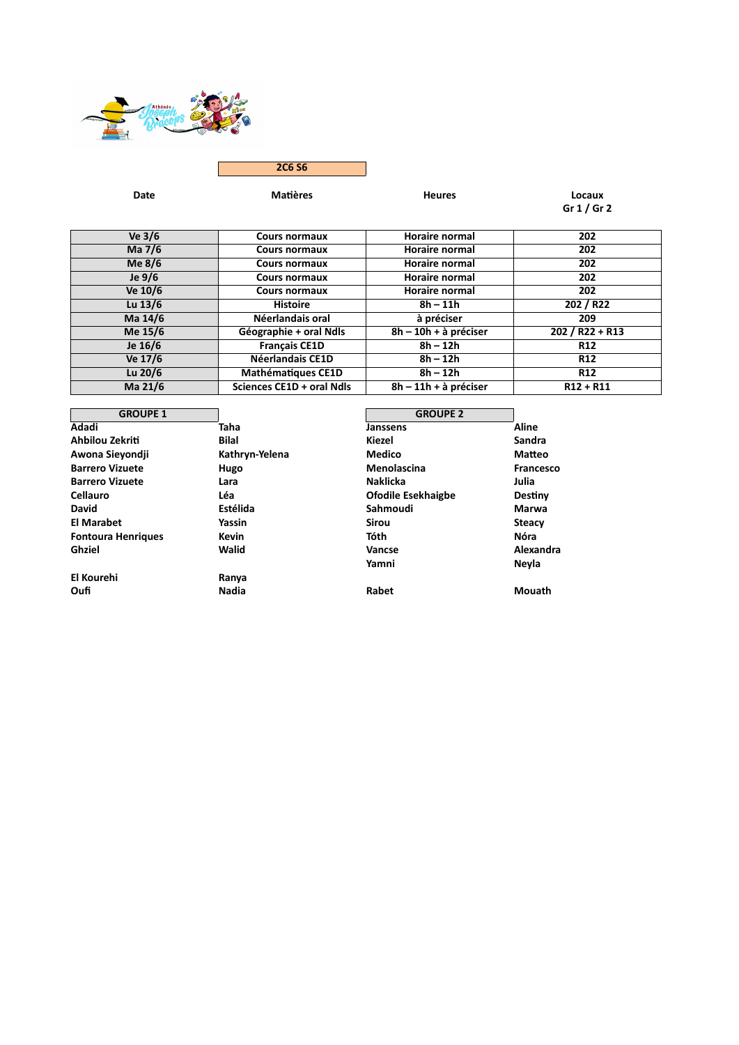**2C6 S6**

| Date | Matières | Heures | Locaux Gr 1 / Gr 2 |
|---|---|---|---|
| Ve 3/6 | Cours normaux | Horaire normal | 202 |
| Ma 7/6 | Cours normaux | Horaire normal | 202 |
| Me 8/6 | Cours normaux | Horaire normal | 202 |
| Je 9/6 | Cours normaux | Horaire normal | 202 |
| Ve 10/6 | Cours normaux | Horaire normal | 202 |
| Lu 13/6 | Histoire | 8h – 11h | 202 / R22 |
| Ma 14/6 | Néerlandais oral | à préciser | 209 |
| Me 15/6 | Géographie + oral Ndls | 8h – 10h + à préciser | 202 / R22 + R13 |
| Je 16/6 | Français CE1D | 8h – 12h | R12 |
| Ve 17/6 | Néerlandais CE1D | 8h – 12h | R12 |
| Lu 20/6 | Mathématiques CE1D | 8h – 12h | R12 |
| Ma 21/6 | Sciences CE1D + oral Ndls | 8h – 11h + à préciser | R12 + R11 |

| GROUPE 1 | | GROUPE 2 | |
|---|---|---|---|
| Adadi | Taha | Janssens | Aline |
| Ahbilou Zekriti | Bilal | Kiezel | Sandra |
| Awona Sieyondji | Kathryn-Yelena | Medico | Matteo |
| Barrero Vizuete | Hugo | Menolascina | Francesco |
| Barrero Vizuete | Lara | Naklicka | Julia |
| Cellauro | Léa | Ofodile Esekhaigbe | Destiny |
| David | Estélida | Sahmoudi | Marwa |
| El Marabet | Yassin | Sirou | Steacy |
| Fontoura Henriques | Kevin | Tóth | Nóra |
| Ghziel | Walid | Vancse | Alexandra |
| | | Yamni | Neyla |
| El Kourehi | Ranya | | |
| Oufi | Nadia | Rabet | Mouath |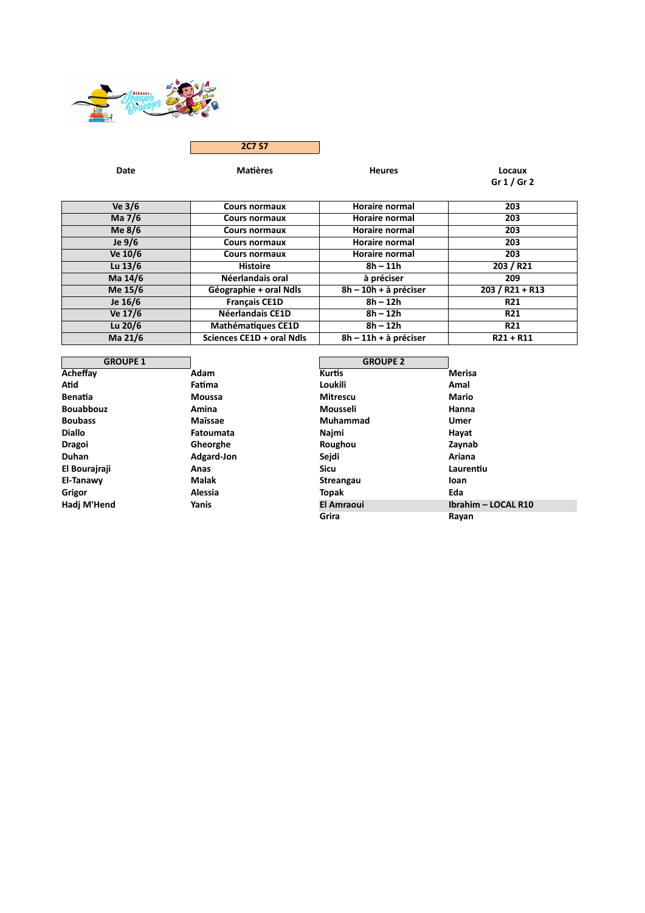**2C7 S7**

| Date | Matières | Heures | Locaux Gr 1 / Gr 2 |
|---|---|---|---|
| Ve 3/6 | Cours normaux | Horaire normal | 203 |
| Ma 7/6 | Cours normaux | Horaire normal | 203 |
| Me 8/6 | Cours normaux | Horaire normal | 203 |
| Je 9/6 | Cours normaux | Horaire normal | 203 |
| Ve 10/6 | Cours normaux | Horaire normal | 203 |
| Lu 13/6 | Histoire | 8h – 11h | 203 / R21 |
| Ma 14/6 | Néerlandais oral | à préciser | 209 |
| Me 15/6 | Géographie + oral Ndls | 8h – 10h + à préciser | 203 / R21 + R13 |
| Je 16/6 | Français CE1D | 8h – 12h | R21 |
| Ve 17/6 | Néerlandais CE1D | 8h – 12h | R21 |
| Lu 20/6 | Mathématiques CE1D | 8h – 12h | R21 |
| Ma 21/6 | Sciences CE1D + oral Ndls | 8h – 11h + à préciser | R21 + R11 |

| GROUPE 1 | | GROUPE 2 | |
|---|---|---|---|
| Acheffay | Adam | Kurtis | Merisa |
| Atid | Fatima | Loukili | Amal |
| Benatia | Moussa | Mitrescu | Mario |
| Bouabbouz | Amina | Mousseli | Hanna |
| Boubass | Maïssae | Muhammad | Umer |
| Diallo | Fatoumata | Najmi | Hayat |
| Dragoi | Gheorghe | Roughou | Zaynab |
| Duhan | Adgard-Jon | Sejdi | Ariana |
| El Bourajraji | Anas | Sicu | Laurentiu |
| El-Tanawy | Malak | Streangau | Ioan |
| Grigor | Alessia | Topak | Eda |
| Hadj M'Hend | Yanis | El Amraoui | Ibrahim – LOCAL R10 |
| | | Grira | Rayan |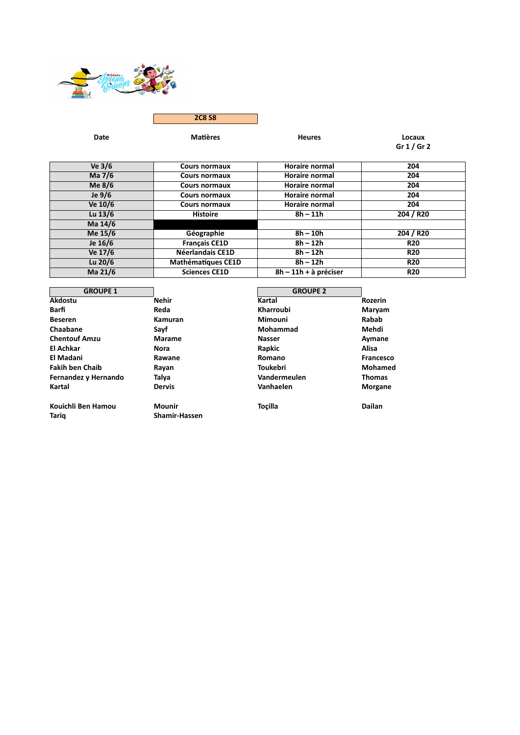**2C8 S8**

| Date | Matières | Heures | Locaux Gr 1 / Gr 2 |
|---|---|---|---|
| Ve 3/6 | Cours normaux | Horaire normal | 204 |
| Ma 7/6 | Cours normaux | Horaire normal | 204 |
| Me 8/6 | Cours normaux | Horaire normal | 204 |
| Je 9/6 | Cours normaux | Horaire normal | 204 |
| Ve 10/6 | Cours normaux | Horaire normal | 204 |
| Lu 13/6 | Histoire | 8h – 11h | 204 / R20 |
| Ma 14/6 | | | |
| Me 15/6 | Géographie | 8h – 10h | 204 / R20 |
| Je 16/6 | Français CE1D | 8h – 12h | R20 |
| Ve 17/6 | Néerlandais CE1D | 8h – 12h | R20 |
| Lu 20/6 | Mathématiques CE1D | 8h – 12h | R20 |
| Ma 21/6 | Sciences CE1D | 8h – 11h + à préciser | R20 |

| GROUPE 1 | | GROUPE 2 | |
|---|---|---|---|
| Akdostu | Nehir | Kartal | Rozerin |
| Barfi | Reda | Kharroubi | Maryam |
| Beseren | Kamuran | Mimouni | Rabab |
| Chaabane | Sayf | Mohammad | Mehdi |
| Chentouf Amzu | Marame | Nasser | Aymane |
| El Achkar | Nora | Rapkic | Alisa |
| El Madani | Rawane | Romano | Francesco |
| Fakih ben Chaib | Rayan | Toukebri | Mohamed |
| Fernandez y Hernando | Talya | Vandermeulen | Thomas |
| Kartal | Dervis | Vanhaelen | Morgane |
| | | | |
| Kouichli Ben Hamou | Mounir | Toçilla | Dailan |
| Tariq | Shamir-Hassen | | |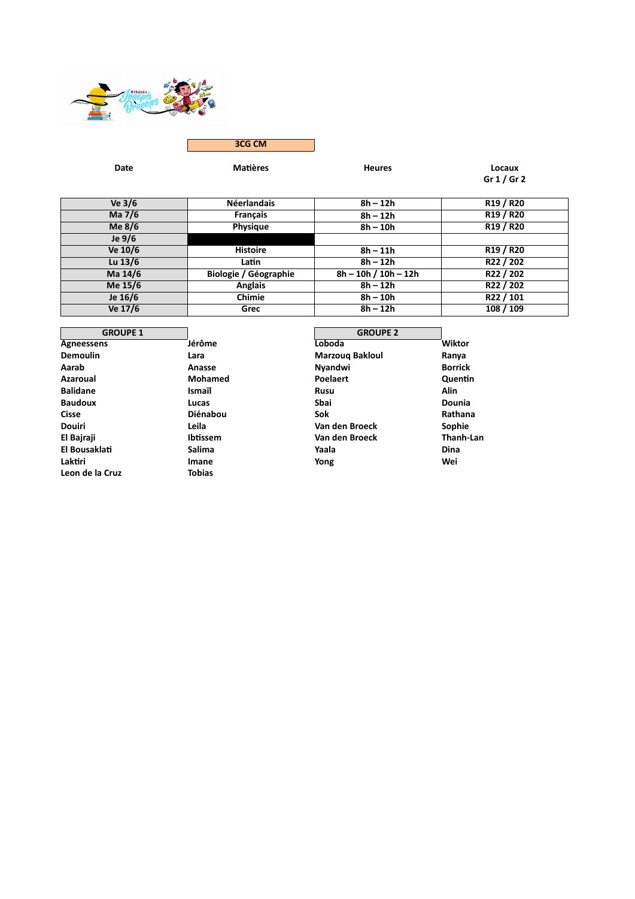## 3CG CM

| Date | Matières | Heures | Locaux Gr 1 / Gr 2 |
|---|---|---|---|
| Ve 3/6 | Néerlandais | 8h – 12h | R19 / R20 |
| Ma 7/6 | Français | 8h – 12h | R19 / R20 |
| Me 8/6 | Physique | 8h – 10h | R19 / R20 |
| Je 9/6 | | | |
| Ve 10/6 | Histoire | 8h – 11h | R19 / R20 |
| Lu 13/6 | Latin | 8h – 12h | R22 / 202 |
| Ma 14/6 | Biologie / Géographie | 8h – 10h / 10h – 12h | R22 / 202 |
| Me 15/6 | Anglais | 8h – 12h | R22 / 202 |
| Je 16/6 | Chimie | 8h – 10h | R22 / 101 |
| Ve 17/6 | Grec | 8h – 12h | 108 / 109 |

| GROUPE 1 | | GROUPE 2 | |
|---|---|---|---|
| Agneessens | Jérôme | Loboda | Wiktor |
| Demoulin | Lara | Marzouq Bakloul | Ranya |
| Aarab | Anasse | Nyandwi | Borrick |
| Azaroual | Mohamed | Poelaert | Quentin |
| Balidane | Ismaïl | Rusu | Alin |
| Baudoux | Lucas | Sbai | Dounia |
| Cisse | Diénabou | Sok | Rathana |
| Douiri | Leila | Van den Broeck | Sophie |
| El Bajraji | Ibtissem | Van den Broeck | Thanh-Lan |
| El Bousaklati | Salima | Yaala | Dina |
| Laktiri | Imane | Yong | Wei |
| Leon de la Cruz | Tobias | | |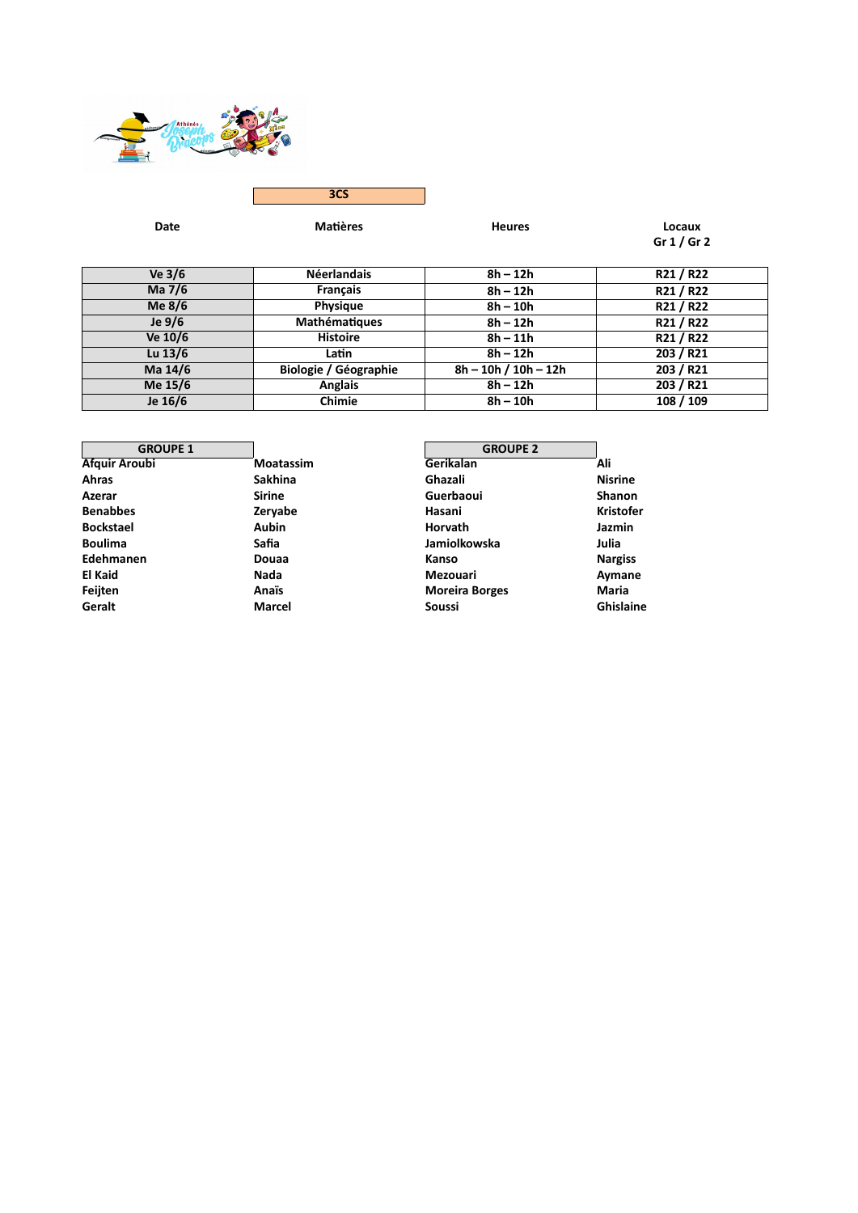## 3CS

| Date | Matières | Heures | Locaux Gr 1 / Gr 2 |
|---|---|---|---|
| Ve 3/6 | Néerlandais | 8h – 12h | R21 / R22 |
| Ma 7/6 | Français | 8h – 12h | R21 / R22 |
| Me 8/6 | Physique | 8h – 10h | R21 / R22 |
| Je 9/6 | Mathématiques | 8h – 12h | R21 / R22 |
| Ve 10/6 | Histoire | 8h – 11h | R21 / R22 |
| Lu 13/6 | Latin | 8h – 12h | 203 / R21 |
| Ma 14/6 | Biologie / Géographie | 8h – 10h / 10h – 12h | 203 / R21 |
| Me 15/6 | Anglais | 8h – 12h | 203 / R21 |
| Je 16/6 | Chimie | 8h – 10h | 108 / 109 |

| GROUPE 1 | | GROUPE 2 | |
|---|---|---|---|
| Afquir Aroubi | Moatassim | Gerikalan | Ali |
| Ahras | Sakhina | Ghazali | Nisrine |
| Azerar | Sirine | Guerbaoui | Shanon |
| Benabbes | Zeryabe | Hasani | Kristofer |
| Bockstael | Aubin | Horvath | Jazmin |
| Boulima | Safia | Jamiolkowska | Julia |
| Edehmanen | Douaa | Kanso | Nargiss |
| El Kaid | Nada | Mezouari | Aymane |
| Feijten | Anaïs | Moreira Borges | Maria |
| Geralt | Marcel | Soussi | Ghislaine |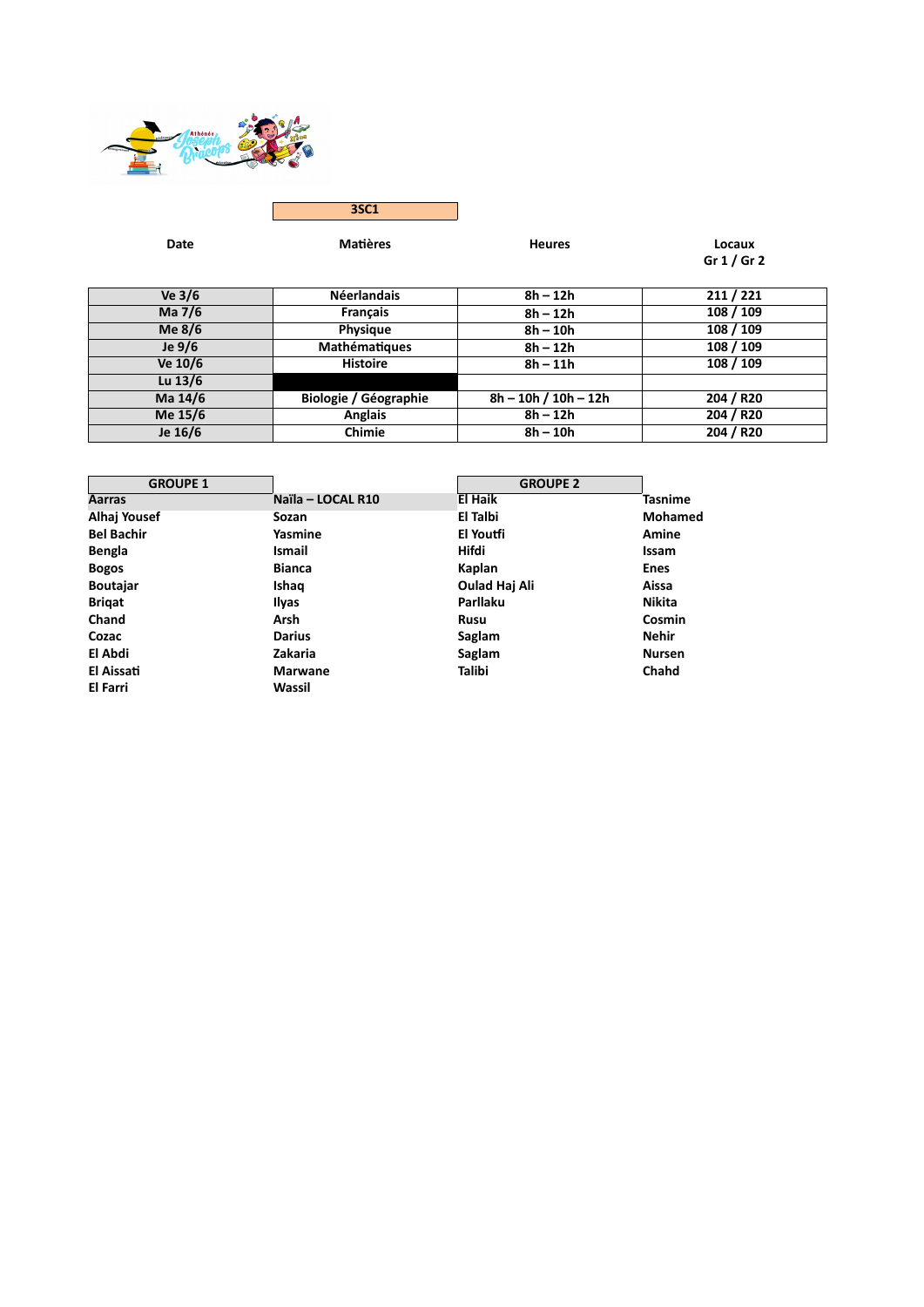**3SC1**

| Date | Matières | Heures | Locaux Gr 1 / Gr 2 |
|---|---|---|---|
| Ve 3/6 | Néerlandais | 8h – 12h | 211 / 221 |
| Ma 7/6 | Français | 8h – 12h | 108 / 109 |
| Me 8/6 | Physique | 8h – 10h | 108 / 109 |
| Je 9/6 | Mathématiques | 8h – 12h | 108 / 109 |
| Ve 10/6 | Histoire | 8h – 11h | 108 / 109 |
| Lu 13/6 | | | |
| Ma 14/6 | Biologie / Géographie | 8h – 10h / 10h – 12h | 204 / R20 |
| Me 15/6 | Anglais | 8h – 12h | 204 / R20 |
| Je 16/6 | Chimie | 8h – 10h | 204 / R20 |

| GROUPE 1 | | GROUPE 2 | |
|---|---|---|---|
| Aarras | Naïla – LOCAL R10 | El Haik | Tasnime |
| Alhaj Yousef | Sozan | El Talbi | Mohamed |
| Bel Bachir | Yasmine | El Youtfi | Amine |
| Bengla | Ismail | Hifdi | Issam |
| Bogos | Bianca | Kaplan | Enes |
| Boutajar | Ishaq | Oulad Haj Ali | Aissa |
| Briqat | Ilyas | Parllaku | Nikita |
| Chand | Arsh | Rusu | Cosmin |
| Cozac | Darius | Saglam | Nehir |
| El Abdi | Zakaria | Saglam | Nursen |
| El Aissati | Marwane | Talibi | Chahd |
| El Farri | Wassil | | |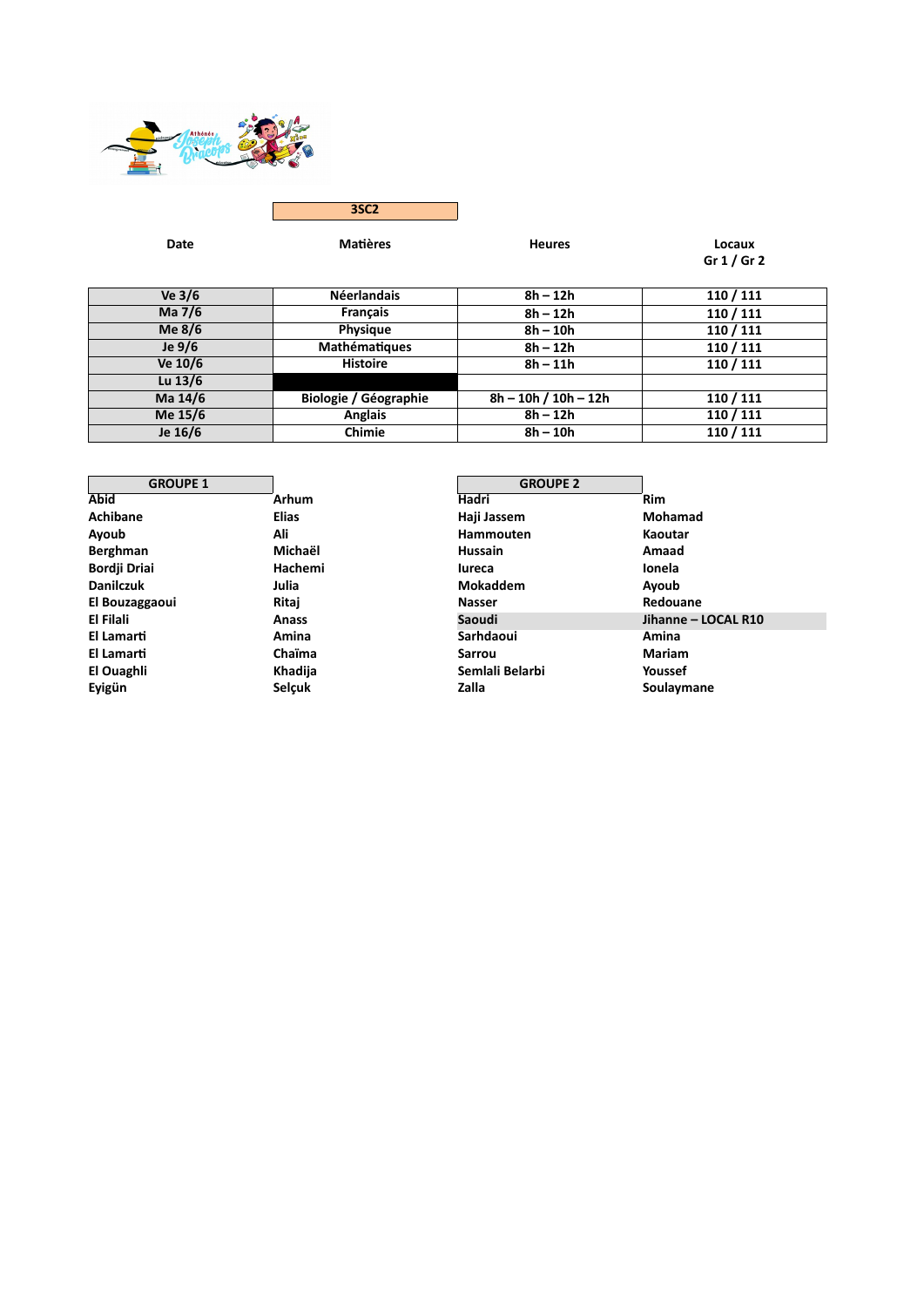# 3SC2

| Date | Matières | Heures | Locaux Gr 1 / Gr 2 |
|---|---|---|---|
| Ve 3/6 | Néerlandais | 8h – 12h | 110 / 111 |
| Ma 7/6 | Français | 8h – 12h | 110 / 111 |
| Me 8/6 | Physique | 8h – 10h | 110 / 111 |
| Je 9/6 | Mathématiques | 8h – 12h | 110 / 111 |
| Ve 10/6 | Histoire | 8h – 11h | 110 / 111 |
| Lu 13/6 | | | |
| Ma 14/6 | Biologie / Géographie | 8h – 10h / 10h – 12h | 110 / 111 |
| Me 15/6 | Anglais | 8h – 12h | 110 / 111 |
| Je 16/6 | Chimie | 8h – 10h | 110 / 111 |

| GROUPE 1 | | GROUPE 2 | |
|---|---|---|---|
| Abid | Arhum | Hadri | Rim |
| Achibane | Elias | Haji Jassem | Mohamad |
| Ayoub | Ali | Hammouten | Kaoutar |
| Berghman | Michaël | Hussain | Amaad |
| Bordji Driai | Hachemi | Iureca | Ionela |
| Danilczuk | Julia | Mokaddem | Ayoub |
| El Bouzaggaoui | Ritaj | Nasser | Redouane |
| El Filali | Anass | Saoudi | Jihanne – LOCAL R10 |
| El Lamarti | Amina | Sarhdaoui | Amina |
| El Lamarti | Chaïma | Sarrou | Mariam |
| El Ouaghli | Khadija | Semlali Belarbi | Youssef |
| Eyigün | Selçuk | Zalla | Soulaymane |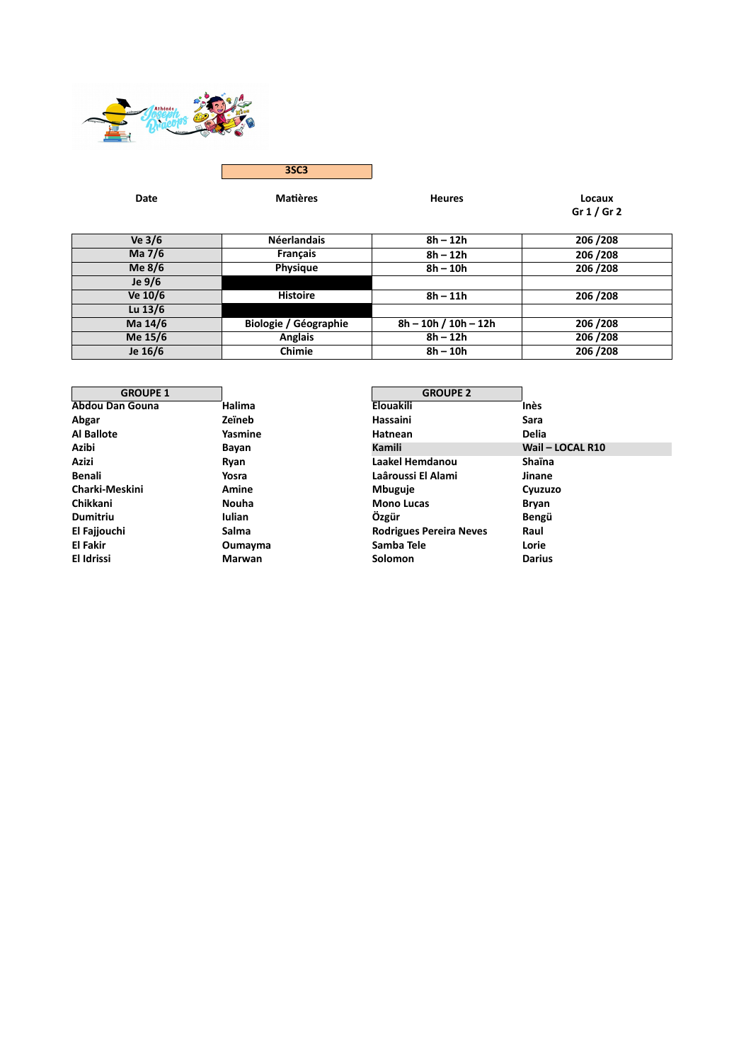**3SC3**

| Date | Matières | Heures | Locaux Gr 1 / Gr 2 |
|---|---|---|---|
| Ve 3/6 | Néerlandais | 8h – 12h | 206 /208 |
| Ma 7/6 | Français | 8h – 12h | 206 /208 |
| Me 8/6 | Physique | 8h – 10h | 206 /208 |
| Je 9/6 | | | |
| Ve 10/6 | Histoire | 8h – 11h | 206 /208 |
| Lu 13/6 | | | |
| Ma 14/6 | Biologie / Géographie | 8h – 10h / 10h – 12h | 206 /208 |
| Me 15/6 | Anglais | 8h – 12h | 206 /208 |
| Je 16/6 | Chimie | 8h – 10h | 206 /208 |

| GROUPE 1 | | GROUPE 2 | |
|---|---|---|---|
| Abdou Dan Gouna | Halima | Elouakili | Inès |
| Abgar | Zeïneb | Hassaini | Sara |
| Al Ballote | Yasmine | Hatnean | Delia |
| Azibi | Bayan | Kamili | Wail – LOCAL R10 |
| Azizi | Ryan | Laakel Hemdanou | Shaïna |
| Benali | Yosra | Laâroussi El Alami | Jinane |
| Charki-Meskini | Amine | Mbuguje | Cyuzuzo |
| Chikkani | Nouha | Mono Lucas | Bryan |
| Dumitriu | Iulian | Özgür | Bengü |
| El Fajjouchi | Salma | Rodrigues Pereira Neves | Raul |
| El Fakir | Oumayma | Samba Tele | Lorie |
| El Idrissi | Marwan | Solomon | Darius |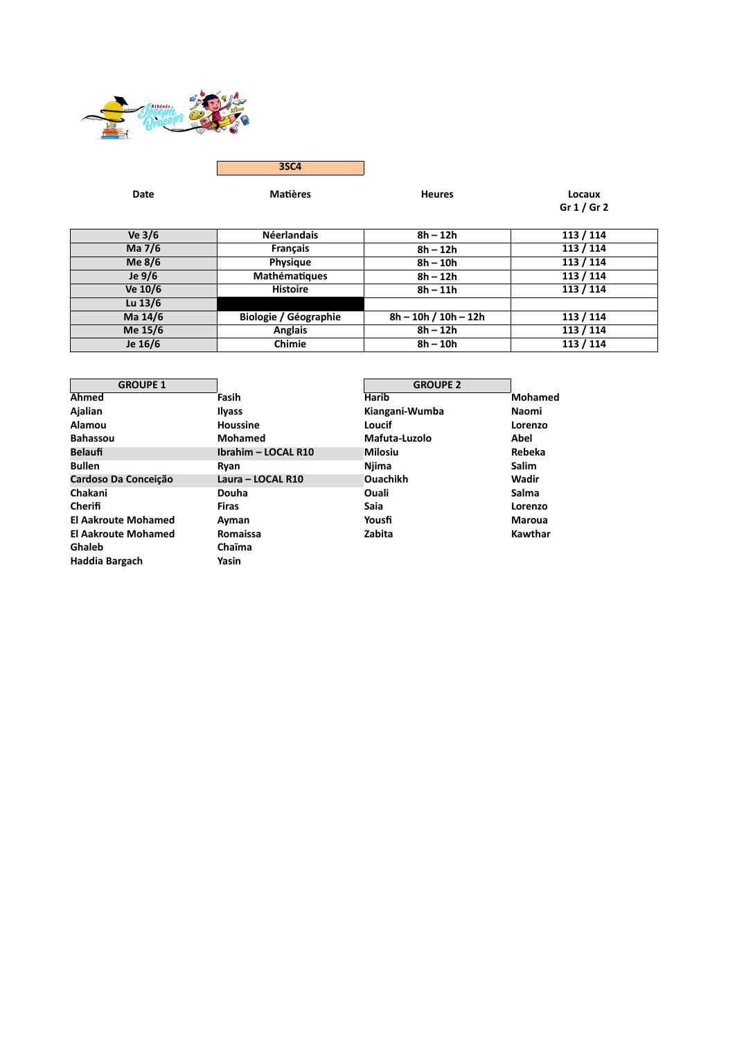**3SC4**

| Date | Matières | Heures | Locaux Gr 1 / Gr 2 |
|---|---|---|---|
| Ve 3/6 | Néerlandais | 8h – 12h | 113 / 114 |
| Ma 7/6 | Français | 8h – 12h | 113 / 114 |
| Me 8/6 | Physique | 8h – 10h | 113 / 114 |
| Je 9/6 | Mathématiques | 8h – 12h | 113 / 114 |
| Ve 10/6 | Histoire | 8h – 11h | 113 / 114 |
| Lu 13/6 | | | |
| Ma 14/6 | Biologie / Géographie | 8h – 10h / 10h – 12h | 113 / 114 |
| Me 15/6 | Anglais | 8h – 12h | 113 / 114 |
| Je 16/6 | Chimie | 8h – 10h | 113 / 114 |

| GROUPE 1 | | GROUPE 2 | |
|---|---|---|---|
| Ahmed | Fasih | Harib | Mohamed |
| Ajalian | Ilyass | Kiangani-Wumba | Naomi |
| Alamou | Houssine | Loucif | Lorenzo |
| Bahassou | Mohamed | Mafuta-Luzolo | Abel |
| Belaufi | Ibrahim – LOCAL R10 | Milosiu | Rebeka |
| Bullen | Ryan | Njima | Salim |
| Cardoso Da Conceição | Laura – LOCAL R10 | Ouachikh | Wadir |
| Chakani | Douha | Ouali | Salma |
| Cherifi | Firas | Saia | Lorenzo |
| El Aakroute Mohamed | Ayman | Yousfi | Maroua |
| El Aakroute Mohamed | Romaissa | Zabita | Kawthar |
| Ghaleb | Chaïma | | |
| Haddia Bargach | Yasin | | |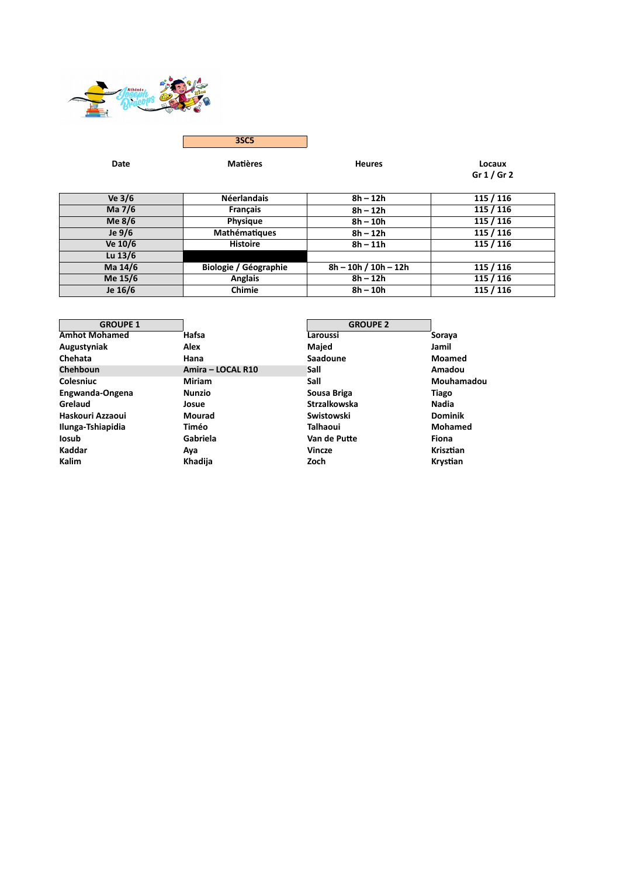**3SC5**

| Date | Matières | Heures | Locaux Gr 1 / Gr 2 |
|---|---|---|---|
| Ve 3/6 | Néerlandais | 8h – 12h | 115 / 116 |
| Ma 7/6 | Français | 8h – 12h | 115 / 116 |
| Me 8/6 | Physique | 8h – 10h | 115 / 116 |
| Je 9/6 | Mathématiques | 8h – 12h | 115 / 116 |
| Ve 10/6 | Histoire | 8h – 11h | 115 / 116 |
| Lu 13/6 | | | |
| Ma 14/6 | Biologie / Géographie | 8h – 10h / 10h – 12h | 115 / 116 |
| Me 15/6 | Anglais | 8h – 12h | 115 / 116 |
| Je 16/6 | Chimie | 8h – 10h | 115 / 116 |

| GROUPE 1 | | GROUPE 2 | |
|---|---|---|---|
| Amhot Mohamed | Hafsa | Laroussi | Soraya |
| Augustyniak | Alex | Majed | Jamil |
| Chehata | Hana | Saadoune | Moamed |
| Chehboun | Amira – LOCAL R10 | Sall | Amadou |
| Colesniuc | Miriam | Sall | Mouhamadou |
| Engwanda-Ongena | Nunzio | Sousa Briga | Tiago |
| Grelaud | Josue | Strzalkowska | Nadia |
| Haskouri Azzaoui | Mourad | Swistowski | Dominik |
| Ilunga-Tshiapidia | Timéo | Talhaoui | Mohamed |
| Iosub | Gabriela | Van de Putte | Fiona |
| Kaddar | Aya | Vincze | Krisztian |
| Kalim | Khadija | Zoch | Krystian |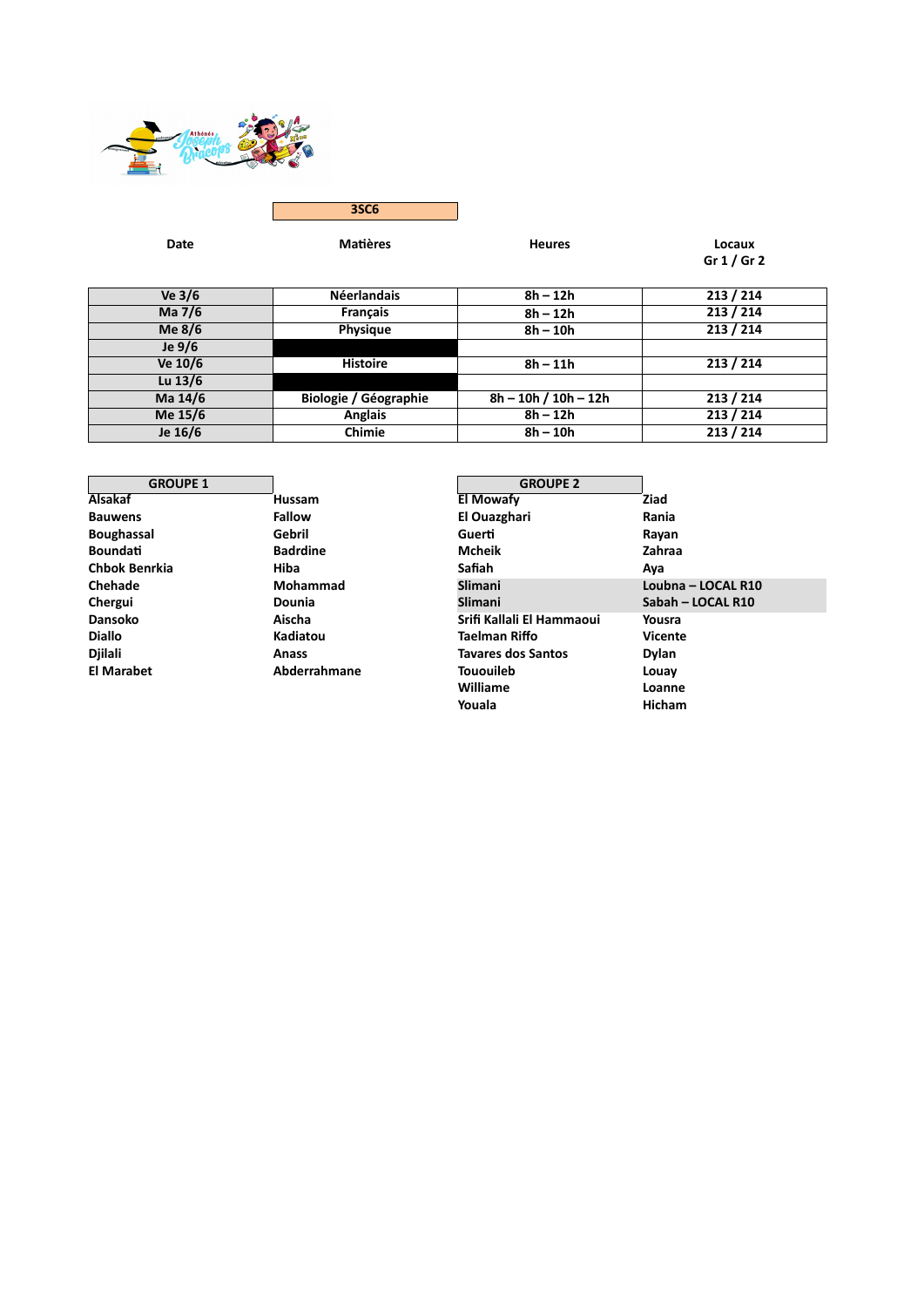**3SC6**

| Date | Matières | Heures | Locaux Gr 1 / Gr 2 |
|---|---|---|---|
| Ve 3/6 | Néerlandais | 8h – 12h | 213 / 214 |
| Ma 7/6 | Français | 8h – 12h | 213 / 214 |
| Me 8/6 | Physique | 8h – 10h | 213 / 214 |
| Je 9/6 | | | |
| Ve 10/6 | Histoire | 8h – 11h | 213 / 214 |
| Lu 13/6 | | | |
| Ma 14/6 | Biologie / Géographie | 8h – 10h / 10h – 12h | 213 / 214 |
| Me 15/6 | Anglais | 8h – 12h | 213 / 214 |
| Je 16/6 | Chimie | 8h – 10h | 213 / 214 |

| GROUPE 1 | |
|---|---|
| Alsakaf | Hussam |
| Bauwens | Fallow |
| Boughassal | Gebril |
| Boundati | Badrdine |
| Chbok Benrkia | Hiba |
| Chehade | Mohammad |
| Chergui | Dounia |
| Dansoko | Aischa |
| Diallo | Kadiatou |
| Djilali | Anass |
| El Marabet | Abderrahmane |

| GROUPE 2 | |
|---|---|
| El Mowafy | Ziad |
| El Ouazghari | Rania |
| Guerti | Rayan |
| Mcheik | Zahraa |
| Safiah | Aya |
| Slimani | Loubna – LOCAL R10 |
| Slimani | Sabah – LOCAL R10 |
| Srifi Kallali El Hammaoui | Yousra |
| Taelman Riffo | Vicente |
| Tavares dos Santos | Dylan |
| Tououileb | Louay |
| Williame | Loanne |
| Youala | Hicham |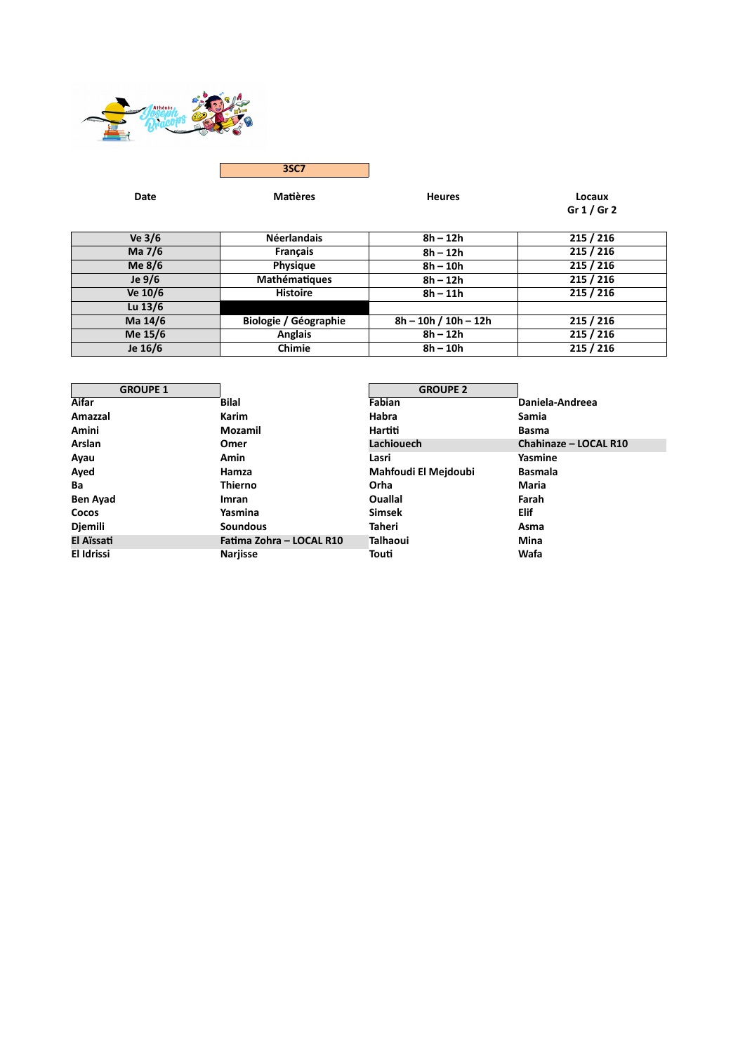**3SC7**

| Date | Matières | Heures | Locaux Gr 1 / Gr 2 |
|---|---|---|---|
| Ve 3/6 | Néerlandais | 8h – 12h | 215 / 216 |
| Ma 7/6 | Français | 8h – 12h | 215 / 216 |
| Me 8/6 | Physique | 8h – 10h | 215 / 216 |
| Je 9/6 | Mathématiques | 8h – 12h | 215 / 216 |
| Ve 10/6 | Histoire | 8h – 11h | 215 / 216 |
| Lu 13/6 | | | |
| Ma 14/6 | Biologie / Géographie | 8h – 10h / 10h – 12h | 215 / 216 |
| Me 15/6 | Anglais | 8h – 12h | 215 / 216 |
| Je 16/6 | Chimie | 8h – 10h | 215 / 216 |

| GROUPE 1 | | GROUPE 2 | |
|---|---|---|---|
| Aifar | Bilal | Fabian | Daniela-Andreea |
| Amazzal | Karim | Habra | Samia |
| Amini | Mozamil | Hartiti | Basma |
| Arslan | Omer | Lachiouech | Chahinaze – LOCAL R10 |
| Ayau | Amin | Lasri | Yasmine |
| Ayed | Hamza | Mahfoudi El Mejdoubi | Basmala |
| Ba | Thierno | Orha | Maria |
| Ben Ayad | Imran | Ouallal | Farah |
| Cocos | Yasmina | Simsek | Elif |
| Djemili | Soundous | Taheri | Asma |
| El Aïssati | Fatima Zohra – LOCAL R10 | Talhaoui | Mina |
| El Idrissi | Narjisse | Touti | Wafa |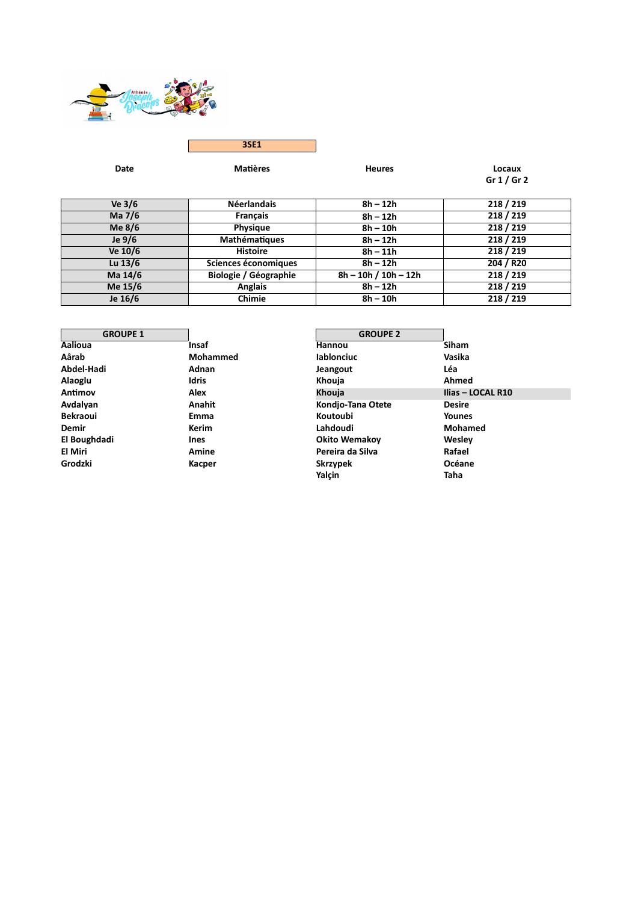**3SE1**

| Date | Matières | Heures | Locaux Gr 1 / Gr 2 |
|---|---|---|---|
| Ve 3/6 | Néerlandais | 8h – 12h | 218 / 219 |
| Ma 7/6 | Français | 8h – 12h | 218 / 219 |
| Me 8/6 | Physique | 8h – 10h | 218 / 219 |
| Je 9/6 | Mathématiques | 8h – 12h | 218 / 219 |
| Ve 10/6 | Histoire | 8h – 11h | 218 / 219 |
| Lu 13/6 | Sciences économiques | 8h – 12h | 204 / R20 |
| Ma 14/6 | Biologie / Géographie | 8h – 10h / 10h – 12h | 218 / 219 |
| Me 15/6 | Anglais | 8h – 12h | 218 / 219 |
| Je 16/6 | Chimie | 8h – 10h | 218 / 219 |

| GROUPE 1 | |
|---|---|
| Aalioua | Insaf |
| Aârab | Mohammed |
| Abdel-Hadi | Adnan |
| Alaoglu | Idris |
| Antimov | Alex |
| Avdalyan | Anahit |
| Bekraoui | Emma |
| Demir | Kerim |
| El Boughdadi | Ines |
| El Miri | Amine |
| Grodzki | Kacper |

| GROUPE 2 | |
|---|---|
| Hannou | Siham |
| Iablonciuc | Vasika |
| Jeangout | Léa |
| Khouja | Ahmed |
| Khouja | Ilias – LOCAL R10 |
| Kondjo-Tana Otete | Desire |
| Koutoubi | Younes |
| Lahdoudi | Mohamed |
| Okito Wemakoy | Wesley |
| Pereira da Silva | Rafael |
| Skrzypek | Océane |
| Yalçin | Taha |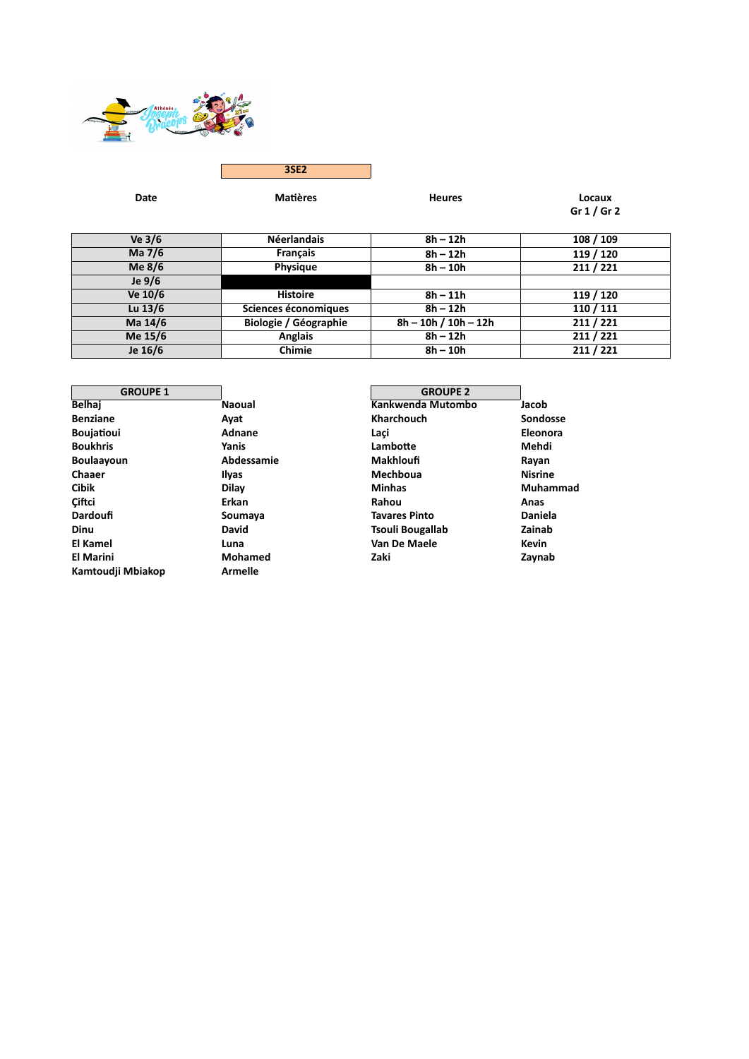**3SE2**

| Date | Matières | Heures | Locaux Gr 1 / Gr 2 |
|---|---|---|---|
| Ve 3/6 | Néerlandais | 8h – 12h | 108 / 109 |
| Ma 7/6 | Français | 8h – 12h | 119 / 120 |
| Me 8/6 | Physique | 8h – 10h | 211 / 221 |
| Je 9/6 | | | |
| Ve 10/6 | Histoire | 8h – 11h | 119 / 120 |
| Lu 13/6 | Sciences économiques | 8h – 12h | 110 / 111 |
| Ma 14/6 | Biologie / Géographie | 8h – 10h / 10h – 12h | 211 / 221 |
| Me 15/6 | Anglais | 8h – 12h | 211 / 221 |
| Je 16/6 | Chimie | 8h – 10h | 211 / 221 |

| GROUPE 1 | |
|---|---|
| Belhaj | Naoual |
| Benziane | Ayat |
| Boujatioui | Adnane |
| Boukhris | Yanis |
| Boulaayoun | Abdessamie |
| Chaaer | Ilyas |
| Cibik | Dilay |
| Çiftci | Erkan |
| Dardoufi | Soumaya |
| Dinu | David |
| El Kamel | Luna |
| El Marini | Mohamed |
| Kamtoudji Mbiakop | Armelle |

| GROUPE 2 | |
|---|---|
| Kankwenda Mutombo | Jacob |
| Kharchouch | Sondosse |
| Laçi | Eleonora |
| Lambotte | Mehdi |
| Makhloufi | Rayan |
| Mechboua | Nisrine |
| Minhas | Muhammad |
| Rahou | Anas |
| Tavares Pinto | Daniela |
| Tsouli Bougallab | Zainab |
| Van De Maele | Kevin |
| Zaki | Zaynab |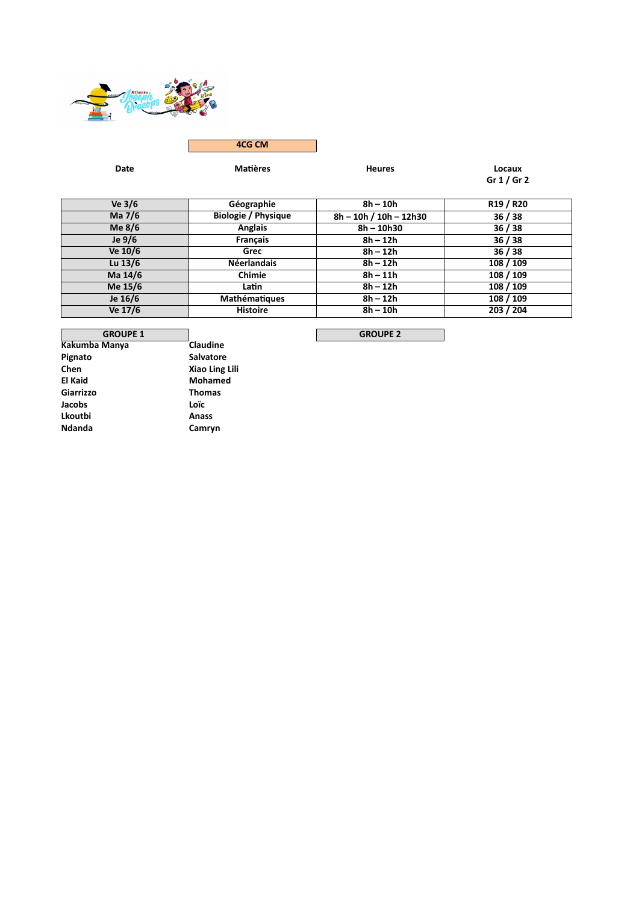## 4CG CM

| Date | Matières | Heures | Locaux Gr 1 / Gr 2 |
|---|---|---|---|
| Ve 3/6 | Géographie | 8h – 10h | R19 / R20 |
| Ma 7/6 | Biologie / Physique | 8h – 10h / 10h – 12h30 | 36 / 38 |
| Me 8/6 | Anglais | 8h – 10h30 | 36 / 38 |
| Je 9/6 | Français | 8h – 12h | 36 / 38 |
| Ve 10/6 | Grec | 8h – 12h | 36 / 38 |
| Lu 13/6 | Néerlandais | 8h – 12h | 108 / 109 |
| Ma 14/6 | Chimie | 8h – 11h | 108 / 109 |
| Me 15/6 | Latin | 8h – 12h | 108 / 109 |
| Je 16/6 | Mathématiques | 8h – 12h | 108 / 109 |
| Ve 17/6 | Histoire | 8h – 10h | 203 / 204 |

| GROUPE 1 | | GROUPE 2 |
|---|---|---|
| Kakumba Manya | Claudine | |
| Pignato | Salvatore | |
| Chen | Xiao Ling Lili | |
| El Kaid | Mohamed | |
| Giarrizzo | Thomas | |
| Jacobs | Loïc | |
| Lkoutbi | Anass | |
| Ndanda | Camryn | |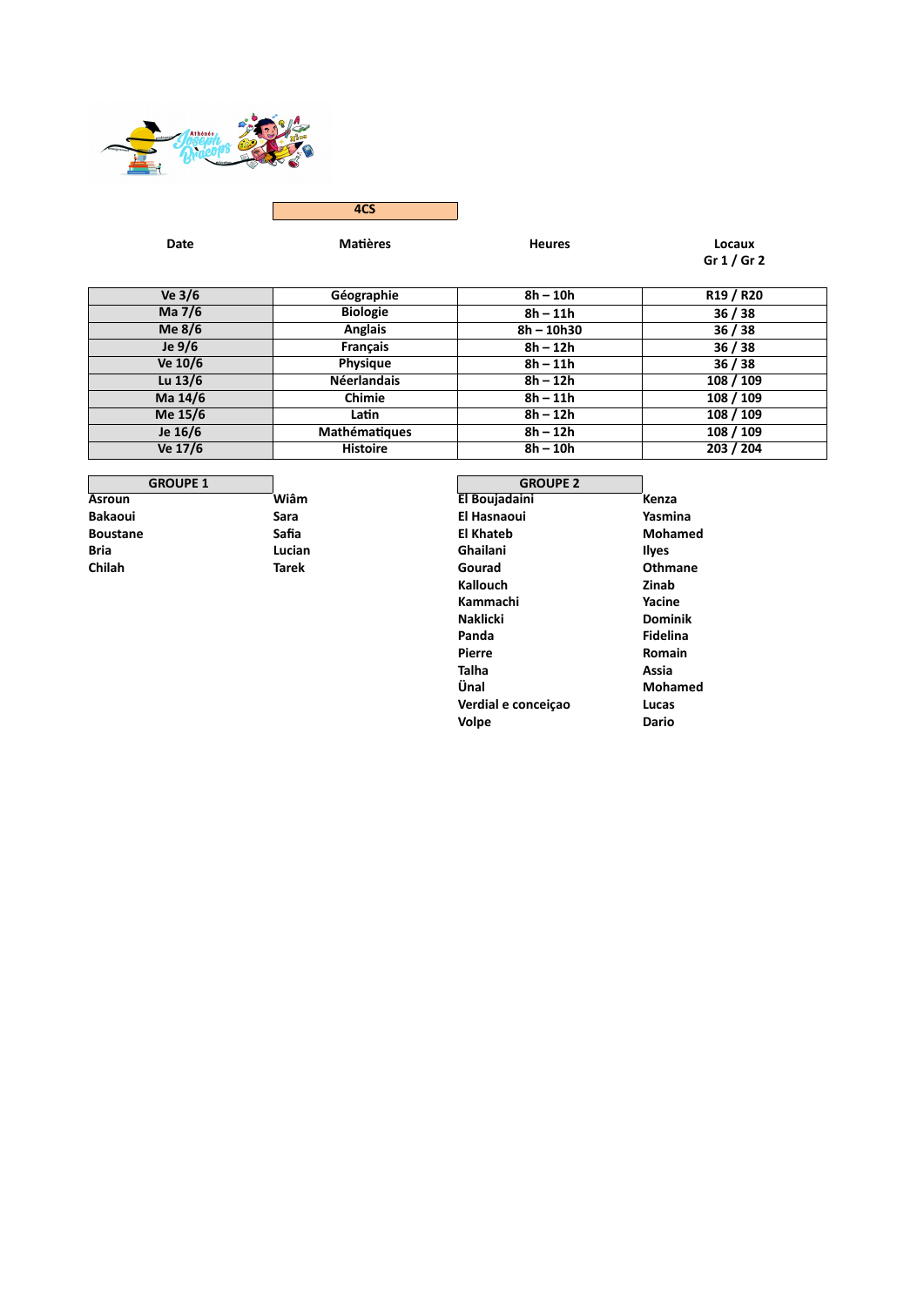**4CS**

| Date | Matières | Heures | Locaux Gr 1 / Gr 2 |
|---|---|---|---|
| Ve 3/6 | Géographie | 8h – 10h | R19 / R20 |
| Ma 7/6 | Biologie | 8h – 11h | 36 / 38 |
| Me 8/6 | Anglais | 8h – 10h30 | 36 / 38 |
| Je 9/6 | Français | 8h – 12h | 36 / 38 |
| Ve 10/6 | Physique | 8h – 11h | 36 / 38 |
| Lu 13/6 | Néerlandais | 8h – 12h | 108 / 109 |
| Ma 14/6 | Chimie | 8h – 11h | 108 / 109 |
| Me 15/6 | Latin | 8h – 12h | 108 / 109 |
| Je 16/6 | Mathématiques | 8h – 12h | 108 / 109 |
| Ve 17/6 | Histoire | 8h – 10h | 203 / 204 |

| GROUPE 1 | |
|---|---|
| Asroun | Wiâm |
| Bakaoui | Sara |
| Boustane | Safia |
| Bria | Lucian |
| Chilah | Tarek |

| GROUPE 2 | |
|---|---|
| El Boujadaini | Kenza |
| El Hasnaoui | Yasmina |
| El Khateb | Mohamed |
| Ghailani | Ilyes |
| Gourad | Othmane |
| Kallouch | Zinab |
| Kammachi | Yacine |
| Naklicki | Dominik |
| Panda | Fidelina |
| Pierre | Romain |
| Talha | Assia |
| Ünal | Mohamed |
| Verdial e conceiçao | Lucas |
| Volpe | Dario |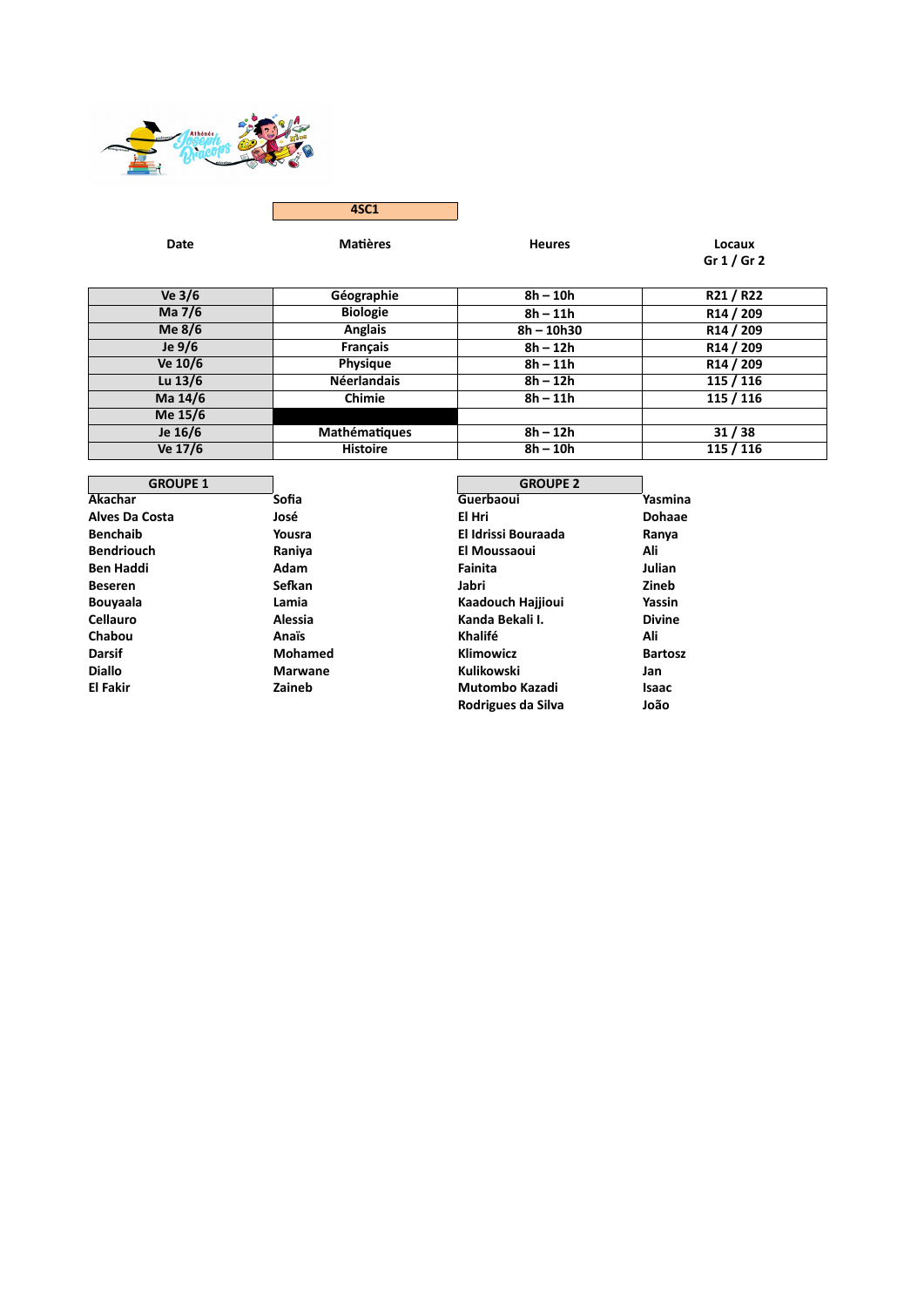**4SC1**

| Date | Matières | Heures | Locaux Gr 1 / Gr 2 |
|---|---|---|---|
| Ve 3/6 | Géographie | 8h – 10h | R21 / R22 |
| Ma 7/6 | Biologie | 8h – 11h | R14 / 209 |
| Me 8/6 | Anglais | 8h – 10h30 | R14 / 209 |
| Je 9/6 | Français | 8h – 12h | R14 / 209 |
| Ve 10/6 | Physique | 8h – 11h | R14 / 209 |
| Lu 13/6 | Néerlandais | 8h – 12h | 115 / 116 |
| Ma 14/6 | Chimie | 8h – 11h | 115 / 116 |
| Me 15/6 | | | |
| Je 16/6 | Mathématiques | 8h – 12h | 31 / 38 |
| Ve 17/6 | Histoire | 8h – 10h | 115 / 116 |

| GROUPE 1 | | GROUPE 2 | |
|---|---|---|---|
| Akachar | Sofia | Guerbaoui | Yasmina |
| Alves Da Costa | José | El Hri | Dohaae |
| Benchaib | Yousra | El Idrissi Bouraada | Ranya |
| Bendriouch | Raniya | El Moussaoui | Ali |
| Ben Haddi | Adam | Fainita | Julian |
| Beseren | Sefkan | Jabri | Zineb |
| Bouyaala | Lamia | Kaadouch Hajjioui | Yassin |
| Cellauro | Alessia | Kanda Bekali I. | Divine |
| Chabou | Anaïs | Khalifé | Ali |
| Darsif | Mohamed | Klimowicz | Bartosz |
| Diallo | Marwane | Kulikowski | Jan |
| El Fakir | Zaineb | Mutombo Kazadi | Isaac |
| | | Rodrigues da Silva | João |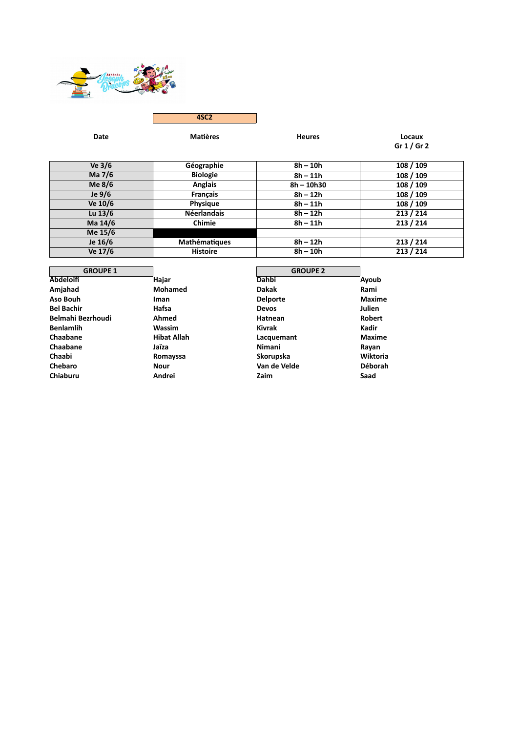**4SC2**

| Date | Matières | Heures | Locaux Gr 1 / Gr 2 |
|---|---|---|---|
| Ve 3/6 | Géographie | 8h – 10h | 108 / 109 |
| Ma 7/6 | Biologie | 8h – 11h | 108 / 109 |
| Me 8/6 | Anglais | 8h – 10h30 | 108 / 109 |
| Je 9/6 | Français | 8h – 12h | 108 / 109 |
| Ve 10/6 | Physique | 8h – 11h | 108 / 109 |
| Lu 13/6 | Néerlandais | 8h – 12h | 213 / 214 |
| Ma 14/6 | Chimie | 8h – 11h | 213 / 214 |
| Me 15/6 | | | |
| Je 16/6 | Mathématiques | 8h – 12h | 213 / 214 |
| Ve 17/6 | Histoire | 8h – 10h | 213 / 214 |

| GROUPE 1 | | GROUPE 2 | |
|---|---|---|---|
| Abdeloifi | Hajar | Dahbi | Ayoub |
| Amjahad | Mohamed | Dakak | Rami |
| Aso Bouh | Iman | Delporte | Maxime |
| Bel Bachir | Hafsa | Devos | Julien |
| Belmahi Bezrhoudi | Ahmed | Hatnean | Robert |
| Benlamlih | Wassim | Kivrak | Kadir |
| Chaabane | Hibat Allah | Lacquemant | Maxime |
| Chaabane | Jaïza | Nimani | Rayan |
| Chaabi | Romayssa | Skorupska | Wiktoria |
| Chebaro | Nour | Van de Velde | Déborah |
| Chiaburu | Andrei | Zaim | Saad |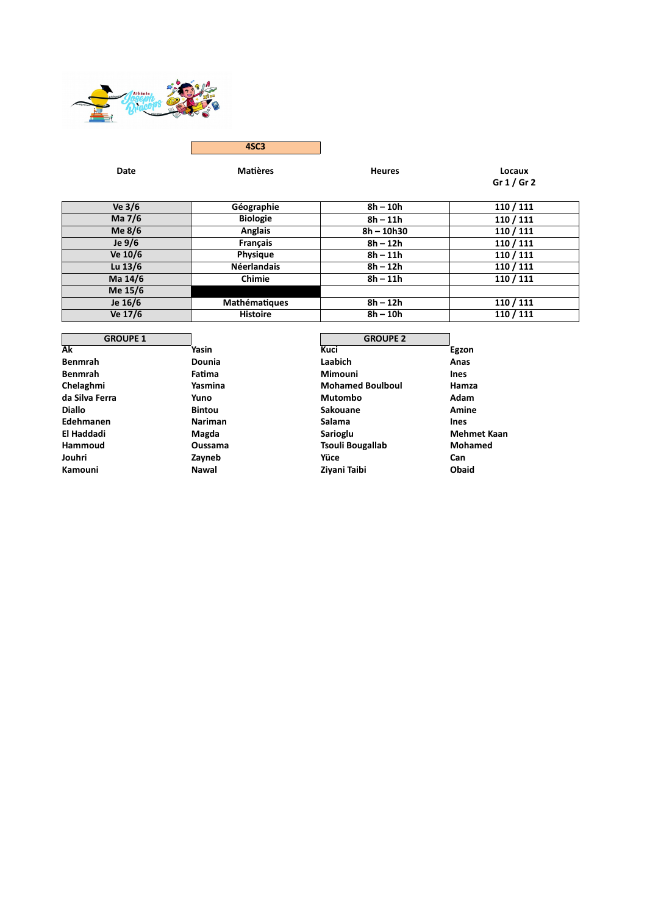**4SC3**

| Date | Matières | Heures | Locaux Gr 1 / Gr 2 |
|---|---|---|---|
| Ve 3/6 | Géographie | 8h – 10h | 110 / 111 |
| Ma 7/6 | Biologie | 8h – 11h | 110 / 111 |
| Me 8/6 | Anglais | 8h – 10h30 | 110 / 111 |
| Je 9/6 | Français | 8h – 12h | 110 / 111 |
| Ve 10/6 | Physique | 8h – 11h | 110 / 111 |
| Lu 13/6 | Néerlandais | 8h – 12h | 110 / 111 |
| Ma 14/6 | Chimie | 8h – 11h | 110 / 111 |
| Me 15/6 | | | |
| Je 16/6 | Mathématiques | 8h – 12h | 110 / 111 |
| Ve 17/6 | Histoire | 8h – 10h | 110 / 111 |

| GROUPE 1 | | GROUPE 2 | |
|---|---|---|---|
| Ak | Yasin | Kuci | Egzon |
| Benmrah | Dounia | Laabich | Anas |
| Benmrah | Fatima | Mimouni | Ines |
| Chelaghmi | Yasmina | Mohamed Boulboul | Hamza |
| da Silva Ferra | Yuno | Mutombo | Adam |
| Diallo | Bintou | Sakouane | Amine |
| Edehmanen | Nariman | Salama | Ines |
| El Haddadi | Magda | Sarioglu | Mehmet Kaan |
| Hammoud | Oussama | Tsouli Bougallab | Mohamed |
| Jouhri | Zayneb | Yüce | Can |
| Kamouni | Nawal | Ziyani Taibi | Obaid |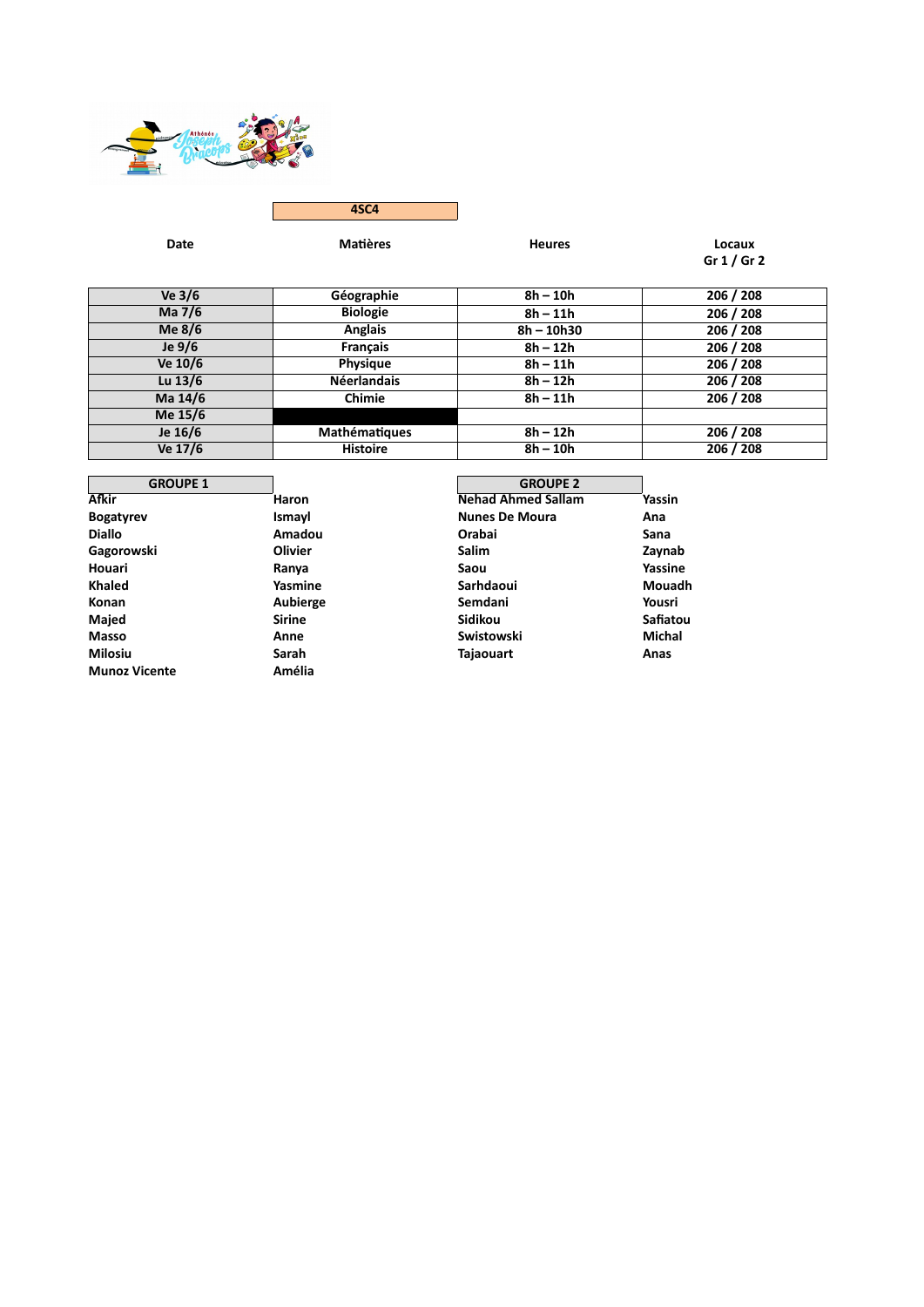## 4SC4

| Date | Matières | Heures | Locaux Gr 1 / Gr 2 |
| --- | --- | --- | --- |
| Ve 3/6 | Géographie | 8h – 10h | 206 / 208 |
| Ma 7/6 | Biologie | 8h – 11h | 206 / 208 |
| Me 8/6 | Anglais | 8h – 10h30 | 206 / 208 |
| Je 9/6 | Français | 8h – 12h | 206 / 208 |
| Ve 10/6 | Physique | 8h – 11h | 206 / 208 |
| Lu 13/6 | Néerlandais | 8h – 12h | 206 / 208 |
| Ma 14/6 | Chimie | 8h – 11h | 206 / 208 |
| Me 15/6 | | | |
| Je 16/6 | Mathématiques | 8h – 12h | 206 / 208 |
| Ve 17/6 | Histoire | 8h – 10h | 206 / 208 |

| GROUPE 1 | | GROUPE 2 | |
| --- | --- | --- | --- |
| Afkir | Haron | Nehad Ahmed Sallam | Yassin |
| Bogatyrev | Ismayl | Nunes De Moura | Ana |
| Diallo | Amadou | Orabai | Sana |
| Gagorowski | Olivier | Salim | Zaynab |
| Houari | Ranya | Saou | Yassine |
| Khaled | Yasmine | Sarhdaoui | Mouadh |
| Konan | Aubierge | Semdani | Yousri |
| Majed | Sirine | Sidikou | Safiatou |
| Masso | Anne | Swistowski | Michal |
| Milosiu | Sarah | Tajaouart | Anas |
| Munoz Vicente | Amélia | | |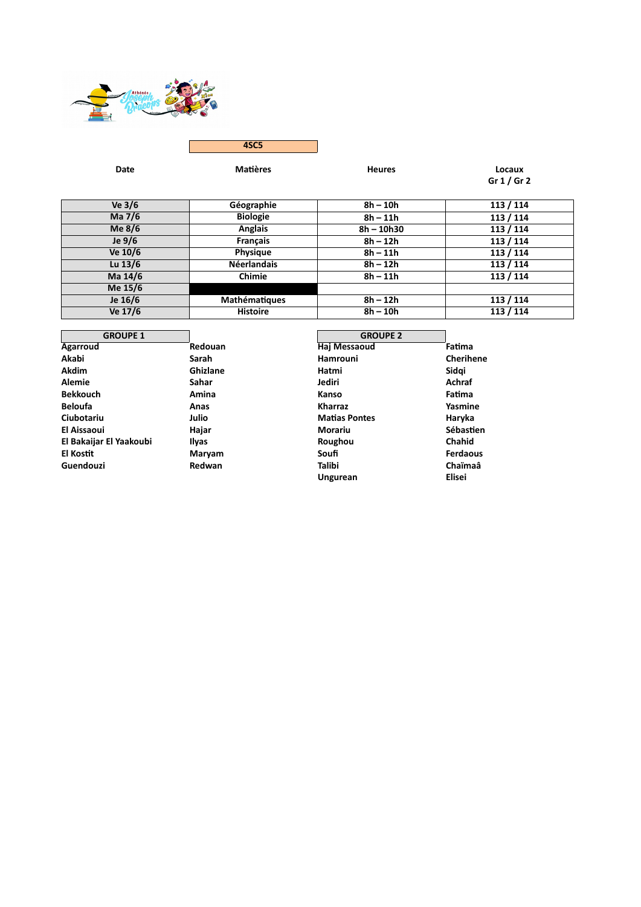**4SC5**

| Date | Matières | Heures | Locaux Gr 1 / Gr 2 |
|---|---|---|---|
| Ve 3/6 | Géographie | 8h – 10h | 113 / 114 |
| Ma 7/6 | Biologie | 8h – 11h | 113 / 114 |
| Me 8/6 | Anglais | 8h – 10h30 | 113 / 114 |
| Je 9/6 | Français | 8h – 12h | 113 / 114 |
| Ve 10/6 | Physique | 8h – 11h | 113 / 114 |
| Lu 13/6 | Néerlandais | 8h – 12h | 113 / 114 |
| Ma 14/6 | Chimie | 8h – 11h | 113 / 114 |
| Me 15/6 | | | |
| Je 16/6 | Mathématiques | 8h – 12h | 113 / 114 |
| Ve 17/6 | Histoire | 8h – 10h | 113 / 114 |

**GROUPE 1**

| | |
|---|---|
| Agarroud | Redouan |
| Akabi | Sarah |
| Akdim | Ghizlane |
| Alemie | Sahar |
| Bekkouch | Amina |
| Beloufa | Anas |
| Ciubotariu | Julio |
| El Aissaoui | Hajar |
| El Bakaijar El Yaakoubi | Ilyas |
| El Kostit | Maryam |
| Guendouzi | Redwan |

**GROUPE 2**

| | |
|---|---|
| Haj Messaoud | Fatima |
| Hamrouni | Cherihene |
| Hatmi | Sidqi |
| Jediri | Achraf |
| Kanso | Fatima |
| Kharraz | Yasmine |
| Matias Pontes | Haryka |
| Morariu | Sébastien |
| Roughou | Chahid |
| Soufi | Ferdaous |
| Talibi | Chaïmaâ |
| Ungurean | Elisei |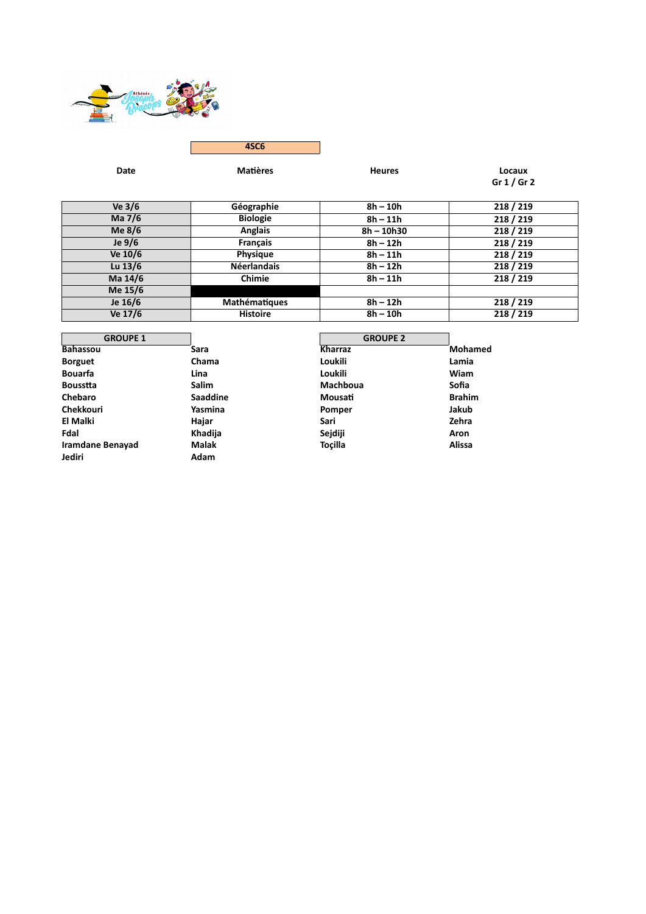**4SC6**

| Date | Matières | Heures | Locaux Gr 1 / Gr 2 |
|---|---|---|---|
| Ve 3/6 | Géographie | 8h – 10h | 218 / 219 |
| Ma 7/6 | Biologie | 8h – 11h | 218 / 219 |
| Me 8/6 | Anglais | 8h – 10h30 | 218 / 219 |
| Je 9/6 | Français | 8h – 12h | 218 / 219 |
| Ve 10/6 | Physique | 8h – 11h | 218 / 219 |
| Lu 13/6 | Néerlandais | 8h – 12h | 218 / 219 |
| Ma 14/6 | Chimie | 8h – 11h | 218 / 219 |
| Me 15/6 | | | |
| Je 16/6 | Mathématiques | 8h – 12h | 218 / 219 |
| Ve 17/6 | Histoire | 8h – 10h | 218 / 219 |

| GROUPE 1 | |
|---|---|
| Bahassou | Sara |
| Borguet | Chama |
| Bouarfa | Lina |
| Bousstta | Salim |
| Chebaro | Saaddine |
| Chekkouri | Yasmina |
| El Malki | Hajar |
| Fdal | Khadija |
| Iramdane Benayad | Malak |
| Jediri | Adam |

| GROUPE 2 | |
|---|---|
| Kharraz | Mohamed |
| Loukili | Lamia |
| Loukili | Wiam |
| Machboua | Sofia |
| Mousati | Brahim |
| Pomper | Jakub |
| Sari | Zehra |
| Sejdiji | Aron |
| Toçilla | Alissa |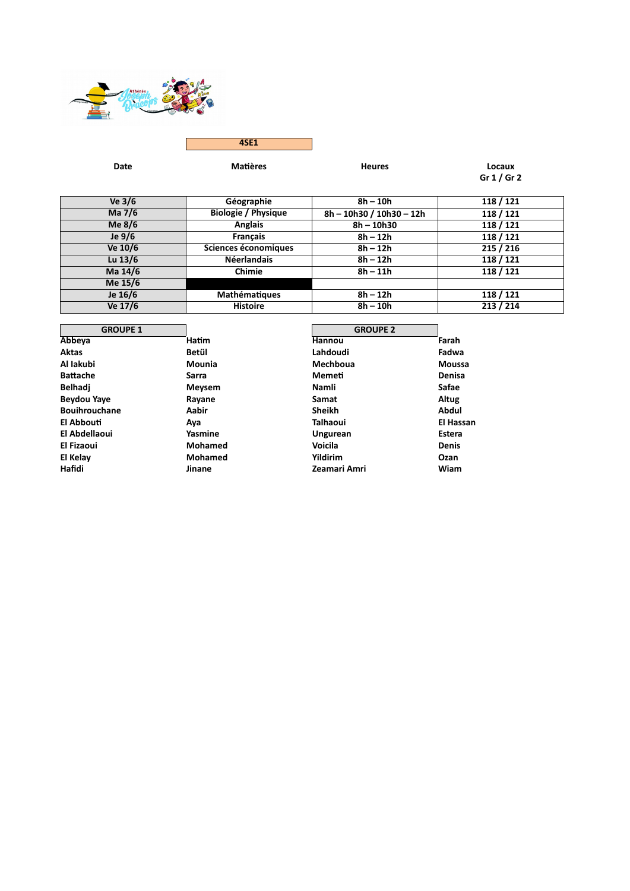**4SE1**

| Date | Matières | Heures | Locaux Gr 1 / Gr 2 |
|---|---|---|---|
| Ve 3/6 | Géographie | 8h – 10h | 118 / 121 |
| Ma 7/6 | Biologie / Physique | 8h – 10h30 / 10h30 – 12h | 118 / 121 |
| Me 8/6 | Anglais | 8h – 10h30 | 118 / 121 |
| Je 9/6 | Français | 8h – 12h | 118 / 121 |
| Ve 10/6 | Sciences économiques | 8h – 12h | 215 / 216 |
| Lu 13/6 | Néerlandais | 8h – 12h | 118 / 121 |
| Ma 14/6 | Chimie | 8h – 11h | 118 / 121 |
| Me 15/6 | | | |
| Je 16/6 | Mathématiques | 8h – 12h | 118 / 121 |
| Ve 17/6 | Histoire | 8h – 10h | 213 / 214 |

| GROUPE 1 | | GROUPE 2 | |
|---|---|---|---|
| Abbeya | Hatim | Hannou | Farah |
| Aktas | Betül | Lahdoudi | Fadwa |
| Al Iakubi | Mounia | Mechboua | Moussa |
| Battache | Sarra | Memeti | Denisa |
| Belhadj | Meysem | Namli | Safae |
| Beydou Yaye | Rayane | Samat | Altug |
| Bouihrouchane | Aabir | Sheikh | Abdul |
| El Abbouti | Aya | Talhaoui | El Hassan |
| El Abdellaoui | Yasmine | Ungurean | Estera |
| El Fizaoui | Mohamed | Voicila | Denis |
| El Kelay | Mohamed | Yildirim | Ozan |
| Hafidi | Jinane | Zeamari Amri | Wiam |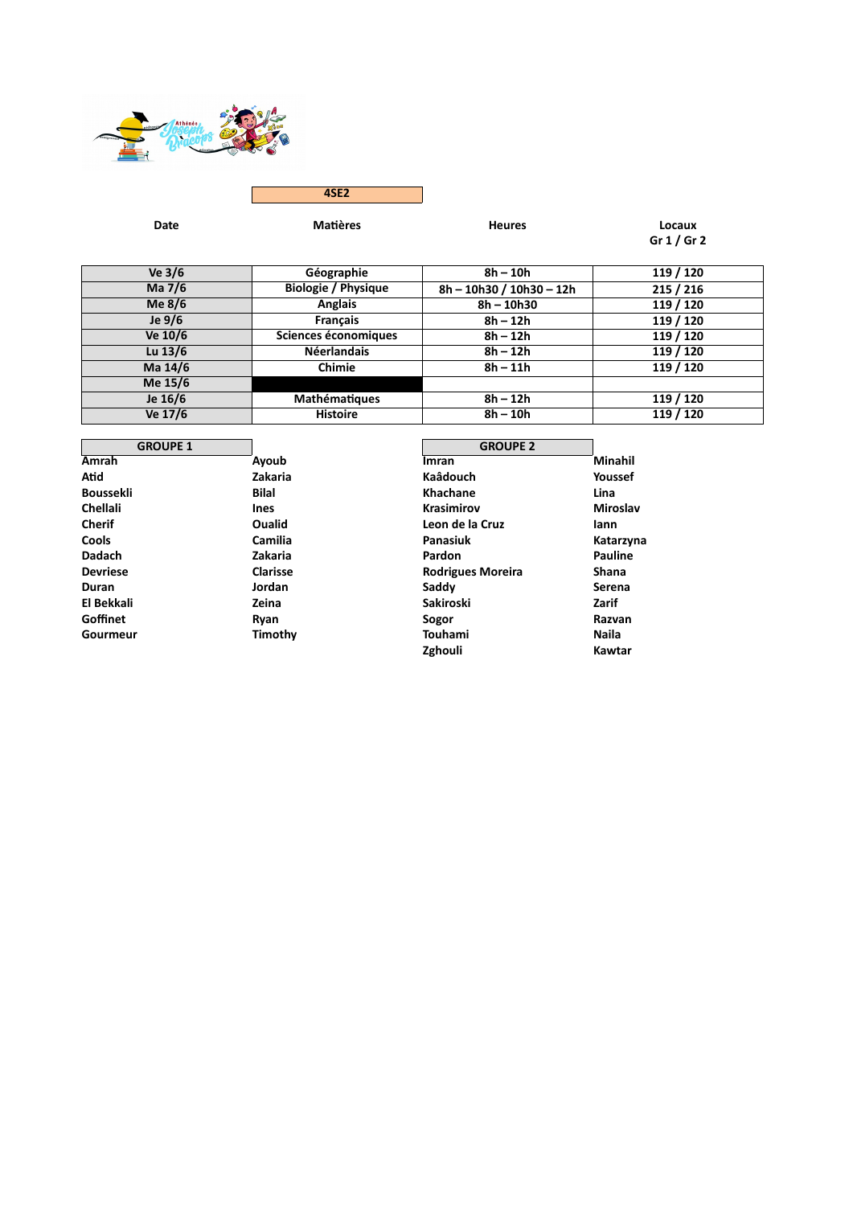**4SE2**

| Date | Matières | Heures | Locaux Gr 1 / Gr 2 |
|---|---|---|---|
| Ve 3/6 | Géographie | 8h – 10h | 119 / 120 |
| Ma 7/6 | Biologie / Physique | 8h – 10h30 / 10h30 – 12h | 215 / 216 |
| Me 8/6 | Anglais | 8h – 10h30 | 119 / 120 |
| Je 9/6 | Français | 8h – 12h | 119 / 120 |
| Ve 10/6 | Sciences économiques | 8h – 12h | 119 / 120 |
| Lu 13/6 | Néerlandais | 8h – 12h | 119 / 120 |
| Ma 14/6 | Chimie | 8h – 11h | 119 / 120 |
| Me 15/6 | | | |
| Je 16/6 | Mathématiques | 8h – 12h | 119 / 120 |
| Ve 17/6 | Histoire | 8h – 10h | 119 / 120 |

| GROUPE 1 | | GROUPE 2 | |
|---|---|---|---|
| Amrah | Ayoub | Imran | Minahil |
| Atid | Zakaria | Kaâdouch | Youssef |
| Boussekli | Bilal | Khachane | Lina |
| Chellali | Ines | Krasimirov | Miroslav |
| Cherif | Oualid | Leon de la Cruz | Iann |
| Cools | Camilia | Panasiuk | Katarzyna |
| Dadach | Zakaria | Pardon | Pauline |
| Devriese | Clarisse | Rodrigues Moreira | Shana |
| Duran | Jordan | Saddy | Serena |
| El Bekkali | Zeina | Sakiroski | Zarif |
| Goffinet | Ryan | Sogor | Razvan |
| Gourmeur | Timothy | Touhami | Naila |
| | | Zghouli | Kawtar |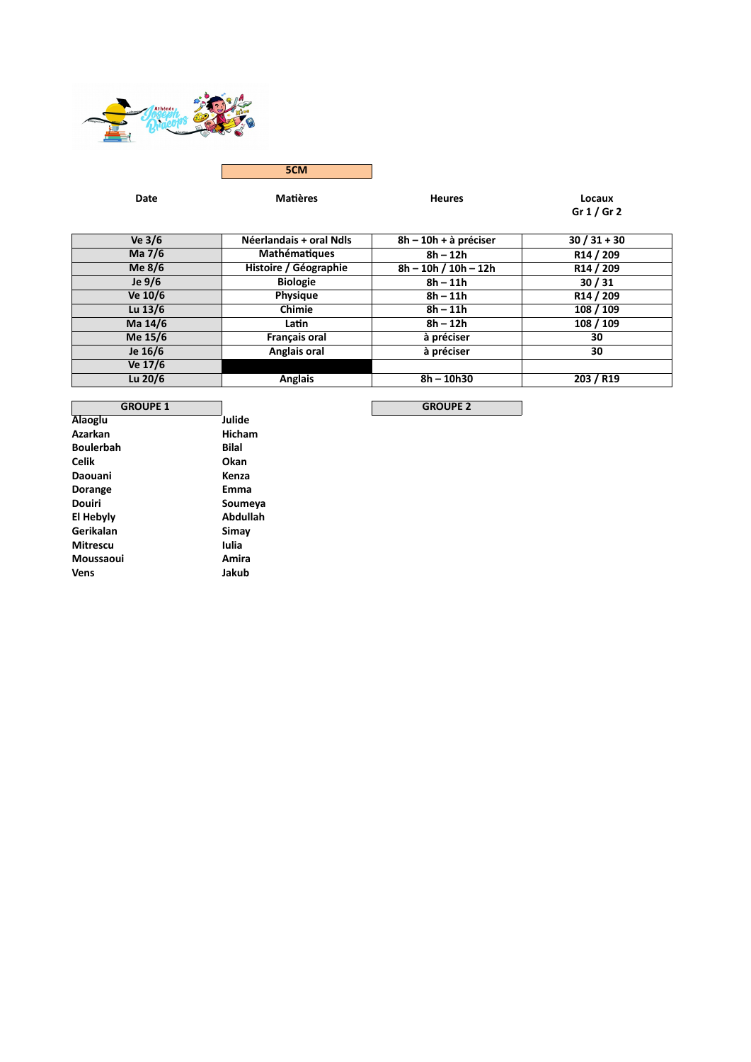**5CM**

| Date | Matières | Heures | Locaux<br>Gr 1 / Gr 2 |
|---|---|---|---|
| Ve 3/6 | Néerlandais + oral Ndls | 8h – 10h + à préciser | 30 / 31 + 30 |
| Ma 7/6 | Mathématiques | 8h – 12h | R14 / 209 |
| Me 8/6 | Histoire / Géographie | 8h – 10h / 10h – 12h | R14 / 209 |
| Je 9/6 | Biologie | 8h – 11h | 30 / 31 |
| Ve 10/6 | Physique | 8h – 11h | R14 / 209 |
| Lu 13/6 | Chimie | 8h – 11h | 108 / 109 |
| Ma 14/6 | Latin | 8h – 12h | 108 / 109 |
| Me 15/6 | Français oral | à préciser | 30 |
| Je 16/6 | Anglais oral | à préciser | 30 |
| Ve 17/6 | | | |
| Lu 20/6 | Anglais | 8h – 10h30 | 203 / R19 |

**GROUPE 1**

| | |
|---|---|
| Alaoglu | Julide |
| Azarkan | Hicham |
| Boulerbah | Bilal |
| Celik | Okan |
| Daouani | Kenza |
| Dorange | Emma |
| Douiri | Soumeya |
| El Hebyly | Abdullah |
| Gerikalan | Simay |
| Mitrescu | Iulia |
| Moussaoui | Amira |
| Vens | Jakub |

**GROUPE 2**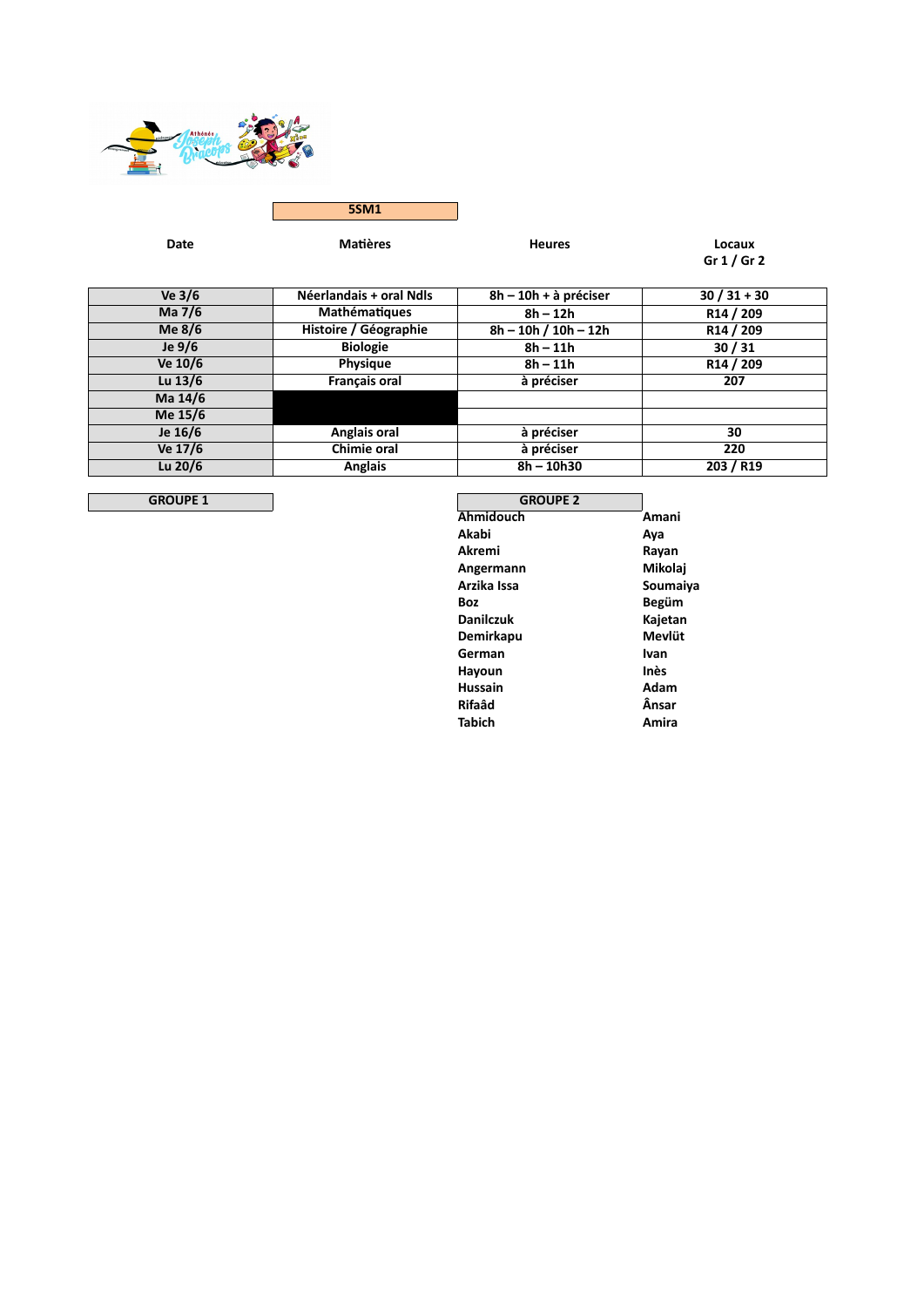**5SM1**

| Date | Matières | Heures | Locaux Gr 1 / Gr 2 |
|---|---|---|---|
| Ve 3/6 | Néerlandais + oral Ndls | 8h – 10h + à préciser | 30 / 31 + 30 |
| Ma 7/6 | Mathématiques | 8h – 12h | R14 / 209 |
| Me 8/6 | Histoire / Géographie | 8h – 10h / 10h – 12h | R14 / 209 |
| Je 9/6 | Biologie | 8h – 11h | 30 / 31 |
| Ve 10/6 | Physique | 8h – 11h | R14 / 209 |
| Lu 13/6 | Français oral | à préciser | 207 |
| Ma 14/6 | | | |
| Me 15/6 | | | |
| Je 16/6 | Anglais oral | à préciser | 30 |
| Ve 17/6 | Chimie oral | à préciser | 220 |
| Lu 20/6 | Anglais | 8h – 10h30 | 203 / R19 |

**GROUPE 1**

**GROUPE 2**

| | |
|---|---|
| Ahmidouch | Amani |
| Akabi | Aya |
| Akremi | Rayan |
| Angermann | Mikolaj |
| Arzika Issa | Soumaiya |
| Boz | Begüm |
| Danilczuk | Kajetan |
| Demirkapu | Mevlüt |
| German | Ivan |
| Hayoun | Inès |
| Hussain | Adam |
| Rifaâd | Ânsar |
| Tabich | Amira |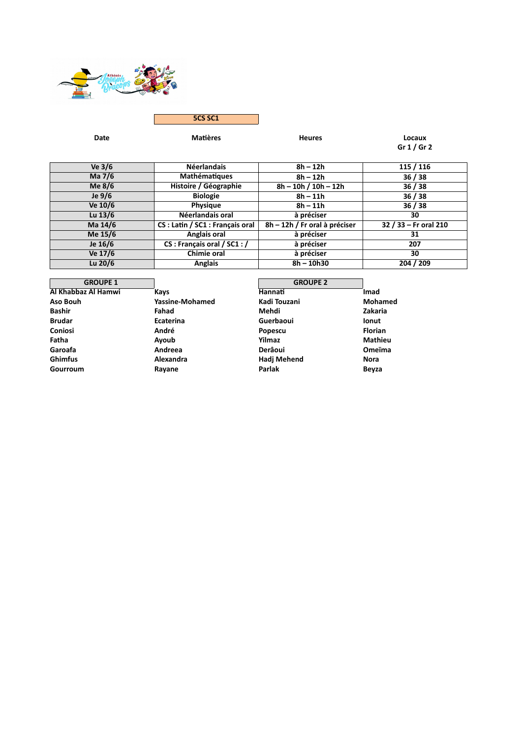## 5CS SC1

| Date | Matières | Heures | Locaux Gr 1 / Gr 2 |
|---|---|---|---|
| Ve 3/6 | Néerlandais | 8h – 12h | 115 / 116 |
| Ma 7/6 | Mathématiques | 8h – 12h | 36 / 38 |
| Me 8/6 | Histoire / Géographie | 8h – 10h / 10h – 12h | 36 / 38 |
| Je 9/6 | Biologie | 8h – 11h | 36 / 38 |
| Ve 10/6 | Physique | 8h – 11h | 36 / 38 |
| Lu 13/6 | Néerlandais oral | à préciser | 30 |
| Ma 14/6 | CS : Latin / SC1 : Français oral | 8h – 12h / Fr oral à préciser | 32 / 33 – Fr oral 210 |
| Me 15/6 | Anglais oral | à préciser | 31 |
| Je 16/6 | CS : Français oral / SC1 : / | à préciser | 207 |
| Ve 17/6 | Chimie oral | à préciser | 30 |
| Lu 20/6 | Anglais | 8h – 10h30 | 204 / 209 |

| GROUPE 1 | | GROUPE 2 | |
|---|---|---|---|
| Al Khabbaz Al Hamwi | Kays | Hannati | Imad |
| Aso Bouh | Yassine-Mohamed | Kadi Touzani | Mohamed |
| Bashir | Fahad | Mehdi | Zakaria |
| Brudar | Ecaterina | Guerbaoui | Ionut |
| Coniosi | André | Popescu | Florian |
| Fatha | Ayoub | Yilmaz | Mathieu |
| Garoafa | Andreea | Derâoui | Omeïma |
| Ghimfus | Alexandra | Hadj Mehend | Nora |
| Gourroum | Rayane | Parlak | Beyza |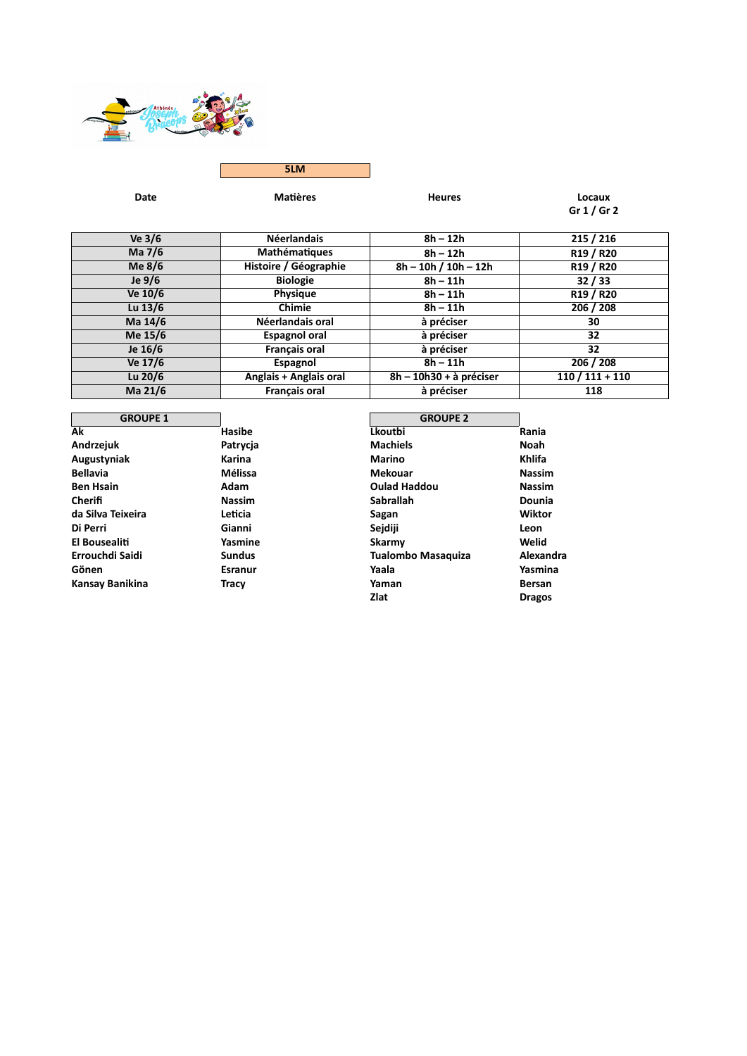## 5LM

| Date | Matières | Heures | Locaux Gr 1 / Gr 2 |
|---|---|---|---|
| Ve 3/6 | Néerlandais | 8h – 12h | 215 / 216 |
| Ma 7/6 | Mathématiques | 8h – 12h | R19 / R20 |
| Me 8/6 | Histoire / Géographie | 8h – 10h / 10h – 12h | R19 / R20 |
| Je 9/6 | Biologie | 8h – 11h | 32 / 33 |
| Ve 10/6 | Physique | 8h – 11h | R19 / R20 |
| Lu 13/6 | Chimie | 8h – 11h | 206 / 208 |
| Ma 14/6 | Néerlandais oral | à préciser | 30 |
| Me 15/6 | Espagnol oral | à préciser | 32 |
| Je 16/6 | Français oral | à préciser | 32 |
| Ve 17/6 | Espagnol | 8h – 11h | 206 / 208 |
| Lu 20/6 | Anglais + Anglais oral | 8h – 10h30 + à préciser | 110 / 111 + 110 |
| Ma 21/6 | Français oral | à préciser | 118 |

| GROUPE 1 | | GROUPE 2 | |
|---|---|---|---|
| Ak | Hasibe | Lkoutbi | Rania |
| Andrzejuk | Patrycja | Machiels | Noah |
| Augustyniak | Karina | Marino | Khlifa |
| Bellavia | Mélissa | Mekouar | Nassim |
| Ben Hsain | Adam | Oulad Haddou | Nassim |
| Cherifi | Nassim | Sabrallah | Dounia |
| da Silva Teixeira | Leticia | Sagan | Wiktor |
| Di Perri | Gianni | Sejdiji | Leon |
| El Bousealiti | Yasmine | Skarmy | Welid |
| Errouchdi Saidi | Sundus | Tualombo Masaquiza | Alexandra |
| Gönen | Esranur | Yaala | Yasmina |
| Kansay Banikina | Tracy | Yaman | Bersan |
| | | Zlat | Dragos |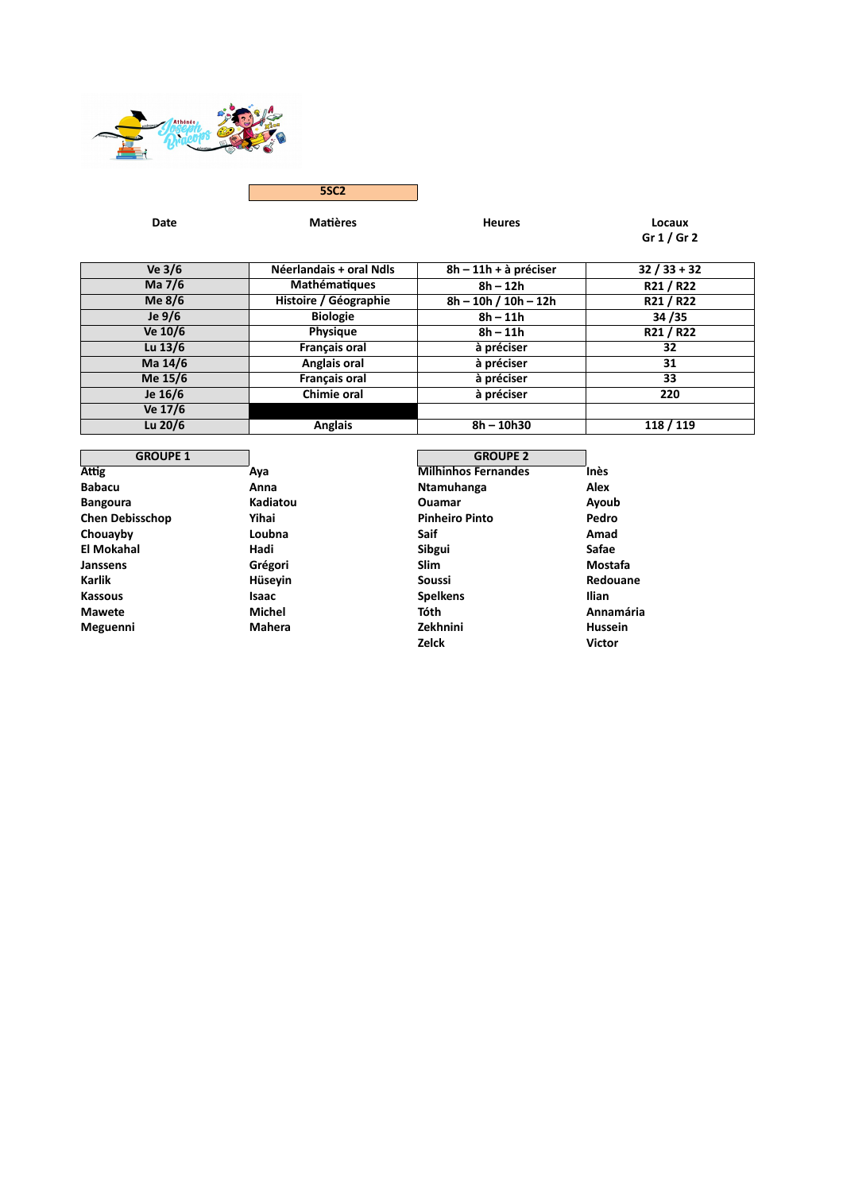**5SC2**

| Date | Matières | Heures | Locaux<br>Gr 1 / Gr 2 |
|---|---|---|---|
| Ve 3/6 | Néerlandais + oral Ndls | 8h – 11h + à préciser | 32 / 33 + 32 |
| Ma 7/6 | Mathématiques | 8h – 12h | R21 / R22 |
| Me 8/6 | Histoire / Géographie | 8h – 10h / 10h – 12h | R21 / R22 |
| Je 9/6 | Biologie | 8h – 11h | 34 /35 |
| Ve 10/6 | Physique | 8h – 11h | R21 / R22 |
| Lu 13/6 | Français oral | à préciser | 32 |
| Ma 14/6 | Anglais oral | à préciser | 31 |
| Me 15/6 | Français oral | à préciser | 33 |
| Je 16/6 | Chimie oral | à préciser | 220 |
| Ve 17/6 | | | |
| Lu 20/6 | Anglais | 8h – 10h30 | 118 / 119 |

| GROUPE 1 | | GROUPE 2 | |
|---|---|---|---|
| Attig | Aya | Milhinhos Fernandes | Inès |
| Babacu | Anna | Ntamuhanga | Alex |
| Bangoura | Kadiatou | Ouamar | Ayoub |
| Chen Debisschop | Yihai | Pinheiro Pinto | Pedro |
| Chouayby | Loubna | Saif | Amad |
| El Mokahal | Hadi | Sibgui | Safae |
| Janssens | Grégori | Slim | Mostafa |
| Karlik | Hüseyin | Soussi | Redouane |
| Kassous | Isaac | Spelkens | Ilian |
| Mawete | Michel | Tóth | Annamária |
| Meguenni | Mahera | Zekhnini | Hussein |
| | | Zelck | Victor |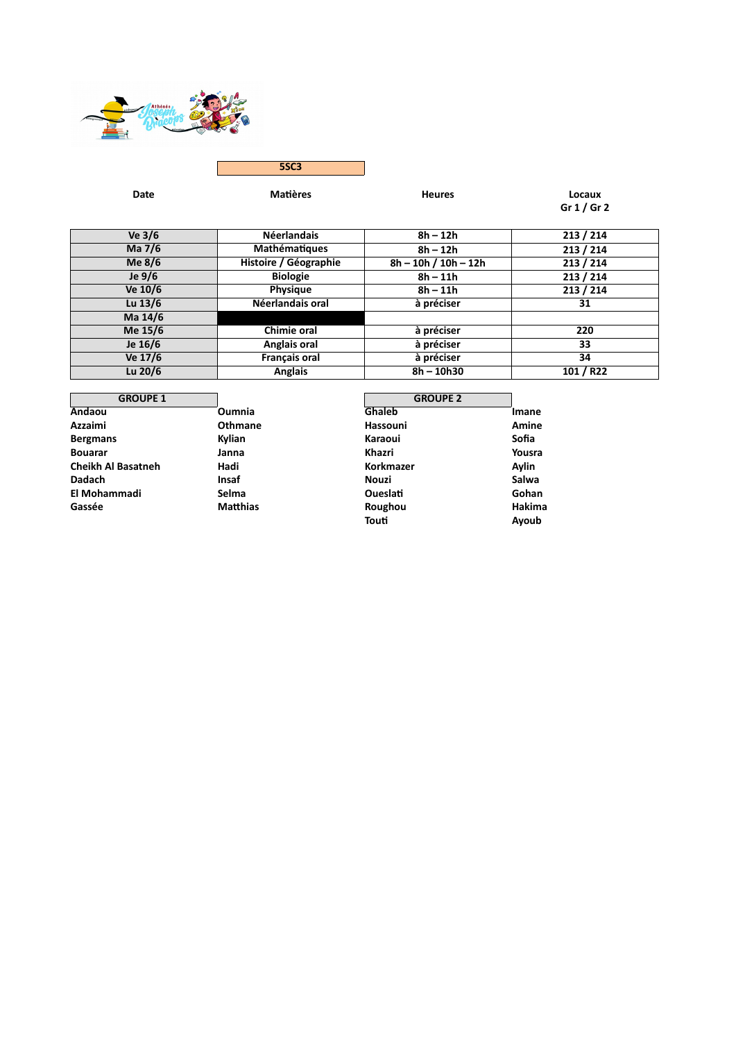## 5SC3

| Date | Matières | Heures | Locaux Gr 1 / Gr 2 |
|---|---|---|---|
| Ve 3/6 | Néerlandais | 8h – 12h | 213 / 214 |
| Ma 7/6 | Mathématiques | 8h – 12h | 213 / 214 |
| Me 8/6 | Histoire / Géographie | 8h – 10h / 10h – 12h | 213 / 214 |
| Je 9/6 | Biologie | 8h – 11h | 213 / 214 |
| Ve 10/6 | Physique | 8h – 11h | 213 / 214 |
| Lu 13/6 | Néerlandais oral | à préciser | 31 |
| Ma 14/6 | | | |
| Me 15/6 | Chimie oral | à préciser | 220 |
| Je 16/6 | Anglais oral | à préciser | 33 |
| Ve 17/6 | Français oral | à préciser | 34 |
| Lu 20/6 | Anglais | 8h – 10h30 | 101 / R22 |

| GROUPE 1 | | GROUPE 2 | |
|---|---|---|---|
| Andaou | Oumnia | Ghaleb | Imane |
| Azzaimi | Othmane | Hassouni | Amine |
| Bergmans | Kylian | Karaoui | Sofia |
| Bouarar | Janna | Khazri | Yousra |
| Cheikh Al Basatneh | Hadi | Korkmazer | Aylin |
| Dadach | Insaf | Nouzi | Salwa |
| El Mohammadi | Selma | Oueslati | Gohan |
| Gassée | Matthias | Roughou | Hakima |
| | | Touti | Ayoub |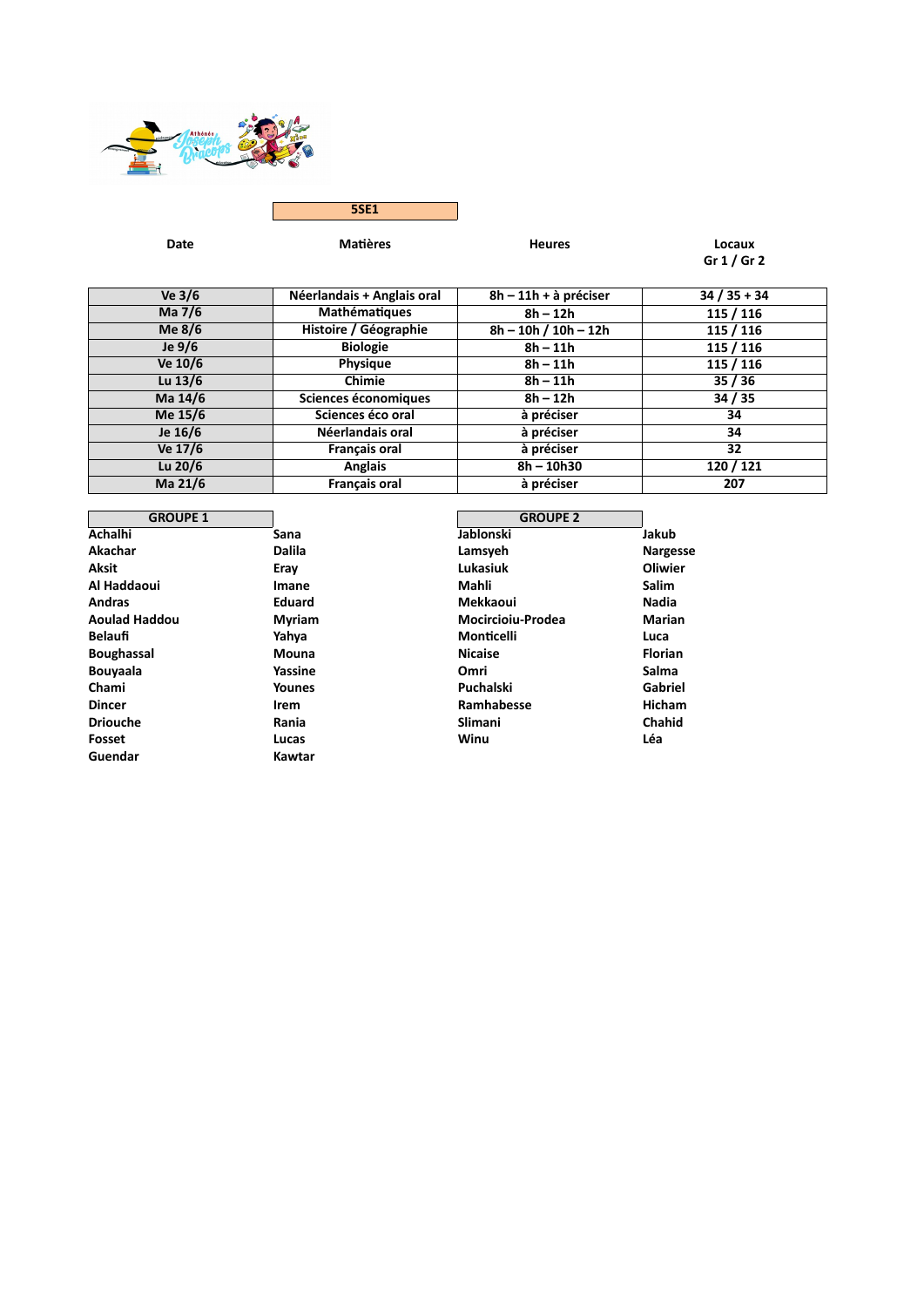**5SE1**

| Date | Matières | Heures | Locaux Gr 1 / Gr 2 |
|---|---|---|---|
| Ve 3/6 | Néerlandais + Anglais oral | 8h – 11h + à préciser | 34 / 35 + 34 |
| Ma 7/6 | Mathématiques | 8h – 12h | 115 / 116 |
| Me 8/6 | Histoire / Géographie | 8h – 10h / 10h – 12h | 115 / 116 |
| Je 9/6 | Biologie | 8h – 11h | 115 / 116 |
| Ve 10/6 | Physique | 8h – 11h | 115 / 116 |
| Lu 13/6 | Chimie | 8h – 11h | 35 / 36 |
| Ma 14/6 | Sciences économiques | 8h – 12h | 34 / 35 |
| Me 15/6 | Sciences éco oral | à préciser | 34 |
| Je 16/6 | Néerlandais oral | à préciser | 34 |
| Ve 17/6 | Français oral | à préciser | 32 |
| Lu 20/6 | Anglais | 8h – 10h30 | 120 / 121 |
| Ma 21/6 | Français oral | à préciser | 207 |

**GROUPE 1**

| | |
|---|---|
| Achalhi | Sana |
| Akachar | Dalila |
| Aksit | Eray |
| Al Haddaoui | Imane |
| Andras | Eduard |
| Aoulad Haddou | Myriam |
| Belaufi | Yahya |
| Boughassal | Mouna |
| Bouyaala | Yassine |
| Chami | Younes |
| Dincer | Irem |
| Driouche | Rania |
| Fosset | Lucas |
| Guendar | Kawtar |

**GROUPE 2**

| | |
|---|---|
| Jablonski | Jakub |
| Lamsyeh | Nargesse |
| Lukasiuk | Oliwier |
| Mahli | Salim |
| Mekkaoui | Nadia |
| Mocircioiu-Prodea | Marian |
| Monticelli | Luca |
| Nicaise | Florian |
| Omri | Salma |
| Puchalski | Gabriel |
| Ramhabesse | Hicham |
| Slimani | Chahid |
| Winu | Léa |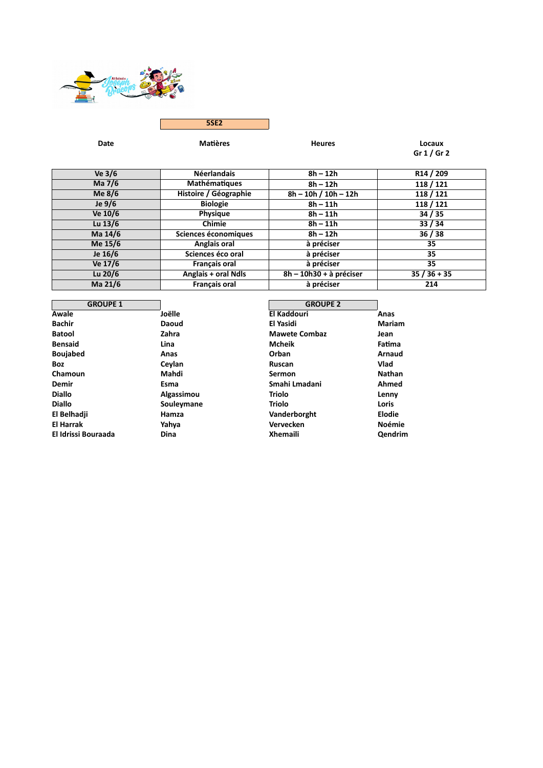## 5SE2

| Date | Matières | Heures | Locaux Gr 1 / Gr 2 |
|---|---|---|---|
| Ve 3/6 | Néerlandais | 8h – 12h | R14 / 209 |
| Ma 7/6 | Mathématiques | 8h – 12h | 118 / 121 |
| Me 8/6 | Histoire / Géographie | 8h – 10h / 10h – 12h | 118 / 121 |
| Je 9/6 | Biologie | 8h – 11h | 118 / 121 |
| Ve 10/6 | Physique | 8h – 11h | 34 / 35 |
| Lu 13/6 | Chimie | 8h – 11h | 33 / 34 |
| Ma 14/6 | Sciences économiques | 8h – 12h | 36 / 38 |
| Me 15/6 | Anglais oral | à préciser | 35 |
| Je 16/6 | Sciences éco oral | à préciser | 35 |
| Ve 17/6 | Français oral | à préciser | 35 |
| Lu 20/6 | Anglais + oral Ndls | 8h – 10h30 + à préciser | 35 / 36 + 35 |
| Ma 21/6 | Français oral | à préciser | 214 |

| GROUPE 1 | | GROUPE 2 | |
|---|---|---|---|
| Awale | Joëlle | El Kaddouri | Anas |
| Bachir | Daoud | El Yasidi | Mariam |
| Batool | Zahra | Mawete Combaz | Jean |
| Bensaid | Lina | Mcheik | Fatima |
| Boujabed | Anas | Orban | Arnaud |
| Boz | Ceylan | Ruscan | Vlad |
| Chamoun | Mahdi | Sermon | Nathan |
| Demir | Esma | Smahi Lmadani | Ahmed |
| Diallo | Algassimou | Triolo | Lenny |
| Diallo | Souleymane | Triolo | Loris |
| El Belhadji | Hamza | Vanderborght | Elodie |
| El Harrak | Yahya | Vervecken | Noémie |
| El Idrissi Bouraada | Dina | Xhemaili | Qendrim |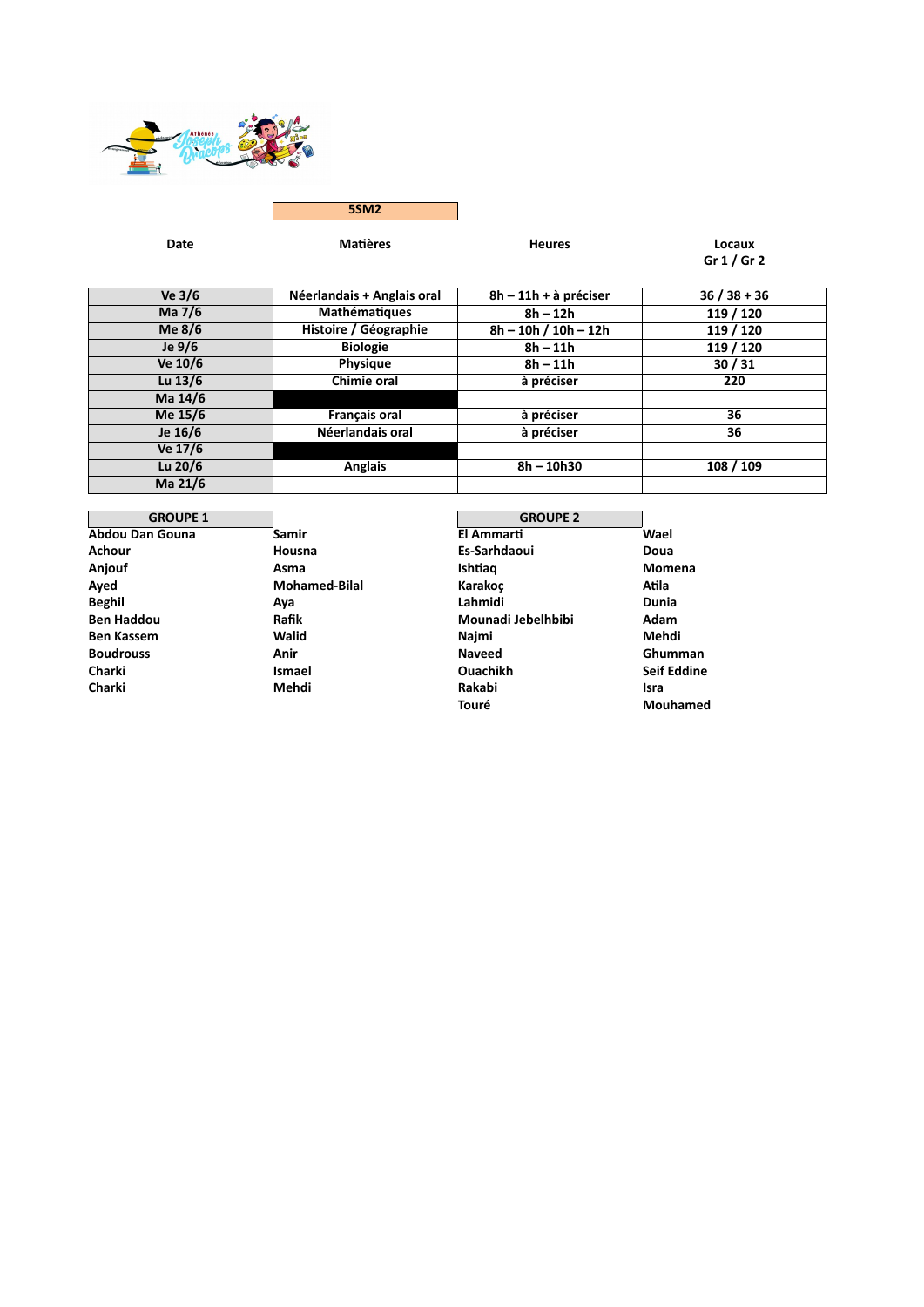**5SM2**

| Date | Matières | Heures | Locaux Gr 1 / Gr 2 |
|---|---|---|---|
| Ve 3/6 | Néerlandais + Anglais oral | 8h – 11h + à préciser | 36 / 38 + 36 |
| Ma 7/6 | Mathématiques | 8h – 12h | 119 / 120 |
| Me 8/6 | Histoire / Géographie | 8h – 10h / 10h – 12h | 119 / 120 |
| Je 9/6 | Biologie | 8h – 11h | 119 / 120 |
| Ve 10/6 | Physique | 8h – 11h | 30 / 31 |
| Lu 13/6 | Chimie oral | à préciser | 220 |
| Ma 14/6 | | | |
| Me 15/6 | Français oral | à préciser | 36 |
| Je 16/6 | Néerlandais oral | à préciser | 36 |
| Ve 17/6 | | | |
| Lu 20/6 | Anglais | 8h – 10h30 | 108 / 109 |
| Ma 21/6 | | | |

| GROUPE 1 | | GROUPE 2 | |
|---|---|---|---|
| Abdou Dan Gouna | Samir | El Ammarti | Wael |
| Achour | Housna | Es-Sarhdaoui | Doua |
| Anjouf | Asma | Ishtiaq | Momena |
| Ayed | Mohamed-Bilal | Karakoç | Atila |
| Beghil | Aya | Lahmidi | Dunia |
| Ben Haddou | Rafik | Mounadi Jebelhbibi | Adam |
| Ben Kassem | Walid | Najmi | Mehdi |
| Boudrouss | Anir | Naveed | Ghumman |
| Charki | Ismael | Ouachikh | Seif Eddine |
| Charki | Mehdi | Rakabi | Isra |
| | | Touré | Mouhamed |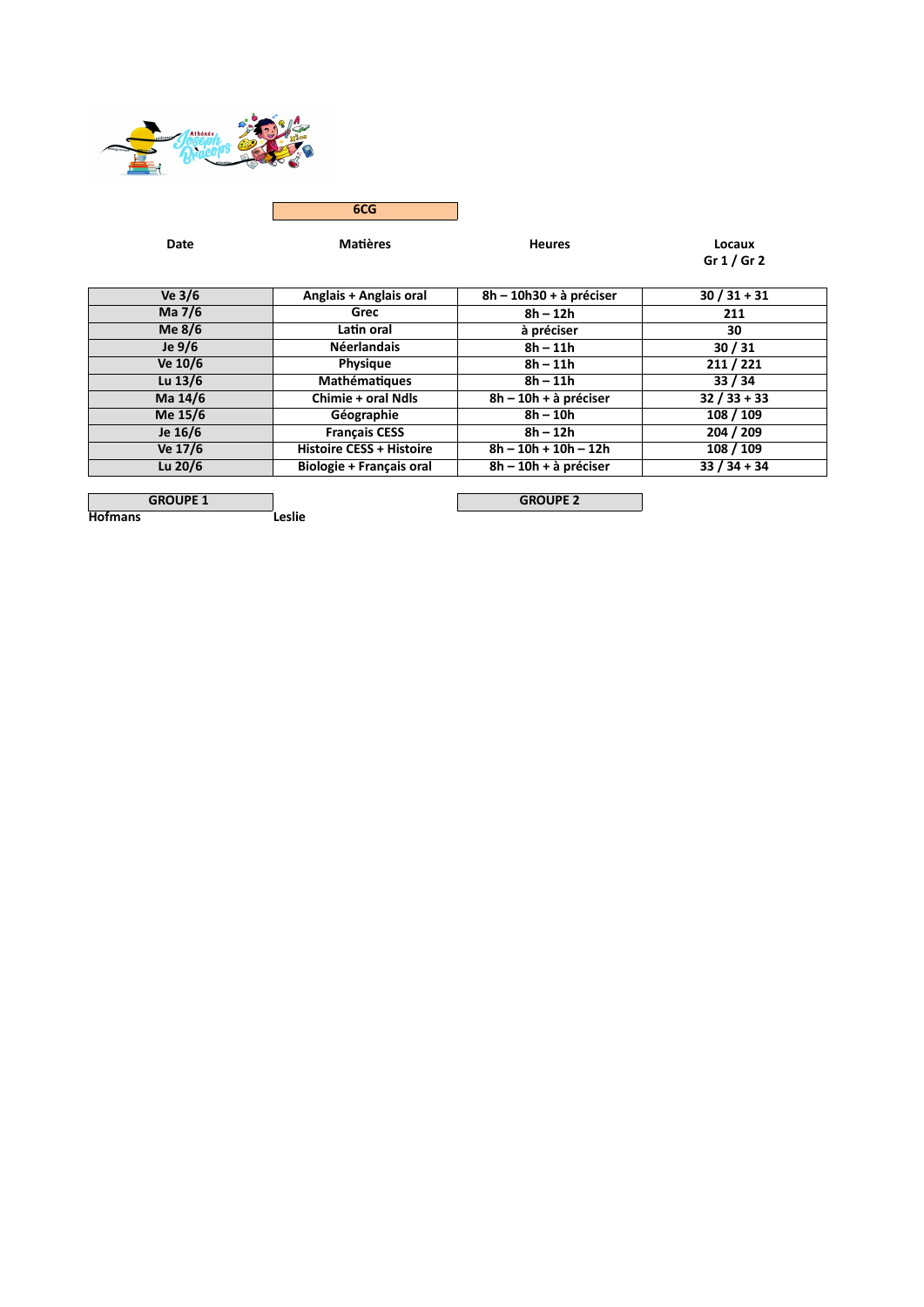**6CG**

| Date | Matières | Heures | Locaux Gr 1 / Gr 2 |
|---|---|---|---|
| Ve 3/6 | Anglais + Anglais oral | 8h – 10h30 + à préciser | 30 / 31 + 31 |
| Ma 7/6 | Grec | 8h – 12h | 211 |
| Me 8/6 | Latin oral | à préciser | 30 |
| Je 9/6 | Néerlandais | 8h – 11h | 30 / 31 |
| Ve 10/6 | Physique | 8h – 11h | 211 / 221 |
| Lu 13/6 | Mathématiques | 8h – 11h | 33 / 34 |
| Ma 14/6 | Chimie + oral Ndls | 8h – 10h + à préciser | 32 / 33 + 33 |
| Me 15/6 | Géographie | 8h – 10h | 108 / 109 |
| Je 16/6 | Français CESS | 8h – 12h | 204 / 209 |
| Ve 17/6 | Histoire CESS + Histoire | 8h – 10h + 10h – 12h | 108 / 109 |
| Lu 20/6 | Biologie + Français oral | 8h – 10h + à préciser | 33 / 34 + 34 |

| GROUPE 1 | | GROUPE 2 |
|---|---|---|
| Hofmans | Leslie | |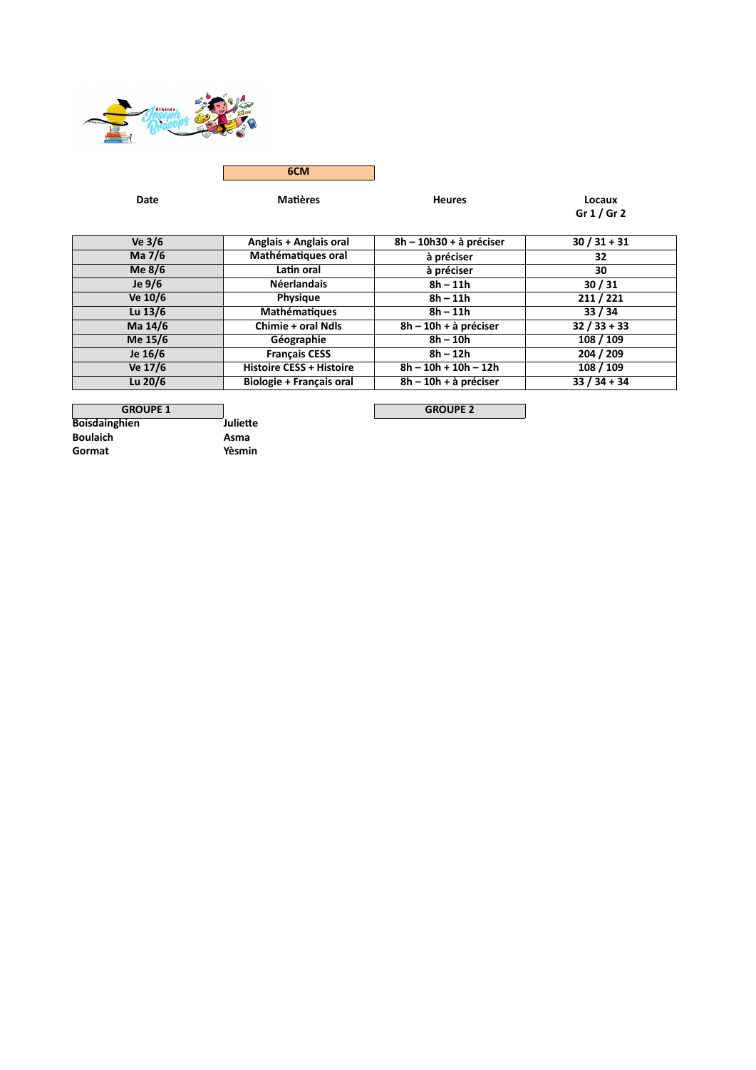**6CM**

| Date | Matières | Heures | Locaux Gr 1 / Gr 2 |
|---|---|---|---|
| Ve 3/6 | Anglais + Anglais oral | 8h – 10h30 + à préciser | 30 / 31 + 31 |
| Ma 7/6 | Mathématiques oral | à préciser | 32 |
| Me 8/6 | Latin oral | à préciser | 30 |
| Je 9/6 | Néerlandais | 8h – 11h | 30 / 31 |
| Ve 10/6 | Physique | 8h – 11h | 211 / 221 |
| Lu 13/6 | Mathématiques | 8h – 11h | 33 / 34 |
| Ma 14/6 | Chimie + oral Ndls | 8h – 10h + à préciser | 32 / 33 + 33 |
| Me 15/6 | Géographie | 8h – 10h | 108 / 109 |
| Je 16/6 | Français CESS | 8h – 12h | 204 / 209 |
| Ve 17/6 | Histoire CESS + Histoire | 8h – 10h + 10h – 12h | 108 / 109 |
| Lu 20/6 | Biologie + Français oral | 8h – 10h + à préciser | 33 / 34 + 34 |

| GROUPE 1 | | GROUPE 2 |
|---|---|---|
| Boisdainghien | Juliette | |
| Boulaich | Asma | |
| Gormat | Yèsmin | |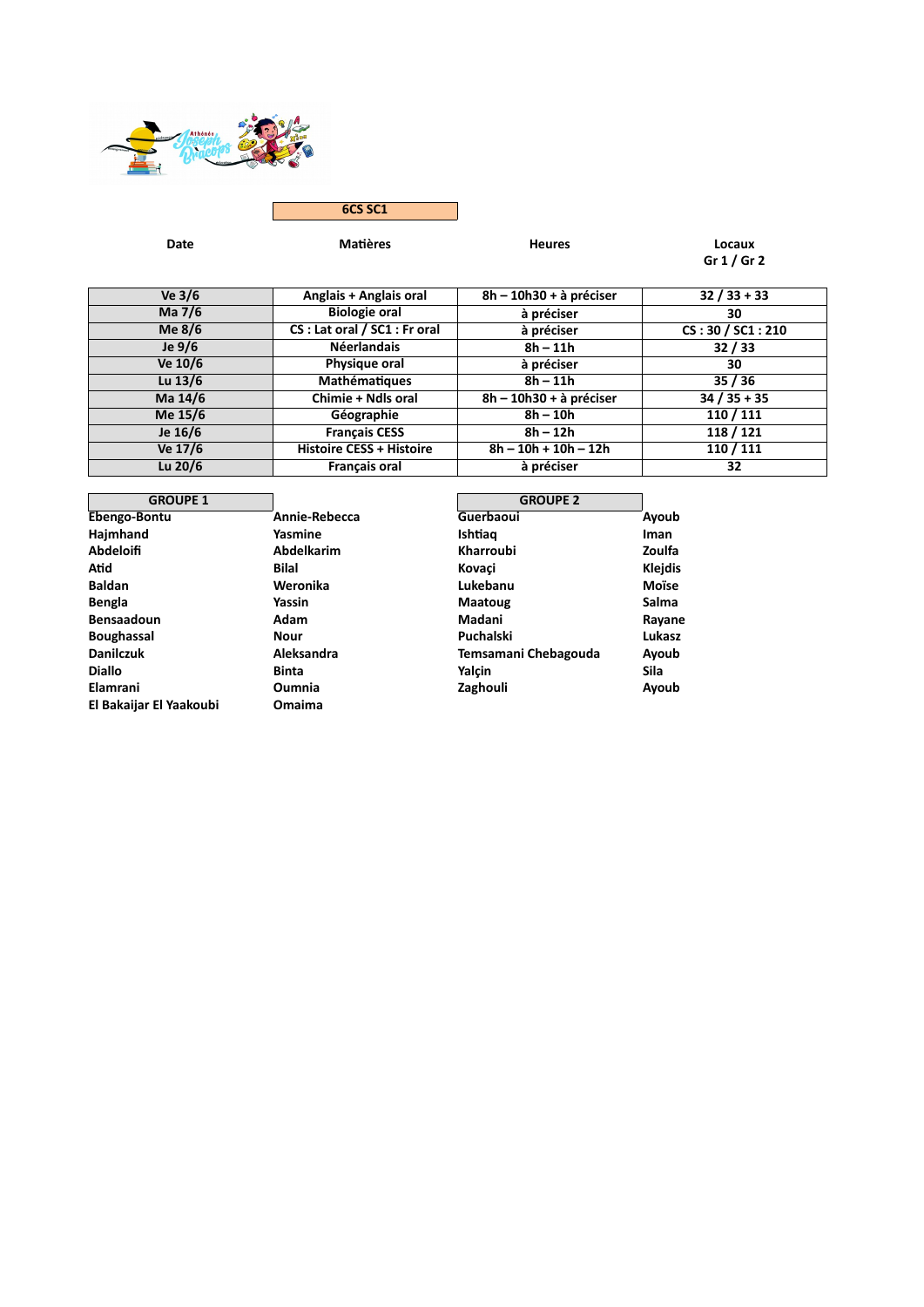**6CS SC1**

| Date | Matières | Heures | Locaux Gr 1 / Gr 2 |
|---|---|---|---|
| Ve 3/6 | Anglais + Anglais oral | 8h – 10h30 + à préciser | 32 / 33 + 33 |
| Ma 7/6 | Biologie oral | à préciser | 30 |
| Me 8/6 | CS : Lat oral / SC1 : Fr oral | à préciser | CS : 30 / SC1 : 210 |
| Je 9/6 | Néerlandais | 8h – 11h | 32 / 33 |
| Ve 10/6 | Physique oral | à préciser | 30 |
| Lu 13/6 | Mathématiques | 8h – 11h | 35 / 36 |
| Ma 14/6 | Chimie + Ndls oral | 8h – 10h30 + à préciser | 34 / 35 + 35 |
| Me 15/6 | Géographie | 8h – 10h | 110 / 111 |
| Je 16/6 | Français CESS | 8h – 12h | 118 / 121 |
| Ve 17/6 | Histoire CESS + Histoire | 8h – 10h + 10h – 12h | 110 / 111 |
| Lu 20/6 | Français oral | à préciser | 32 |

| GROUPE 1 | | GROUPE 2 | |
|---|---|---|---|
| Ebengo-Bontu | Annie-Rebecca | Guerbaoui | Ayoub |
| Hajmhand | Yasmine | Ishtiaq | Iman |
| Abdeloifi | Abdelkarim | Kharroubi | Zoulfa |
| Atid | Bilal | Kovaçi | Klejdis |
| Baldan | Weronika | Lukebanu | Moïse |
| Bengla | Yassin | Maatoug | Salma |
| Bensaadoun | Adam | Madani | Rayane |
| Boughassal | Nour | Puchalski | Lukasz |
| Danilczuk | Aleksandra | Temsamani Chebagouda | Ayoub |
| Diallo | Binta | Yalçin | Sila |
| Elamrani | Oumnia | Zaghouli | Ayoub |
| El Bakaijar El Yaakoubi | Omaima | | |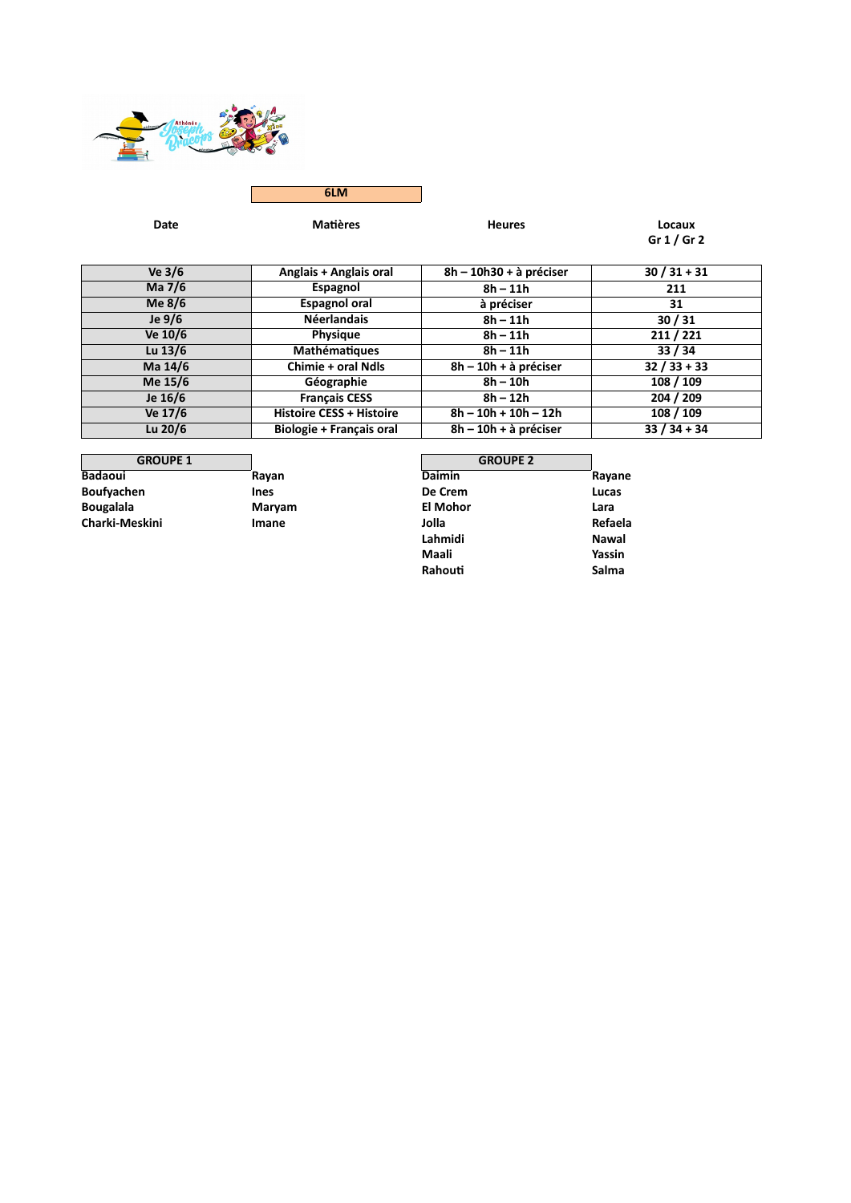**6LM**

| Date | Matières | Heures | Locaux Gr 1 / Gr 2 |
|---|---|---|---|
| Ve 3/6 | Anglais + Anglais oral | 8h – 10h30 + à préciser | 30 / 31 + 31 |
| Ma 7/6 | Espagnol | 8h – 11h | 211 |
| Me 8/6 | Espagnol oral | à préciser | 31 |
| Je 9/6 | Néerlandais | 8h – 11h | 30 / 31 |
| Ve 10/6 | Physique | 8h – 11h | 211 / 221 |
| Lu 13/6 | Mathématiques | 8h – 11h | 33 / 34 |
| Ma 14/6 | Chimie + oral Ndls | 8h – 10h + à préciser | 32 / 33 + 33 |
| Me 15/6 | Géographie | 8h – 10h | 108 / 109 |
| Je 16/6 | Français CESS | 8h – 12h | 204 / 209 |
| Ve 17/6 | Histoire CESS + Histoire | 8h – 10h + 10h – 12h | 108 / 109 |
| Lu 20/6 | Biologie + Français oral | 8h – 10h + à préciser | 33 / 34 + 34 |

| GROUPE 1 | | GROUPE 2 | |
|---|---|---|---|
| Badaoui | Rayan | Daimin | Rayane |
| Boufyachen | Ines | De Crem | Lucas |
| Bougalala | Maryam | El Mohor | Lara |
| Charki-Meskini | Imane | Jolla | Refaela |
| | | Lahmidi | Nawal |
| | | Maali | Yassin |
| | | Rahouti | Salma |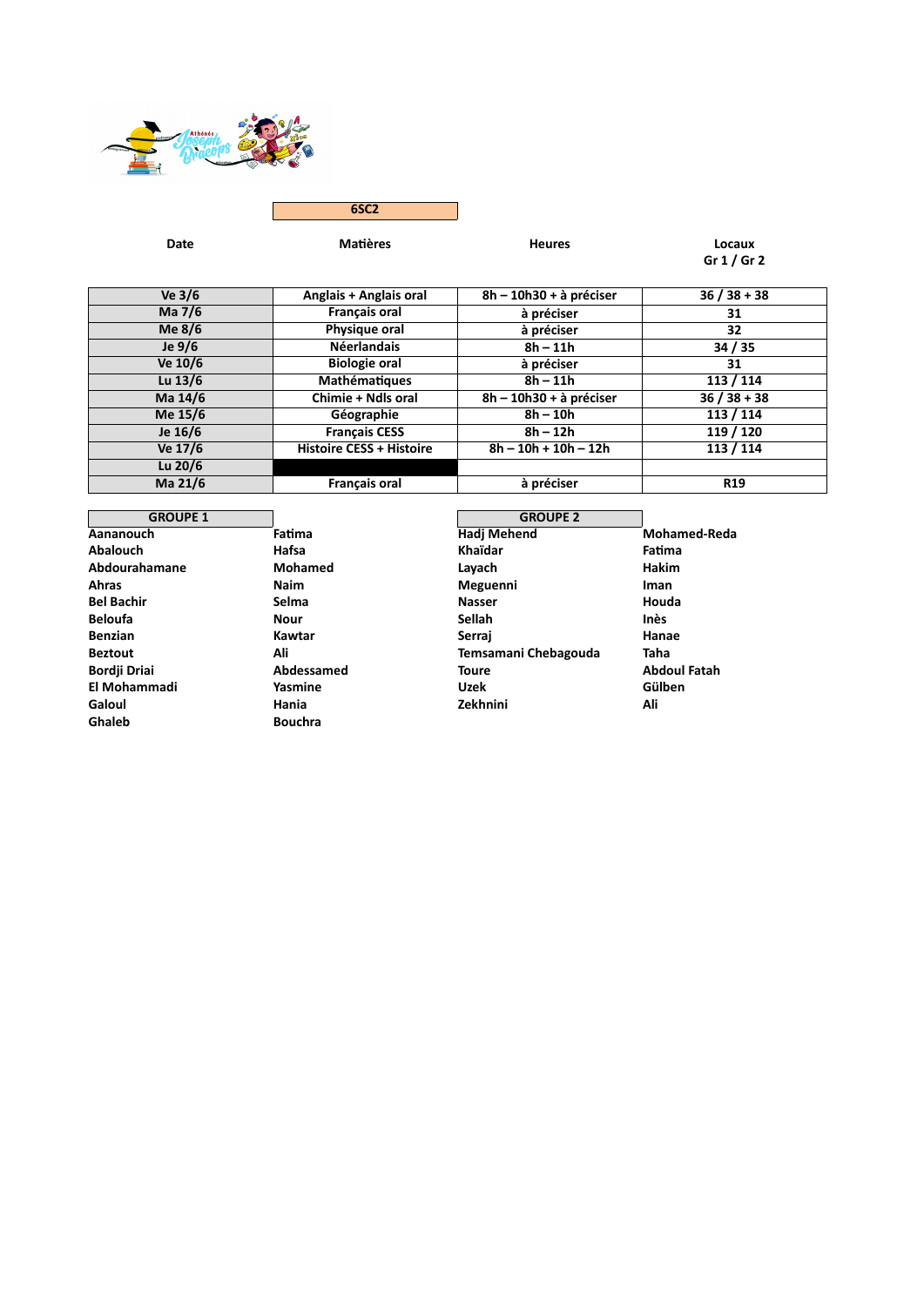**6SC2**

| Date | Matières | Heures | Locaux Gr 1 / Gr 2 |
|---|---|---|---|
| Ve 3/6 | Anglais + Anglais oral | 8h – 10h30 + à préciser | 36 / 38 + 38 |
| Ma 7/6 | Français oral | à préciser | 31 |
| Me 8/6 | Physique oral | à préciser | 32 |
| Je 9/6 | Néerlandais | 8h – 11h | 34 / 35 |
| Ve 10/6 | Biologie oral | à préciser | 31 |
| Lu 13/6 | Mathématiques | 8h – 11h | 113 / 114 |
| Ma 14/6 | Chimie + Ndls oral | 8h – 10h30 + à préciser | 36 / 38 + 38 |
| Me 15/6 | Géographie | 8h – 10h | 113 / 114 |
| Je 16/6 | Français CESS | 8h – 12h | 119 / 120 |
| Ve 17/6 | Histoire CESS + Histoire | 8h – 10h + 10h – 12h | 113 / 114 |
| Lu 20/6 | | | |
| Ma 21/6 | Français oral | à préciser | R19 |

| GROUPE 1 | | GROUPE 2 | |
|---|---|---|---|
| Aananouch | Fatima | Hadj Mehend | Mohamed-Reda |
| Abalouch | Hafsa | Khaïdar | Fatima |
| Abdourahamane | Mohamed | Layach | Hakim |
| Ahras | Naim | Meguenni | Iman |
| Bel Bachir | Selma | Nasser | Houda |
| Beloufa | Nour | Sellah | Inès |
| Benzian | Kawtar | Serraj | Hanae |
| Beztout | Ali | Temsamani Chebagouda | Taha |
| Bordji Driai | Abdessamed | Toure | Abdoul Fatah |
| El Mohammadi | Yasmine | Uzek | Gülben |
| Galoul | Hania | Zekhnini | Ali |
| Ghaleb | Bouchra | | |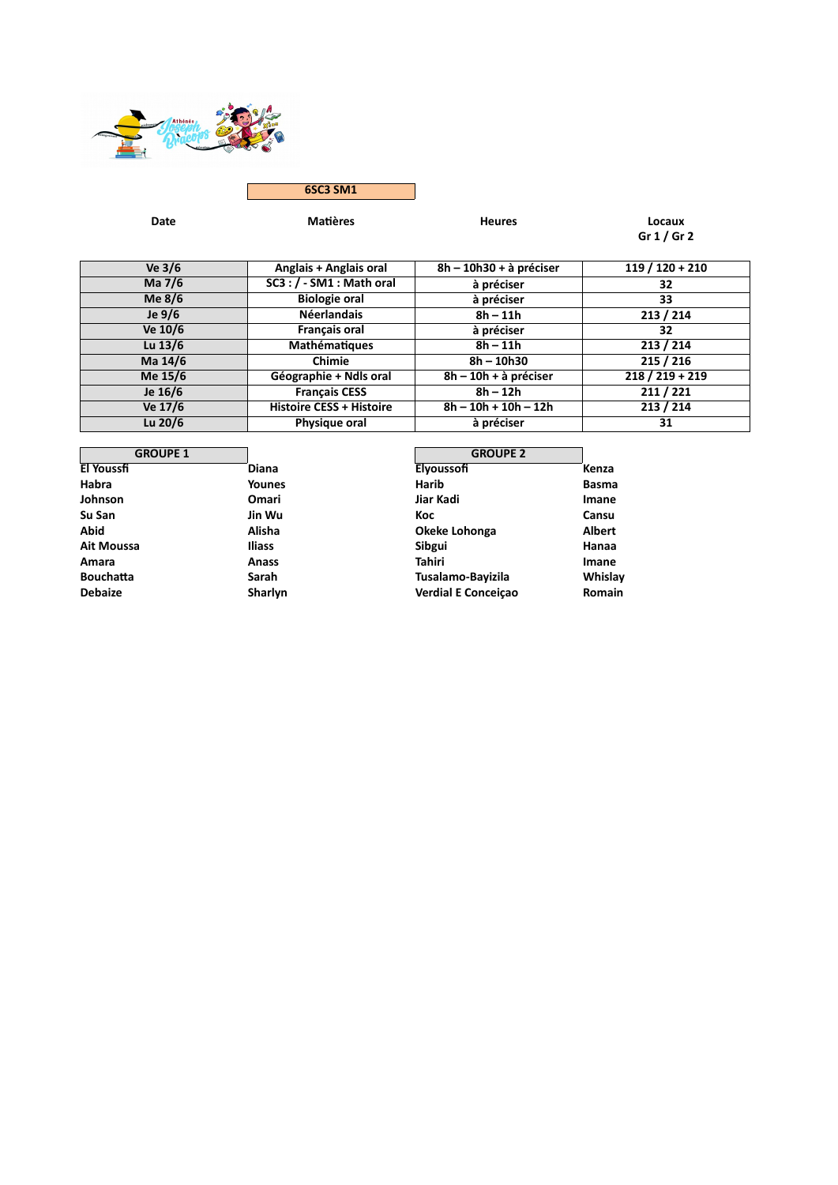**6SC3 SM1**

| Date | Matières | Heures | Locaux Gr 1 / Gr 2 |
|---|---|---|---|
| Ve 3/6 | Anglais + Anglais oral | 8h – 10h30 + à préciser | 119 / 120 + 210 |
| Ma 7/6 | SC3 : / - SM1 : Math oral | à préciser | 32 |
| Me 8/6 | Biologie oral | à préciser | 33 |
| Je 9/6 | Néerlandais | 8h – 11h | 213 / 214 |
| Ve 10/6 | Français oral | à préciser | 32 |
| Lu 13/6 | Mathématiques | 8h – 11h | 213 / 214 |
| Ma 14/6 | Chimie | 8h – 10h30 | 215 / 216 |
| Me 15/6 | Géographie + Ndls oral | 8h – 10h + à préciser | 218 / 219 + 219 |
| Je 16/6 | Français CESS | 8h – 12h | 211 / 221 |
| Ve 17/6 | Histoire CESS + Histoire | 8h – 10h + 10h – 12h | 213 / 214 |
| Lu 20/6 | Physique oral | à préciser | 31 |

| GROUPE 1 | | GROUPE 2 | |
|---|---|---|---|
| El Youssfi | Diana | Elyoussofi | Kenza |
| Habra | Younes | Harib | Basma |
| Johnson | Omari | Jiar Kadi | Imane |
| Su San | Jin Wu | Koc | Cansu |
| Abid | Alisha | Okeke Lohonga | Albert |
| Ait Moussa | Iliass | Sibgui | Hanaa |
| Amara | Anass | Tahiri | Imane |
| Bouchatta | Sarah | Tusalamo-Bayizila | Whislay |
| Debaize | Sharlyn | Verdial E Conceiçao | Romain |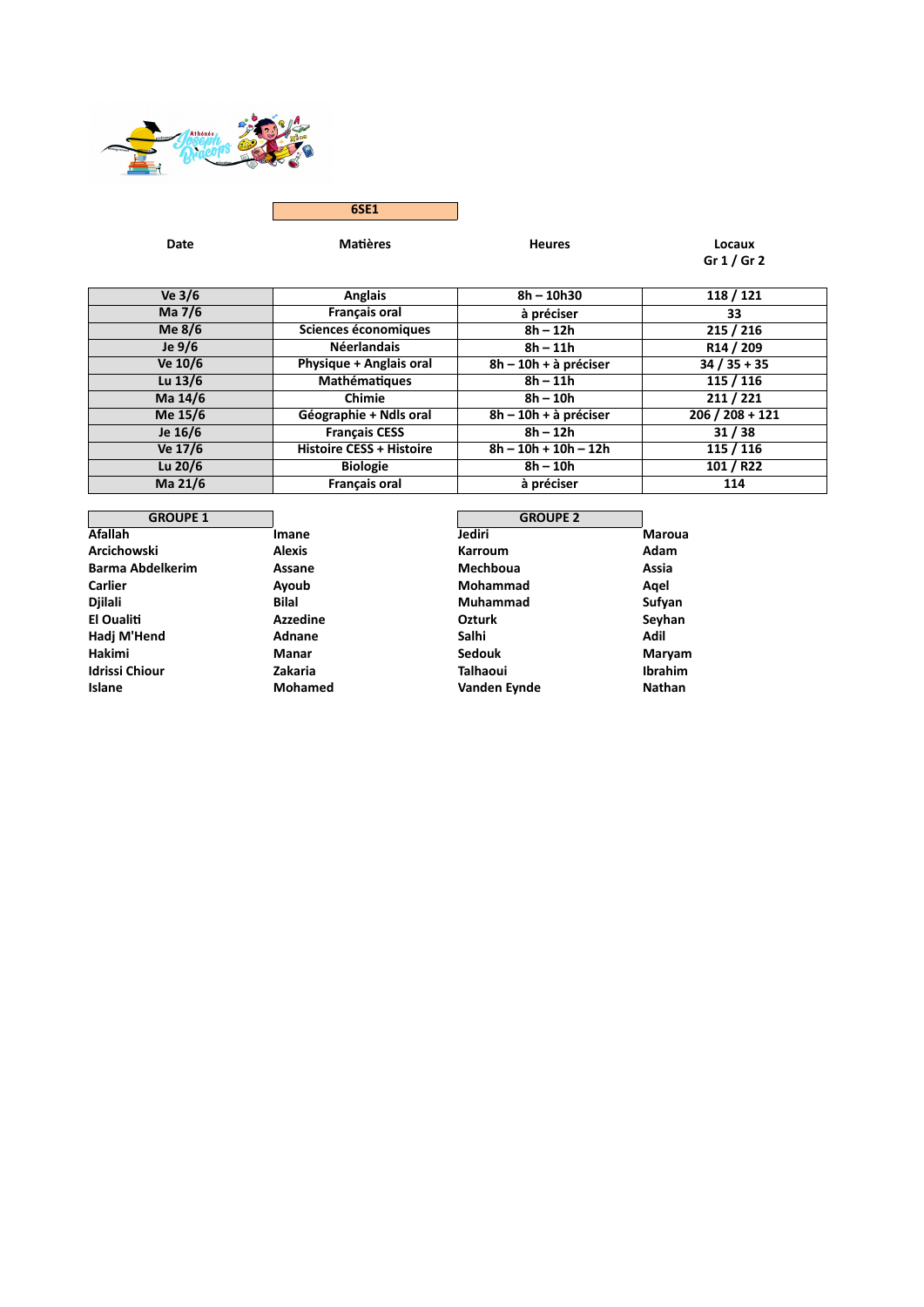**6SE1**

| Date | Matières | Heures | Locaux Gr 1 / Gr 2 |
|---|---|---|---|
| Ve 3/6 | Anglais | 8h – 10h30 | 118 / 121 |
| Ma 7/6 | Français oral | à préciser | 33 |
| Me 8/6 | Sciences économiques | 8h – 12h | 215 / 216 |
| Je 9/6 | Néerlandais | 8h – 11h | R14 / 209 |
| Ve 10/6 | Physique + Anglais oral | 8h – 10h + à préciser | 34 / 35 + 35 |
| Lu 13/6 | Mathématiques | 8h – 11h | 115 / 116 |
| Ma 14/6 | Chimie | 8h – 10h | 211 / 221 |
| Me 15/6 | Géographie + Ndls oral | 8h – 10h + à préciser | 206 / 208 + 121 |
| Je 16/6 | Français CESS | 8h – 12h | 31 / 38 |
| Ve 17/6 | Histoire CESS + Histoire | 8h – 10h + 10h – 12h | 115 / 116 |
| Lu 20/6 | Biologie | 8h – 10h | 101 / R22 |
| Ma 21/6 | Français oral | à préciser | 114 |

| GROUPE 1 | | GROUPE 2 | |
|---|---|---|---|
| Afallah | Imane | Jediri | Maroua |
| Arcichowski | Alexis | Karroum | Adam |
| Barma Abdelkerim | Assane | Mechboua | Assia |
| Carlier | Ayoub | Mohammad | Aqel |
| Djilali | Bilal | Muhammad | Sufyan |
| El Oualiti | Azzedine | Ozturk | Seyhan |
| Hadj M'Hend | Adnane | Salhi | Adil |
| Hakimi | Manar | Sedouk | Maryam |
| Idrissi Chiour | Zakaria | Talhaoui | Ibrahim |
| Islane | Mohamed | Vanden Eynde | Nathan |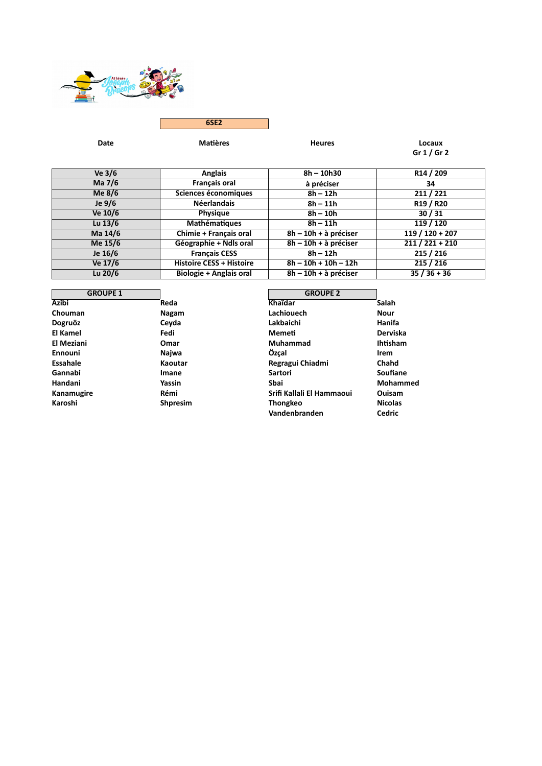**6SE2**

| Date | Matières | Heures | Locaux Gr 1 / Gr 2 |
|---|---|---|---|
| Ve 3/6 | Anglais | 8h – 10h30 | R14 / 209 |
| Ma 7/6 | Français oral | à préciser | 34 |
| Me 8/6 | Sciences économiques | 8h – 12h | 211 / 221 |
| Je 9/6 | Néerlandais | 8h – 11h | R19 / R20 |
| Ve 10/6 | Physique | 8h – 10h | 30 / 31 |
| Lu 13/6 | Mathématiques | 8h – 11h | 119 / 120 |
| Ma 14/6 | Chimie + Français oral | 8h – 10h + à préciser | 119 / 120 + 207 |
| Me 15/6 | Géographie + Ndls oral | 8h – 10h + à préciser | 211 / 221 + 210 |
| Je 16/6 | Français CESS | 8h – 12h | 215 / 216 |
| Ve 17/6 | Histoire CESS + Histoire | 8h – 10h + 10h – 12h | 215 / 216 |
| Lu 20/6 | Biologie + Anglais oral | 8h – 10h + à préciser | 35 / 36 + 36 |

| GROUPE 1 | | GROUPE 2 | |
|---|---|---|---|
| Azibi | Reda | Khaïdar | Salah |
| Chouman | Nagam | Lachiouech | Nour |
| Dogruöz | Ceyda | Lakbaichi | Hanifa |
| El Kamel | Fedi | Memeti | Derviska |
| El Meziani | Omar | Muhammad | Ihtisham |
| Ennouni | Najwa | Özçal | Irem |
| Essahale | Kaoutar | Regragui Chiadmi | Chahd |
| Gannabi | Imane | Sartori | Soufiane |
| Handani | Yassin | Sbai | Mohammed |
| Kanamugire | Rémi | Srifi Kallali El Hammaoui | Ouisam |
| Karoshi | Shpresim | Thongkeo | Nicolas |
| | | Vandenbranden | Cedric |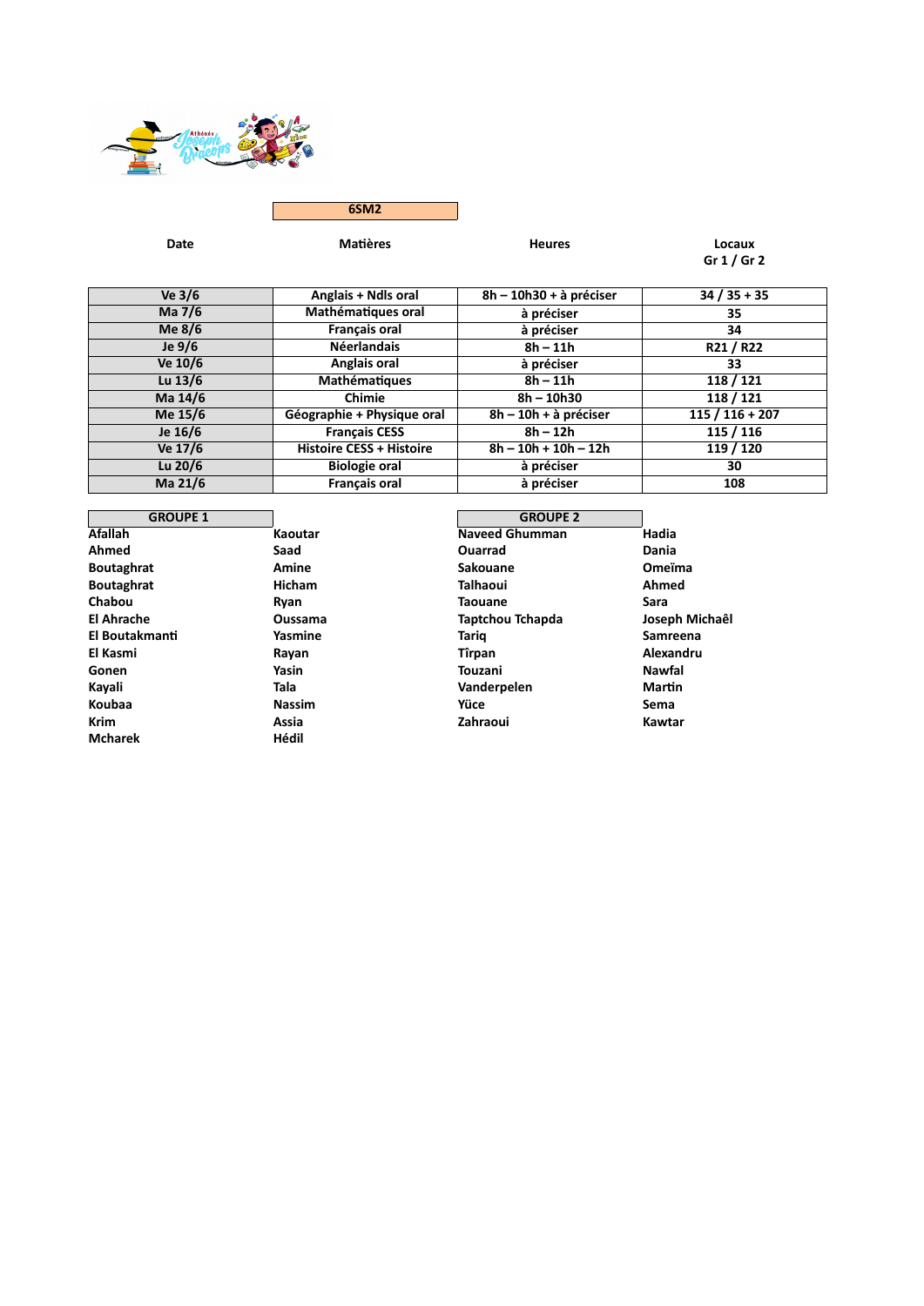## 6SM2

| Date | Matières | Heures | Locaux Gr 1 / Gr 2 |
|---|---|---|---|
| Ve 3/6 | Anglais + Ndls oral | 8h – 10h30 + à préciser | 34 / 35 + 35 |
| Ma 7/6 | Mathématiques oral | à préciser | 35 |
| Me 8/6 | Français oral | à préciser | 34 |
| Je 9/6 | Néerlandais | 8h – 11h | R21 / R22 |
| Ve 10/6 | Anglais oral | à préciser | 33 |
| Lu 13/6 | Mathématiques | 8h – 11h | 118 / 121 |
| Ma 14/6 | Chimie | 8h – 10h30 | 118 / 121 |
| Me 15/6 | Géographie + Physique oral | 8h – 10h + à préciser | 115 / 116 + 207 |
| Je 16/6 | Français CESS | 8h – 12h | 115 / 116 |
| Ve 17/6 | Histoire CESS + Histoire | 8h – 10h + 10h – 12h | 119 / 120 |
| Lu 20/6 | Biologie oral | à préciser | 30 |
| Ma 21/6 | Français oral | à préciser | 108 |

| GROUPE 1 | | GROUPE 2 | |
|---|---|---|---|
| Afallah | Kaoutar | Naveed Ghumman | Hadia |
| Ahmed | Saad | Ouarrad | Dania |
| Boutaghrat | Amine | Sakouane | Omeïma |
| Boutaghrat | Hicham | Talhaoui | Ahmed |
| Chabou | Ryan | Taouane | Sara |
| El Ahrache | Oussama | Taptchou Tchapda | Joseph Michaêl |
| El Boutakmanti | Yasmine | Tariq | Samreena |
| El Kasmi | Rayan | Tîrpan | Alexandru |
| Gonen | Yasin | Touzani | Nawfal |
| Kayali | Tala | Vanderpelen | Martin |
| Koubaa | Nassim | Yüce | Sema |
| Krim | Assia | Zahraoui | Kawtar |
| Mcharek | Hédil | | |